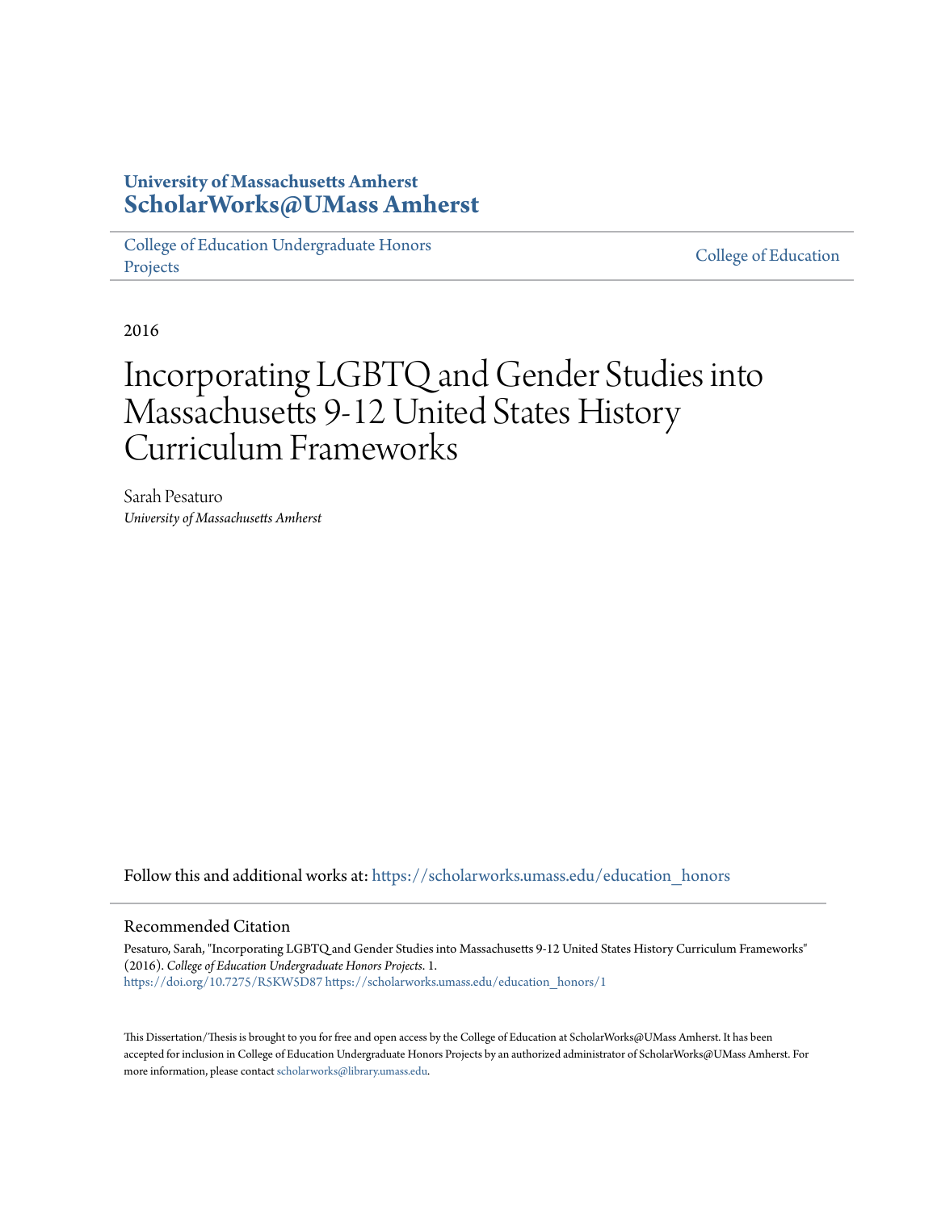**University of Massachusetts Amherst**
**ScholarWorks@UMass Amherst**

College of Education Undergraduate Honors Projects | College of Education

2016

# Incorporating LGBTQ and Gender Studies into Massachusetts 9-12 United States History Curriculum Frameworks

Sarah Pesaturo
*University of Massachusetts Amherst*

Follow this and additional works at: https://scholarworks.umass.edu/education_honors

## Recommended Citation

Pesaturo, Sarah, "Incorporating LGBTQ and Gender Studies into Massachusetts 9-12 United States History Curriculum Frameworks" (2016). *College of Education Undergraduate Honors Projects*. 1.
https://doi.org/10.7275/R5KW5D87 https://scholarworks.umass.edu/education_honors/1

This Dissertation/Thesis is brought to you for free and open access by the College of Education at ScholarWorks@UMass Amherst. It has been accepted for inclusion in College of Education Undergraduate Honors Projects by an authorized administrator of ScholarWorks@UMass Amherst. For more information, please contact scholarworks@library.umass.edu.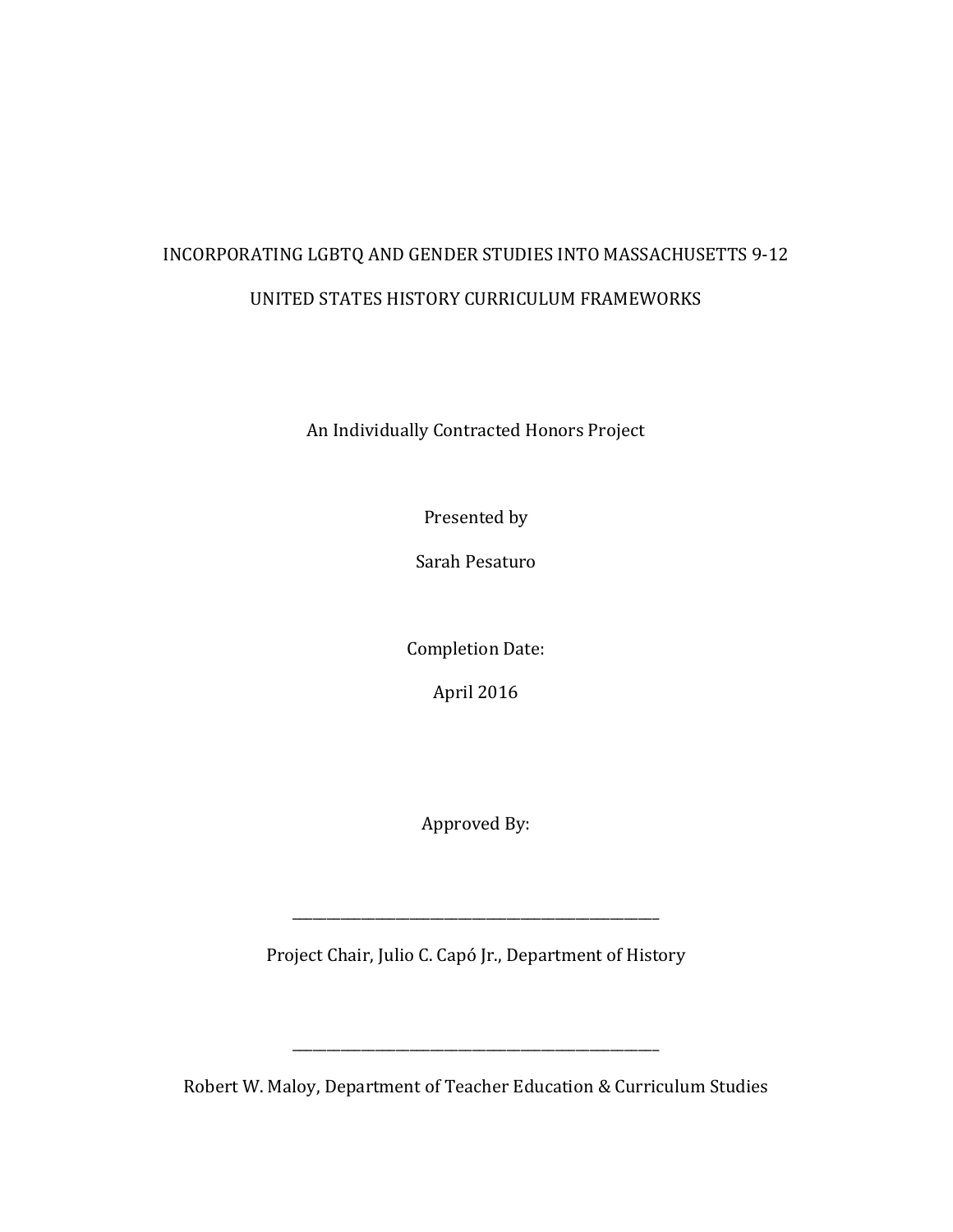# INCORPORATING LGBTQ AND GENDER STUDIES INTO MASSACHUSETTS 9-12 UNITED STATES HISTORY CURRICULUM FRAMEWORKS

An Individually Contracted Honors Project

Presented by

Sarah Pesaturo

Completion Date:

April 2016

Approved By:

______________________________________________

Project Chair, Julio C. Capó Jr., Department of History

______________________________________________

Robert W. Maloy, Department of Teacher Education & Curriculum Studies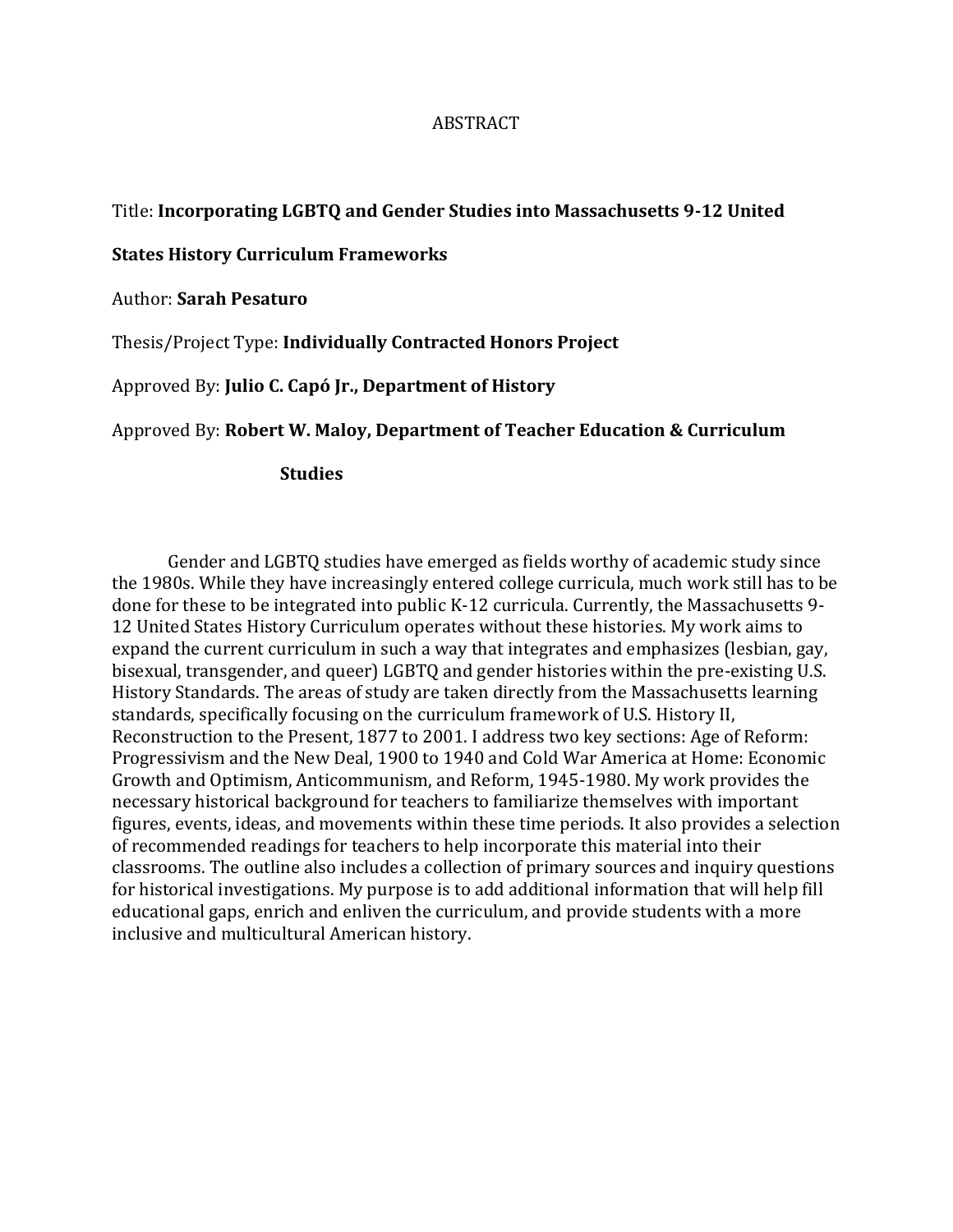# ABSTRACT

Title: **Incorporating LGBTQ and Gender Studies into Massachusetts 9-12 United States History Curriculum Frameworks**

Author: **Sarah Pesaturo**

Thesis/Project Type: **Individually Contracted Honors Project**

Approved By: **Julio C. Capó Jr., Department of History**

Approved By: **Robert W. Maloy, Department of Teacher Education & Curriculum Studies**

Gender and LGBTQ studies have emerged as fields worthy of academic study since the 1980s. While they have increasingly entered college curricula, much work still has to be done for these to be integrated into public K-12 curricula. Currently, the Massachusetts 9-12 United States History Curriculum operates without these histories. My work aims to expand the current curriculum in such a way that integrates and emphasizes (lesbian, gay, bisexual, transgender, and queer) LGBTQ and gender histories within the pre-existing U.S. History Standards. The areas of study are taken directly from the Massachusetts learning standards, specifically focusing on the curriculum framework of U.S. History II, Reconstruction to the Present, 1877 to 2001. I address two key sections: Age of Reform: Progressivism and the New Deal, 1900 to 1940 and Cold War America at Home: Economic Growth and Optimism, Anticommunism, and Reform, 1945-1980. My work provides the necessary historical background for teachers to familiarize themselves with important figures, events, ideas, and movements within these time periods. It also provides a selection of recommended readings for teachers to help incorporate this material into their classrooms. The outline also includes a collection of primary sources and inquiry questions for historical investigations. My purpose is to add additional information that will help fill educational gaps, enrich and enliven the curriculum, and provide students with a more inclusive and multicultural American history.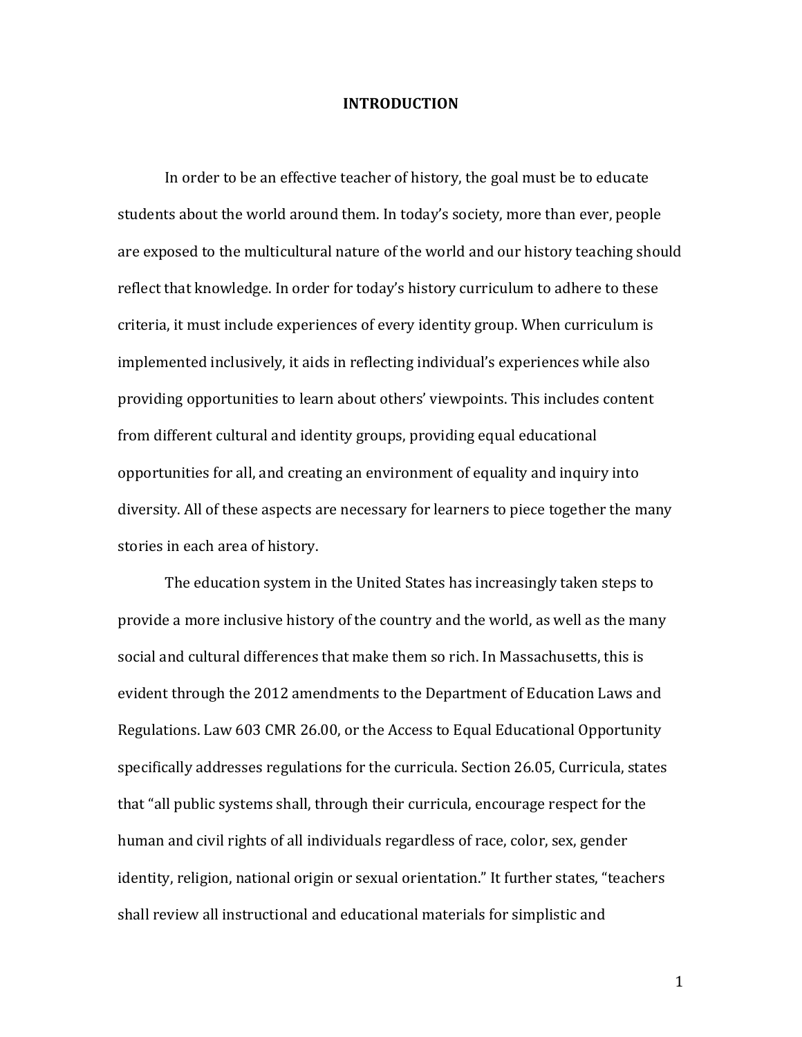# INTRODUCTION

In order to be an effective teacher of history, the goal must be to educate students about the world around them. In today's society, more than ever, people are exposed to the multicultural nature of the world and our history teaching should reflect that knowledge. In order for today's history curriculum to adhere to these criteria, it must include experiences of every identity group. When curriculum is implemented inclusively, it aids in reflecting individual's experiences while also providing opportunities to learn about others' viewpoints. This includes content from different cultural and identity groups, providing equal educational opportunities for all, and creating an environment of equality and inquiry into diversity. All of these aspects are necessary for learners to piece together the many stories in each area of history.

The education system in the United States has increasingly taken steps to provide a more inclusive history of the country and the world, as well as the many social and cultural differences that make them so rich. In Massachusetts, this is evident through the 2012 amendments to the Department of Education Laws and Regulations. Law 603 CMR 26.00, or the Access to Equal Educational Opportunity specifically addresses regulations for the curricula. Section 26.05, Curricula, states that "all public systems shall, through their curricula, encourage respect for the human and civil rights of all individuals regardless of race, color, sex, gender identity, religion, national origin or sexual orientation." It further states, "teachers shall review all instructional and educational materials for simplistic and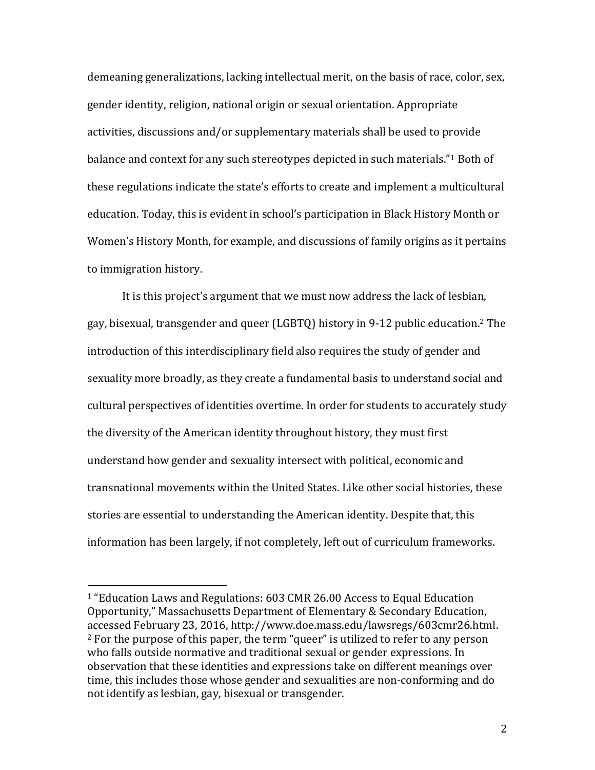demeaning generalizations, lacking intellectual merit, on the basis of race, color, sex, gender identity, religion, national origin or sexual orientation. Appropriate activities, discussions and/or supplementary materials shall be used to provide balance and context for any such stereotypes depicted in such materials."[1] Both of these regulations indicate the state's efforts to create and implement a multicultural education. Today, this is evident in school's participation in Black History Month or Women's History Month, for example, and discussions of family origins as it pertains to immigration history.

It is this project's argument that we must now address the lack of lesbian, gay, bisexual, transgender and queer (LGBTQ) history in 9-12 public education.[2] The introduction of this interdisciplinary field also requires the study of gender and sexuality more broadly, as they create a fundamental basis to understand social and cultural perspectives of identities overtime. In order for students to accurately study the diversity of the American identity throughout history, they must first understand how gender and sexuality intersect with political, economic and transnational movements within the United States. Like other social histories, these stories are essential to understanding the American identity. Despite that, this information has been largely, if not completely, left out of curriculum frameworks.

---

[1] "Education Laws and Regulations: 603 CMR 26.00 Access to Equal Education Opportunity," Massachusetts Department of Elementary & Secondary Education, accessed February 23, 2016, http://www.doe.mass.edu/lawsregs/603cmr26.html.

[2] For the purpose of this paper, the term "queer" is utilized to refer to any person who falls outside normative and traditional sexual or gender expressions. In observation that these identities and expressions take on different meanings over time, this includes those whose gender and sexualities are non-conforming and do not identify as lesbian, gay, bisexual or transgender.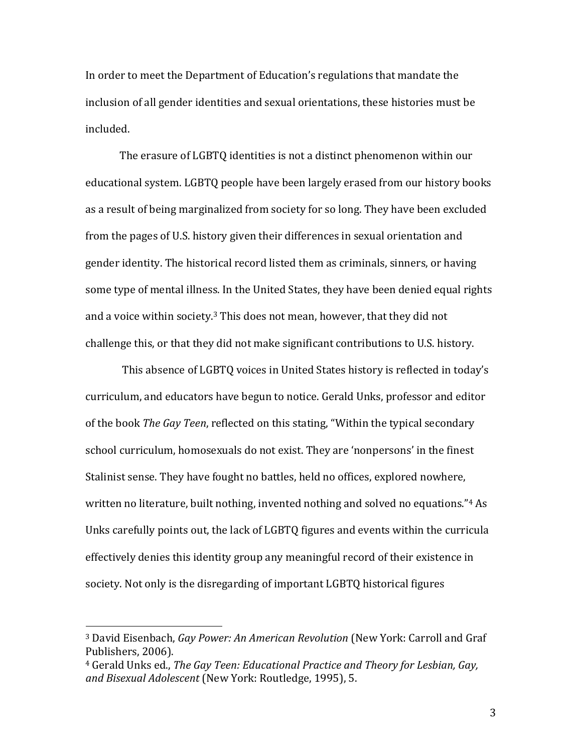In order to meet the Department of Education's regulations that mandate the inclusion of all gender identities and sexual orientations, these histories must be included.

The erasure of LGBTQ identities is not a distinct phenomenon within our educational system. LGBTQ people have been largely erased from our history books as a result of being marginalized from society for so long. They have been excluded from the pages of U.S. history given their differences in sexual orientation and gender identity. The historical record listed them as criminals, sinners, or having some type of mental illness. In the United States, they have been denied equal rights and a voice within society.[3] This does not mean, however, that they did not challenge this, or that they did not make significant contributions to U.S. history.

This absence of LGBTQ voices in United States history is reflected in today's curriculum, and educators have begun to notice. Gerald Unks, professor and editor of the book *The Gay Teen*, reflected on this stating, "Within the typical secondary school curriculum, homosexuals do not exist. They are 'nonpersons' in the finest Stalinist sense. They have fought no battles, held no offices, explored nowhere, written no literature, built nothing, invented nothing and solved no equations."[4] As Unks carefully points out, the lack of LGBTQ figures and events within the curricula effectively denies this identity group any meaningful record of their existence in society. Not only is the disregarding of important LGBTQ historical figures

---

[3] David Eisenbach, *Gay Power: An American Revolution* (New York: Carroll and Graf Publishers, 2006).

[4] Gerald Unks ed., *The Gay Teen: Educational Practice and Theory for Lesbian, Gay, and Bisexual Adolescent* (New York: Routledge, 1995), 5.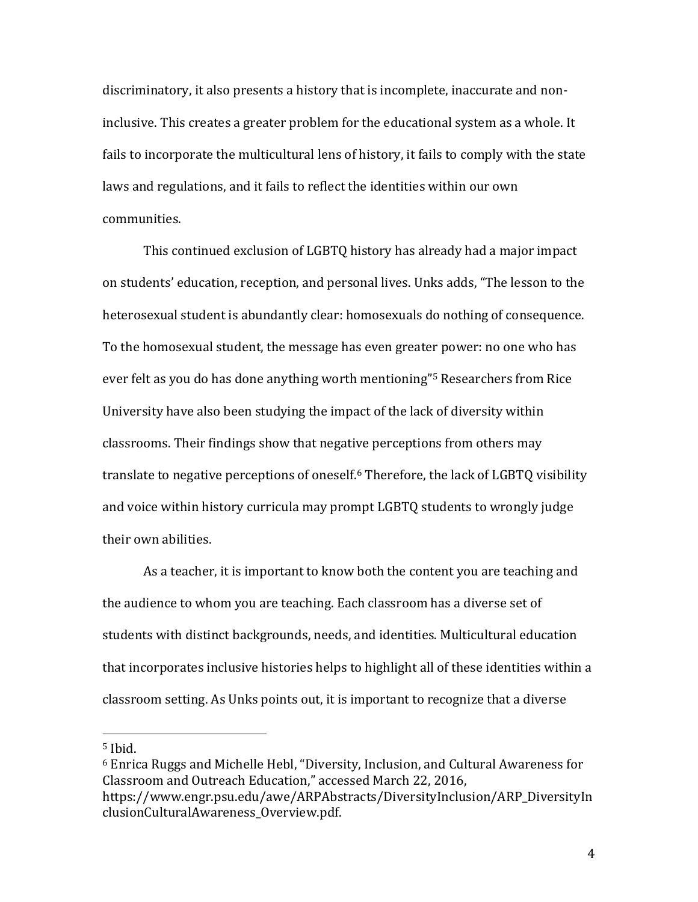discriminatory, it also presents a history that is incomplete, inaccurate and non-inclusive. This creates a greater problem for the educational system as a whole. It fails to incorporate the multicultural lens of history, it fails to comply with the state laws and regulations, and it fails to reflect the identities within our own communities.

This continued exclusion of LGBTQ history has already had a major impact on students' education, reception, and personal lives. Unks adds, "The lesson to the heterosexual student is abundantly clear: homosexuals do nothing of consequence. To the homosexual student, the message has even greater power: no one who has ever felt as you do has done anything worth mentioning"[5] Researchers from Rice University have also been studying the impact of the lack of diversity within classrooms. Their findings show that negative perceptions from others may translate to negative perceptions of oneself.[6] Therefore, the lack of LGBTQ visibility and voice within history curricula may prompt LGBTQ students to wrongly judge their own abilities.

As a teacher, it is important to know both the content you are teaching and the audience to whom you are teaching. Each classroom has a diverse set of students with distinct backgrounds, needs, and identities. Multicultural education that incorporates inclusive histories helps to highlight all of these identities within a classroom setting. As Unks points out, it is important to recognize that a diverse

---

[5] Ibid.

[6] Enrica Ruggs and Michelle Hebl, "Diversity, Inclusion, and Cultural Awareness for Classroom and Outreach Education," accessed March 22, 2016, https://www.engr.psu.edu/awe/ARPAbstracts/DiversityInclusion/ARP_DiversityInclusionCulturalAwareness_Overview.pdf.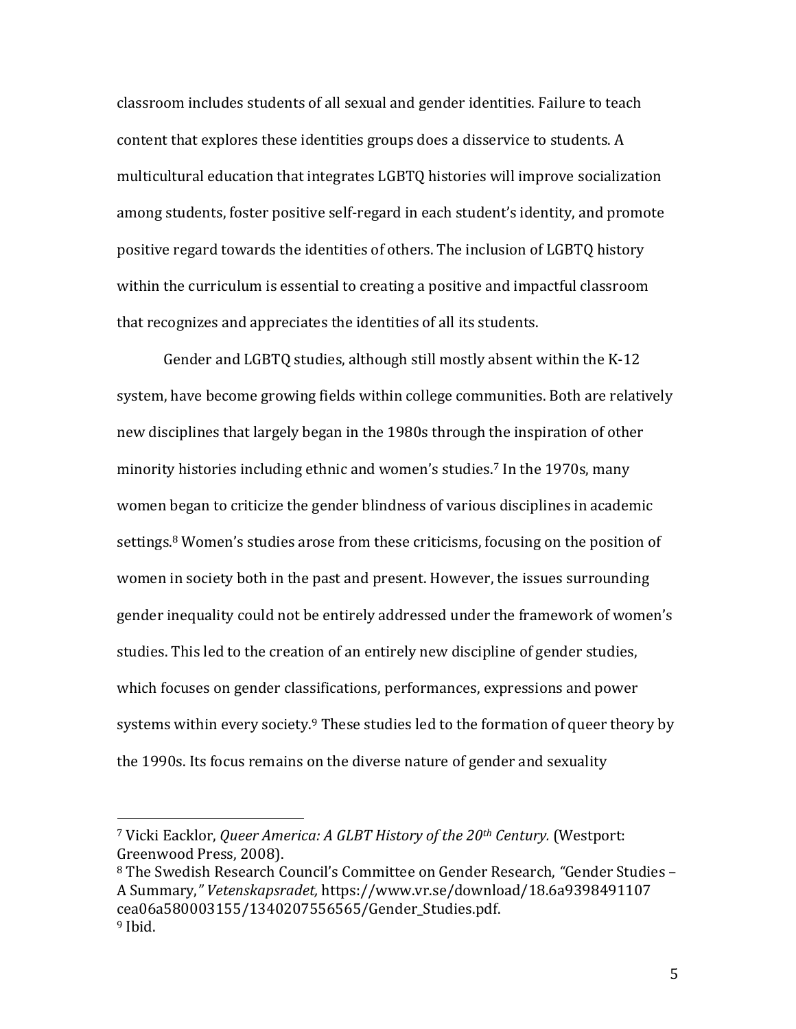classroom includes students of all sexual and gender identities. Failure to teach content that explores these identities groups does a disservice to students. A multicultural education that integrates LGBTQ histories will improve socialization among students, foster positive self-regard in each student's identity, and promote positive regard towards the identities of others. The inclusion of LGBTQ history within the curriculum is essential to creating a positive and impactful classroom that recognizes and appreciates the identities of all its students.

Gender and LGBTQ studies, although still mostly absent within the K-12 system, have become growing fields within college communities. Both are relatively new disciplines that largely began in the 1980s through the inspiration of other minority histories including ethnic and women's studies.[7] In the 1970s, many women began to criticize the gender blindness of various disciplines in academic settings.[8] Women's studies arose from these criticisms, focusing on the position of women in society both in the past and present. However, the issues surrounding gender inequality could not be entirely addressed under the framework of women's studies. This led to the creation of an entirely new discipline of gender studies, which focuses on gender classifications, performances, expressions and power systems within every society.[9] These studies led to the formation of queer theory by the 1990s. Its focus remains on the diverse nature of gender and sexuality

---

[7] Vicki Eacklor, *Queer America: A GLBT History of the 20th Century.* (Westport: Greenwood Press, 2008).

[8] The Swedish Research Council's Committee on Gender Research, *"Gender Studies – A Summary," Vetenskapsradet,* https://www.vr.se/download/18.6a9398491107cea06a580003155/1340207556565/Gender_Studies.pdf.

[9] Ibid.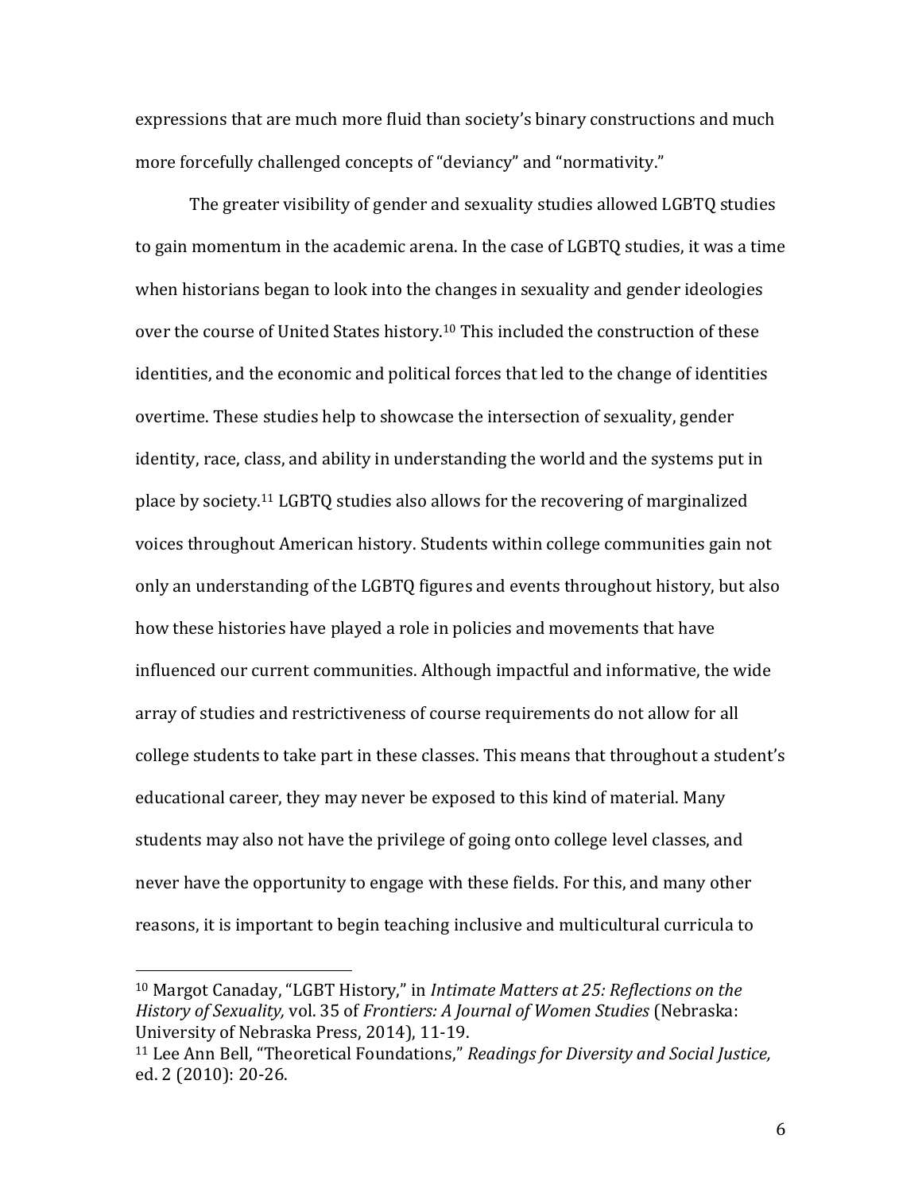expressions that are much more fluid than society's binary constructions and much more forcefully challenged concepts of "deviancy" and "normativity."

The greater visibility of gender and sexuality studies allowed LGBTQ studies to gain momentum in the academic arena. In the case of LGBTQ studies, it was a time when historians began to look into the changes in sexuality and gender ideologies over the course of United States history.[10] This included the construction of these identities, and the economic and political forces that led to the change of identities overtime. These studies help to showcase the intersection of sexuality, gender identity, race, class, and ability in understanding the world and the systems put in place by society.[11] LGBTQ studies also allows for the recovering of marginalized voices throughout American history. Students within college communities gain not only an understanding of the LGBTQ figures and events throughout history, but also how these histories have played a role in policies and movements that have influenced our current communities. Although impactful and informative, the wide array of studies and restrictiveness of course requirements do not allow for all college students to take part in these classes. This means that throughout a student's educational career, they may never be exposed to this kind of material. Many students may also not have the privilege of going onto college level classes, and never have the opportunity to engage with these fields. For this, and many other reasons, it is important to begin teaching inclusive and multicultural curricula to

---

[10] Margot Canaday, "LGBT History," in *Intimate Matters at 25: Reflections on the History of Sexuality,* vol. 35 of *Frontiers: A Journal of Women Studies* (Nebraska: University of Nebraska Press, 2014), 11-19.

[11] Lee Ann Bell, "Theoretical Foundations," *Readings for Diversity and Social Justice,* ed. 2 (2010): 20-26.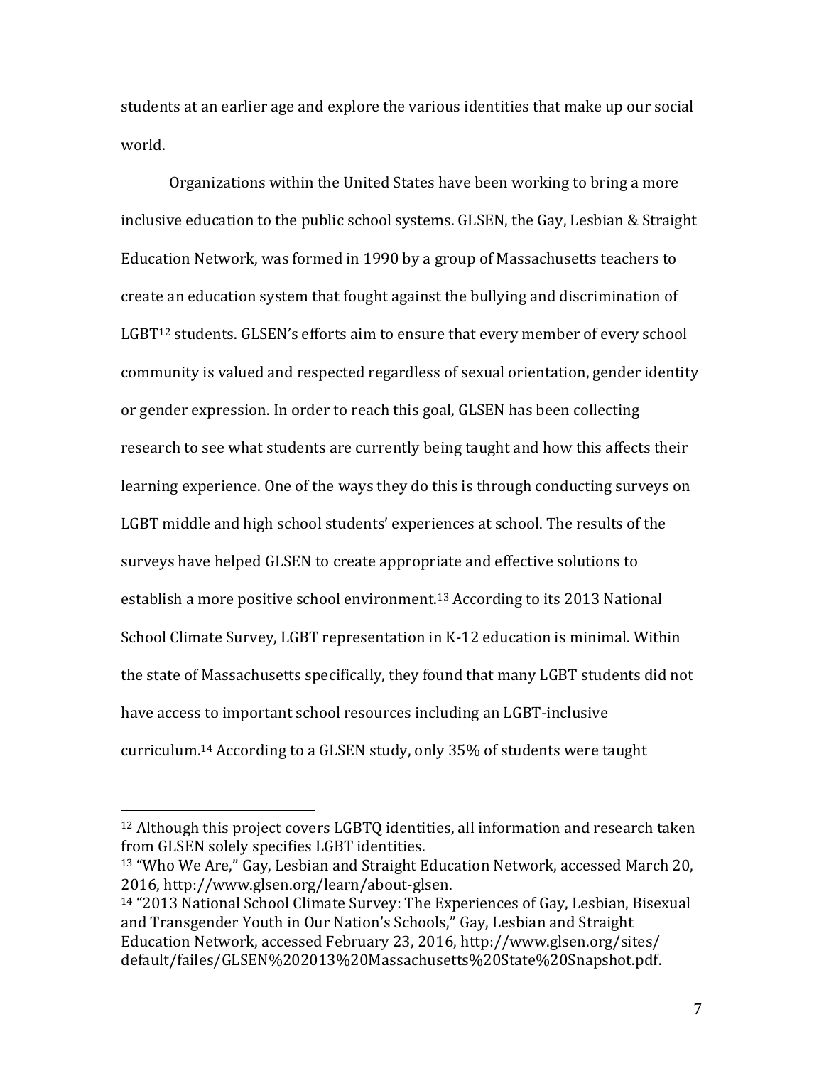students at an earlier age and explore the various identities that make up our social world.

Organizations within the United States have been working to bring a more inclusive education to the public school systems. GLSEN, the Gay, Lesbian & Straight Education Network, was formed in 1990 by a group of Massachusetts teachers to create an education system that fought against the bullying and discrimination of LGBT[12] students. GLSEN's efforts aim to ensure that every member of every school community is valued and respected regardless of sexual orientation, gender identity or gender expression. In order to reach this goal, GLSEN has been collecting research to see what students are currently being taught and how this affects their learning experience. One of the ways they do this is through conducting surveys on LGBT middle and high school students' experiences at school. The results of the surveys have helped GLSEN to create appropriate and effective solutions to establish a more positive school environment.[13] According to its 2013 National School Climate Survey, LGBT representation in K-12 education is minimal. Within the state of Massachusetts specifically, they found that many LGBT students did not have access to important school resources including an LGBT-inclusive curriculum.[14] According to a GLSEN study, only 35% of students were taught

---

[12] Although this project covers LGBTQ identities, all information and research taken from GLSEN solely specifies LGBT identities.

[13] "Who We Are," Gay, Lesbian and Straight Education Network, accessed March 20, 2016, http://www.glsen.org/learn/about-glsen.

[14] "2013 National School Climate Survey: The Experiences of Gay, Lesbian, Bisexual and Transgender Youth in Our Nation's Schools," Gay, Lesbian and Straight Education Network, accessed February 23, 2016, http://www.glsen.org/sites/default/failes/GLSEN%202013%20Massachusetts%20State%20Snapshot.pdf.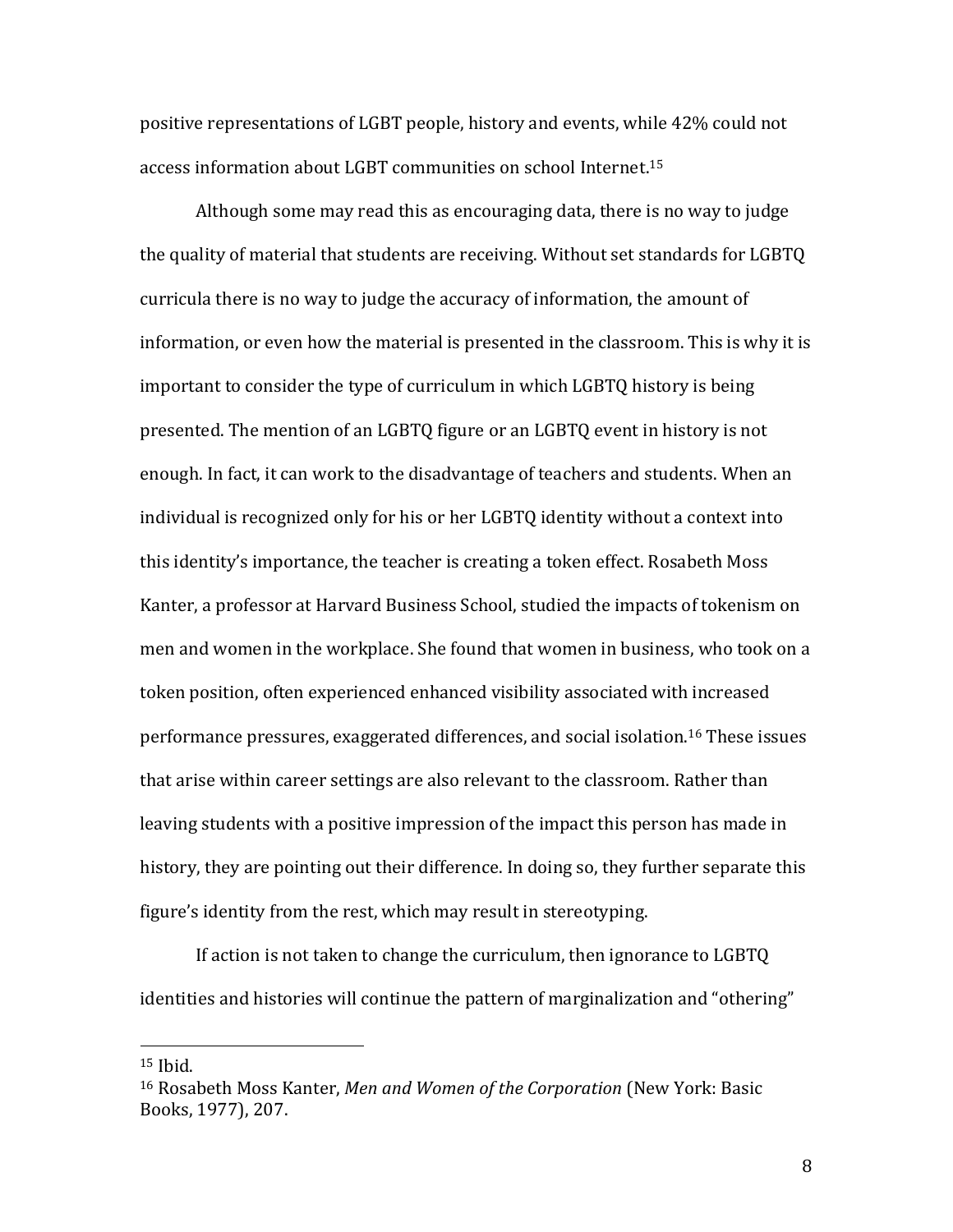positive representations of LGBT people, history and events, while 42% could not access information about LGBT communities on school Internet.[15]

Although some may read this as encouraging data, there is no way to judge the quality of material that students are receiving. Without set standards for LGBTQ curricula there is no way to judge the accuracy of information, the amount of information, or even how the material is presented in the classroom. This is why it is important to consider the type of curriculum in which LGBTQ history is being presented. The mention of an LGBTQ figure or an LGBTQ event in history is not enough. In fact, it can work to the disadvantage of teachers and students. When an individual is recognized only for his or her LGBTQ identity without a context into this identity's importance, the teacher is creating a token effect. Rosabeth Moss Kanter, a professor at Harvard Business School, studied the impacts of tokenism on men and women in the workplace. She found that women in business, who took on a token position, often experienced enhanced visibility associated with increased performance pressures, exaggerated differences, and social isolation.[16] These issues that arise within career settings are also relevant to the classroom. Rather than leaving students with a positive impression of the impact this person has made in history, they are pointing out their difference. In doing so, they further separate this figure's identity from the rest, which may result in stereotyping.

If action is not taken to change the curriculum, then ignorance to LGBTQ identities and histories will continue the pattern of marginalization and "othering"

---

[15] Ibid.

[16] Rosabeth Moss Kanter, *Men and Women of the Corporation* (New York: Basic Books, 1977), 207.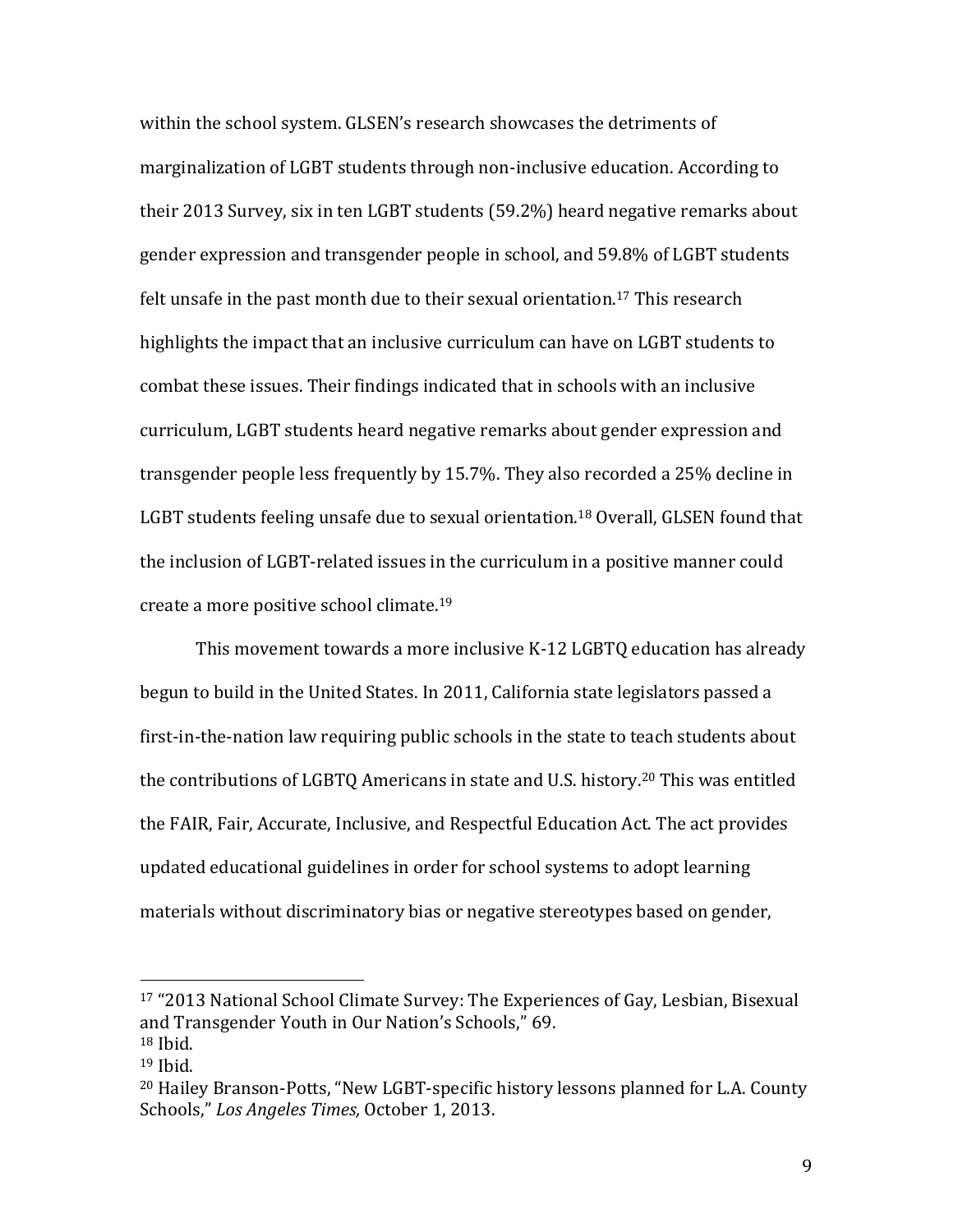within the school system. GLSEN's research showcases the detriments of marginalization of LGBT students through non-inclusive education. According to their 2013 Survey, six in ten LGBT students (59.2%) heard negative remarks about gender expression and transgender people in school, and 59.8% of LGBT students felt unsafe in the past month due to their sexual orientation.[17] This research highlights the impact that an inclusive curriculum can have on LGBT students to combat these issues. Their findings indicated that in schools with an inclusive curriculum, LGBT students heard negative remarks about gender expression and transgender people less frequently by 15.7%. They also recorded a 25% decline in LGBT students feeling unsafe due to sexual orientation.[18] Overall, GLSEN found that the inclusion of LGBT-related issues in the curriculum in a positive manner could create a more positive school climate.[19]

This movement towards a more inclusive K-12 LGBTQ education has already begun to build in the United States. In 2011, California state legislators passed a first-in-the-nation law requiring public schools in the state to teach students about the contributions of LGBTQ Americans in state and U.S. history.[20] This was entitled the FAIR, Fair, Accurate, Inclusive, and Respectful Education Act. The act provides updated educational guidelines in order for school systems to adopt learning materials without discriminatory bias or negative stereotypes based on gender,

---

[17] "2013 National School Climate Survey: The Experiences of Gay, Lesbian, Bisexual and Transgender Youth in Our Nation's Schools," 69.

[18] Ibid.

[19] Ibid.

[20] Hailey Branson-Potts, "New LGBT-specific history lessons planned for L.A. County Schools," *Los Angeles Times,* October 1, 2013.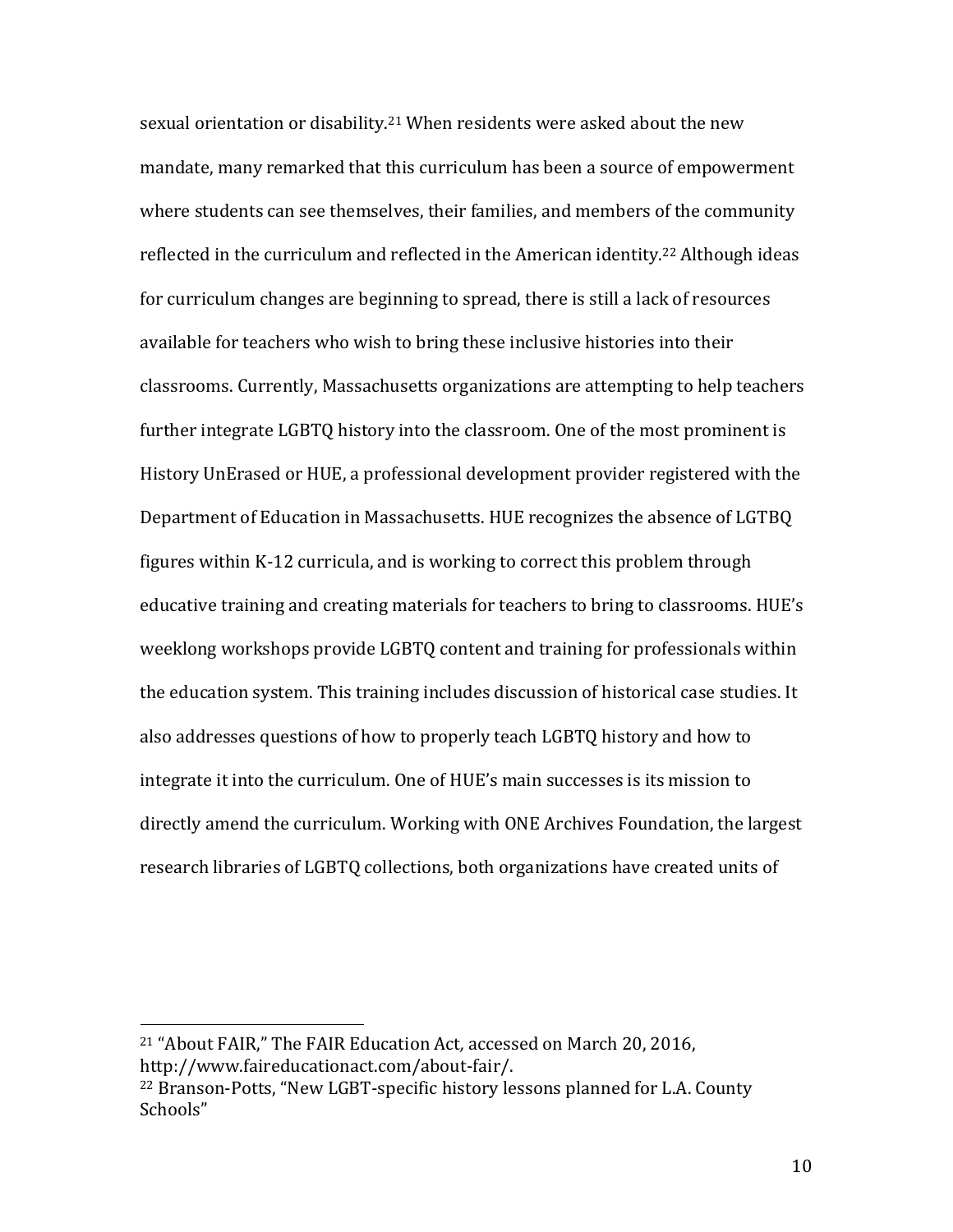sexual orientation or disability.[21] When residents were asked about the new mandate, many remarked that this curriculum has been a source of empowerment where students can see themselves, their families, and members of the community reflected in the curriculum and reflected in the American identity.[22] Although ideas for curriculum changes are beginning to spread, there is still a lack of resources available for teachers who wish to bring these inclusive histories into their classrooms. Currently, Massachusetts organizations are attempting to help teachers further integrate LGBTQ history into the classroom. One of the most prominent is History UnErased or HUE, a professional development provider registered with the Department of Education in Massachusetts. HUE recognizes the absence of LGTBQ figures within K-12 curricula, and is working to correct this problem through educative training and creating materials for teachers to bring to classrooms. HUE's weeklong workshops provide LGBTQ content and training for professionals within the education system. This training includes discussion of historical case studies. It also addresses questions of how to properly teach LGBTQ history and how to integrate it into the curriculum. One of HUE's main successes is its mission to directly amend the curriculum. Working with ONE Archives Foundation, the largest research libraries of LGBTQ collections, both organizations have created units of

---

[21] "About FAIR," The FAIR Education Act*,* accessed on March 20, 2016, http://www.faireducationact.com/about-fair/.

[22] Branson-Potts, "New LGBT-specific history lessons planned for L.A. County Schools"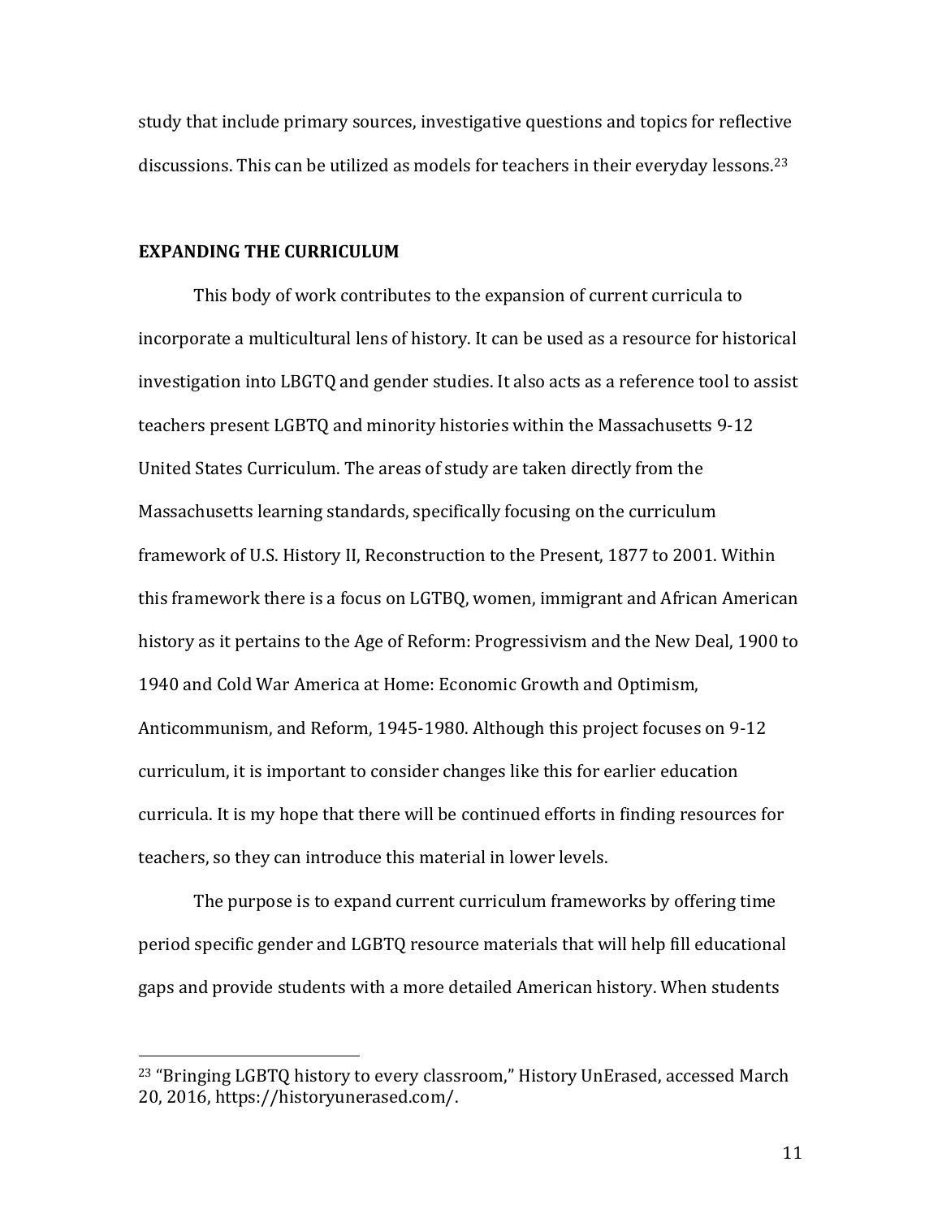study that include primary sources, investigative questions and topics for reflective discussions. This can be utilized as models for teachers in their everyday lessons.[23]

## EXPANDING THE CURRICULUM

This body of work contributes to the expansion of current curricula to incorporate a multicultural lens of history. It can be used as a resource for historical investigation into LBGTQ and gender studies. It also acts as a reference tool to assist teachers present LGBTQ and minority histories within the Massachusetts 9-12 United States Curriculum. The areas of study are taken directly from the Massachusetts learning standards, specifically focusing on the curriculum framework of U.S. History II, Reconstruction to the Present, 1877 to 2001. Within this framework there is a focus on LGTBQ, women, immigrant and African American history as it pertains to the Age of Reform: Progressivism and the New Deal, 1900 to 1940 and Cold War America at Home: Economic Growth and Optimism, Anticommunism, and Reform, 1945-1980. Although this project focuses on 9-12 curriculum, it is important to consider changes like this for earlier education curricula. It is my hope that there will be continued efforts in finding resources for teachers, so they can introduce this material in lower levels.

The purpose is to expand current curriculum frameworks by offering time period specific gender and LGBTQ resource materials that will help fill educational gaps and provide students with a more detailed American history. When students

---

[23] "Bringing LGBTQ history to every classroom," History UnErased, accessed March 20, 2016, https://historyunerased.com/.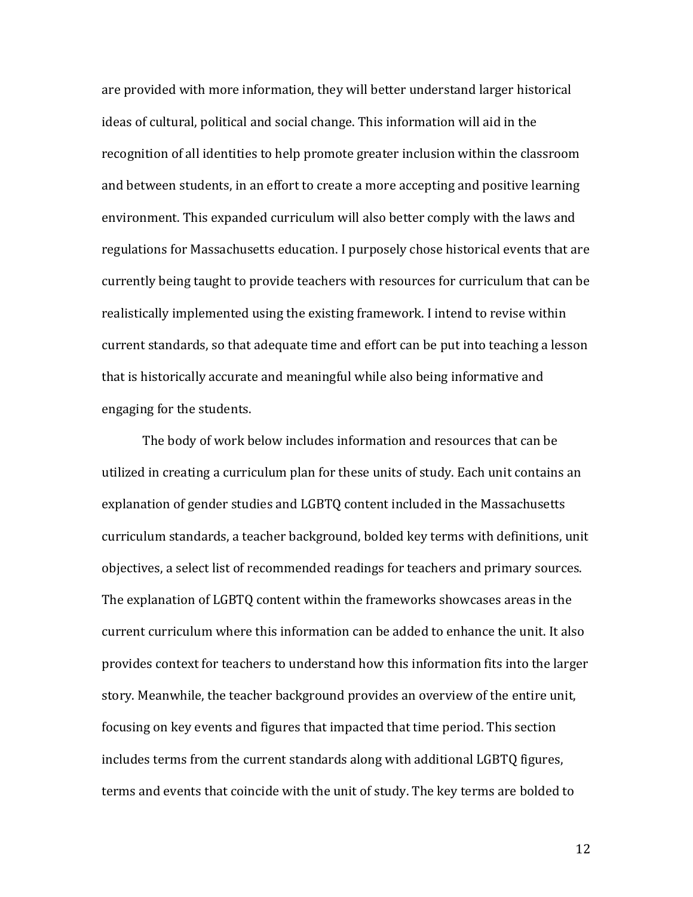are provided with more information, they will better understand larger historical ideas of cultural, political and social change. This information will aid in the recognition of all identities to help promote greater inclusion within the classroom and between students, in an effort to create a more accepting and positive learning environment. This expanded curriculum will also better comply with the laws and regulations for Massachusetts education. I purposely chose historical events that are currently being taught to provide teachers with resources for curriculum that can be realistically implemented using the existing framework. I intend to revise within current standards, so that adequate time and effort can be put into teaching a lesson that is historically accurate and meaningful while also being informative and engaging for the students.

The body of work below includes information and resources that can be utilized in creating a curriculum plan for these units of study. Each unit contains an explanation of gender studies and LGBTQ content included in the Massachusetts curriculum standards, a teacher background, bolded key terms with definitions, unit objectives, a select list of recommended readings for teachers and primary sources. The explanation of LGBTQ content within the frameworks showcases areas in the current curriculum where this information can be added to enhance the unit. It also provides context for teachers to understand how this information fits into the larger story. Meanwhile, the teacher background provides an overview of the entire unit, focusing on key events and figures that impacted that time period. This section includes terms from the current standards along with additional LGBTQ figures, terms and events that coincide with the unit of study. The key terms are bolded to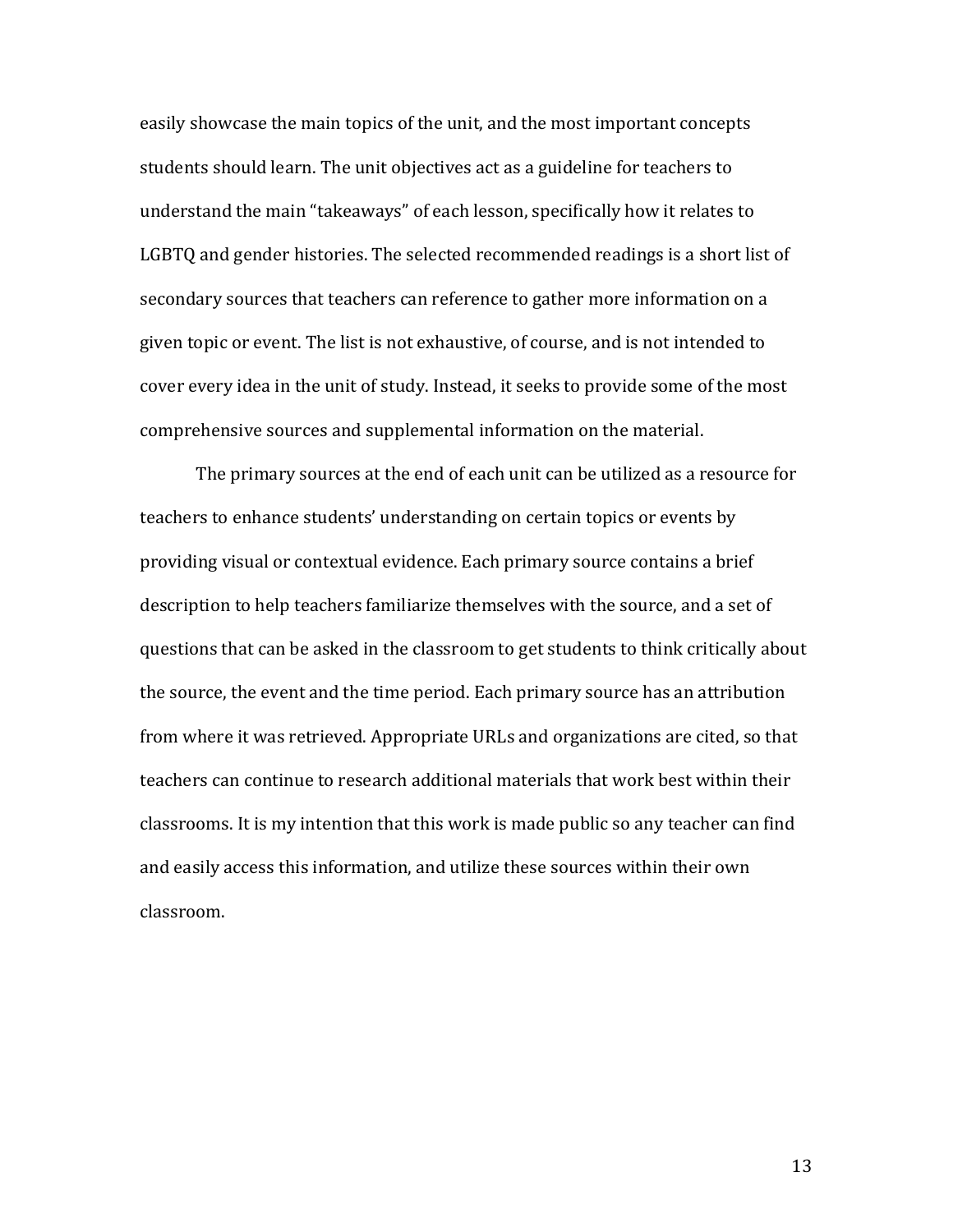easily showcase the main topics of the unit, and the most important concepts students should learn. The unit objectives act as a guideline for teachers to understand the main "takeaways" of each lesson, specifically how it relates to LGBTQ and gender histories. The selected recommended readings is a short list of secondary sources that teachers can reference to gather more information on a given topic or event. The list is not exhaustive, of course, and is not intended to cover every idea in the unit of study. Instead, it seeks to provide some of the most comprehensive sources and supplemental information on the material.

The primary sources at the end of each unit can be utilized as a resource for teachers to enhance students' understanding on certain topics or events by providing visual or contextual evidence. Each primary source contains a brief description to help teachers familiarize themselves with the source, and a set of questions that can be asked in the classroom to get students to think critically about the source, the event and the time period. Each primary source has an attribution from where it was retrieved. Appropriate URLs and organizations are cited, so that teachers can continue to research additional materials that work best within their classrooms. It is my intention that this work is made public so any teacher can find and easily access this information, and utilize these sources within their own classroom.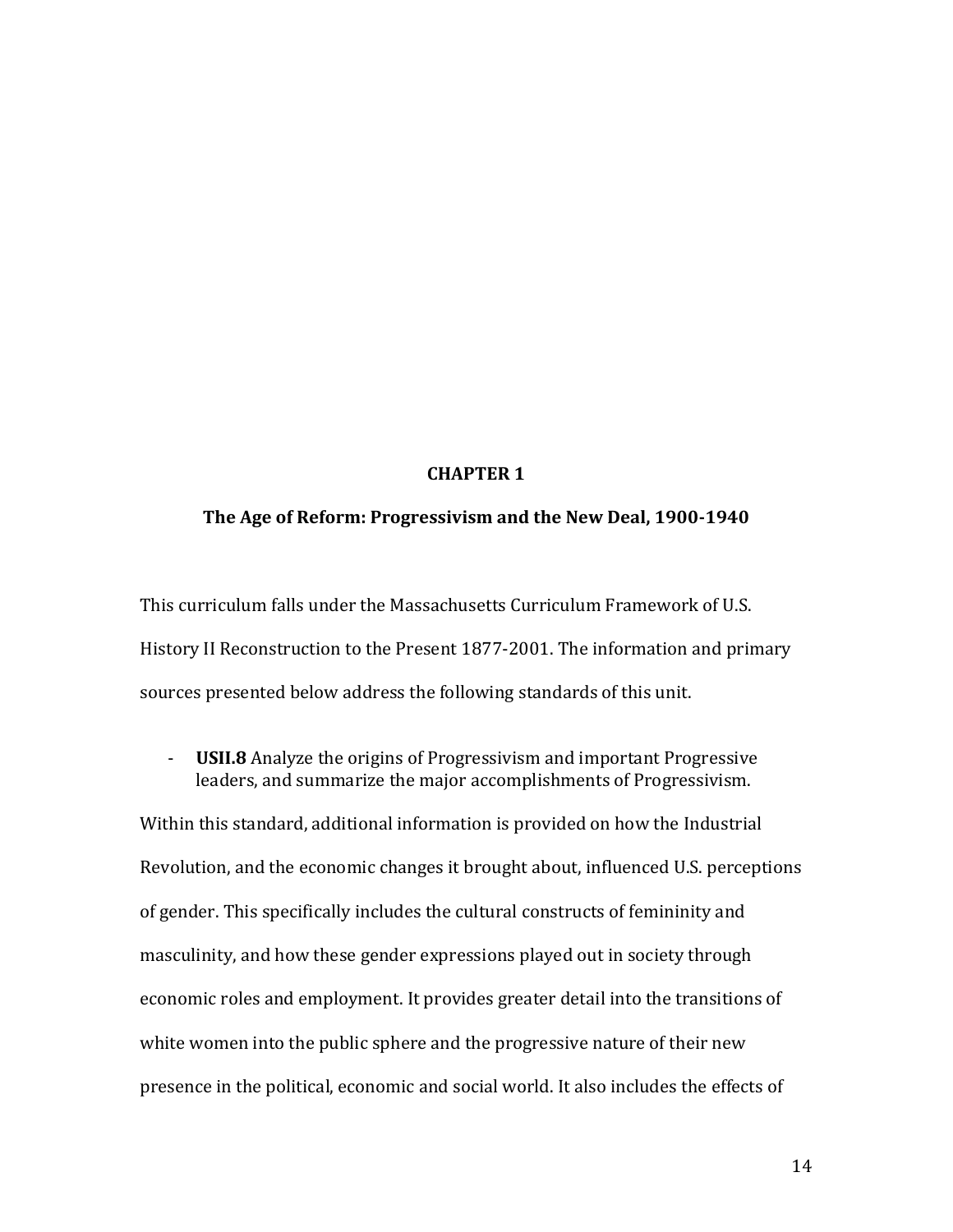# CHAPTER 1

## The Age of Reform: Progressivism and the New Deal, 1900-1940

This curriculum falls under the Massachusetts Curriculum Framework of U.S. History II Reconstruction to the Present 1877-2001. The information and primary sources presented below address the following standards of this unit.

- **USII.8** Analyze the origins of Progressivism and important Progressive leaders, and summarize the major accomplishments of Progressivism.

Within this standard, additional information is provided on how the Industrial Revolution, and the economic changes it brought about, influenced U.S. perceptions of gender. This specifically includes the cultural constructs of femininity and masculinity, and how these gender expressions played out in society through economic roles and employment. It provides greater detail into the transitions of white women into the public sphere and the progressive nature of their new presence in the political, economic and social world. It also includes the effects of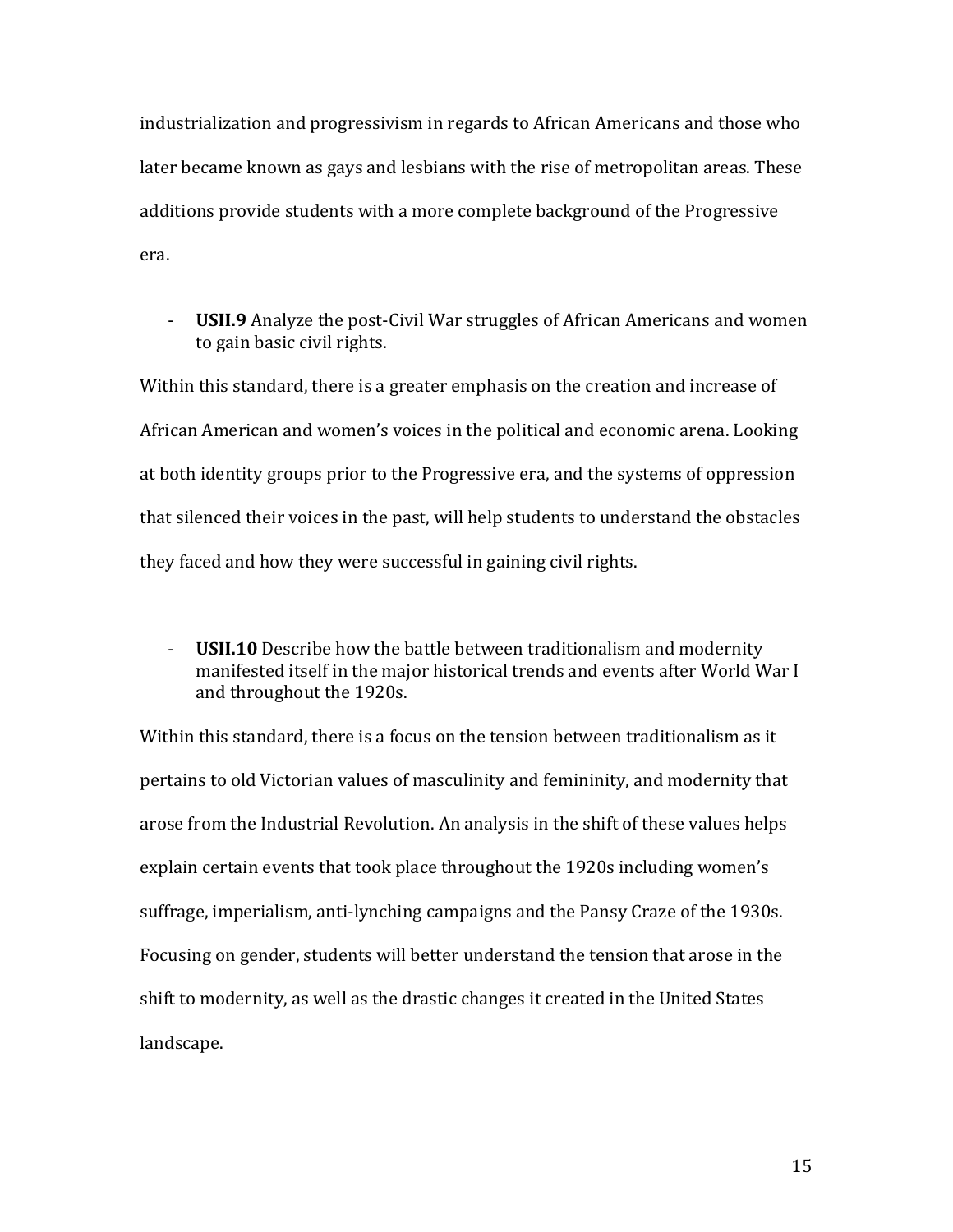industrialization and progressivism in regards to African Americans and those who later became known as gays and lesbians with the rise of metropolitan areas. These additions provide students with a more complete background of the Progressive era.

- **USII.9** Analyze the post-Civil War struggles of African Americans and women to gain basic civil rights.

Within this standard, there is a greater emphasis on the creation and increase of African American and women's voices in the political and economic arena. Looking at both identity groups prior to the Progressive era, and the systems of oppression that silenced their voices in the past, will help students to understand the obstacles they faced and how they were successful in gaining civil rights.

- **USII.10** Describe how the battle between traditionalism and modernity manifested itself in the major historical trends and events after World War I and throughout the 1920s.

Within this standard, there is a focus on the tension between traditionalism as it pertains to old Victorian values of masculinity and femininity, and modernity that arose from the Industrial Revolution. An analysis in the shift of these values helps explain certain events that took place throughout the 1920s including women's suffrage, imperialism, anti-lynching campaigns and the Pansy Craze of the 1930s. Focusing on gender, students will better understand the tension that arose in the shift to modernity, as well as the drastic changes it created in the United States landscape.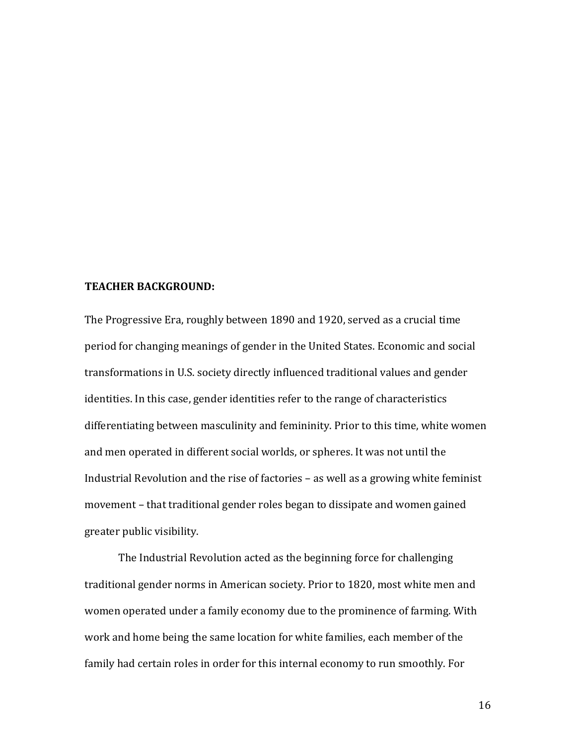**TEACHER BACKGROUND:**

The Progressive Era, roughly between 1890 and 1920, served as a crucial time period for changing meanings of gender in the United States. Economic and social transformations in U.S. society directly influenced traditional values and gender identities. In this case, gender identities refer to the range of characteristics differentiating between masculinity and femininity. Prior to this time, white women and men operated in different social worlds, or spheres. It was not until the Industrial Revolution and the rise of factories – as well as a growing white feminist movement – that traditional gender roles began to dissipate and women gained greater public visibility.

The Industrial Revolution acted as the beginning force for challenging traditional gender norms in American society. Prior to 1820, most white men and women operated under a family economy due to the prominence of farming. With work and home being the same location for white families, each member of the family had certain roles in order for this internal economy to run smoothly. For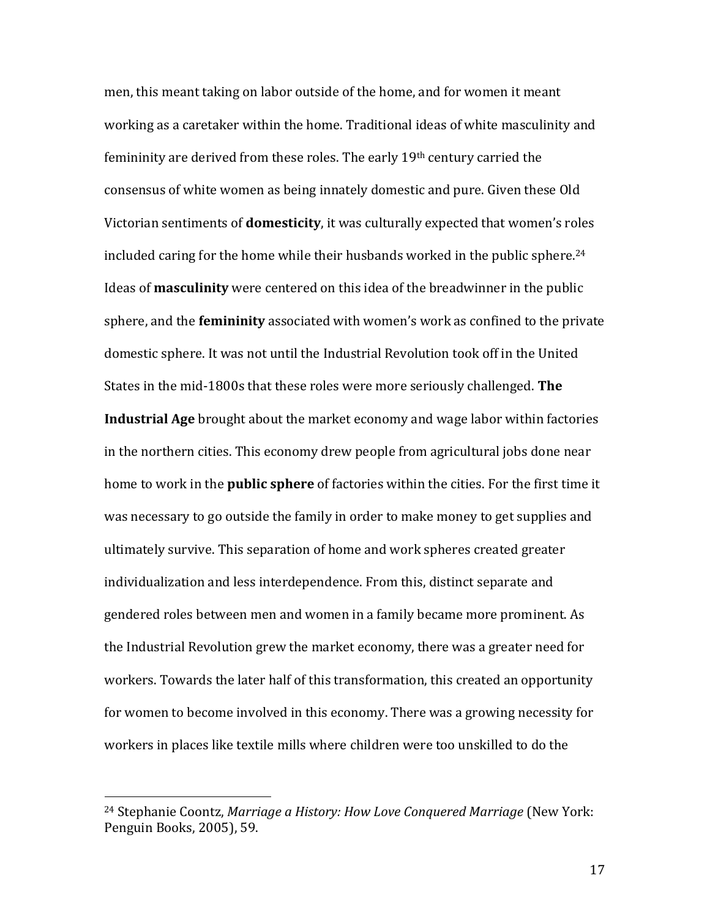men, this meant taking on labor outside of the home, and for women it meant working as a caretaker within the home. Traditional ideas of white masculinity and femininity are derived from these roles. The early 19$^{th}$ century carried the consensus of white women as being innately domestic and pure. Given these Old Victorian sentiments of **domesticity**, it was culturally expected that women's roles included caring for the home while their husbands worked in the public sphere.[24] Ideas of **masculinity** were centered on this idea of the breadwinner in the public sphere, and the **femininity** associated with women's work as confined to the private domestic sphere. It was not until the Industrial Revolution took off in the United States in the mid-1800s that these roles were more seriously challenged. **The Industrial Age** brought about the market economy and wage labor within factories in the northern cities. This economy drew people from agricultural jobs done near home to work in the **public sphere** of factories within the cities. For the first time it was necessary to go outside the family in order to make money to get supplies and ultimately survive. This separation of home and work spheres created greater individualization and less interdependence. From this, distinct separate and gendered roles between men and women in a family became more prominent. As the Industrial Revolution grew the market economy, there was a greater need for workers. Towards the later half of this transformation, this created an opportunity for women to become involved in this economy. There was a growing necessity for workers in places like textile mills where children were too unskilled to do the

---

[24] Stephanie Coontz, *Marriage a History: How Love Conquered Marriage* (New York: Penguin Books, 2005), 59.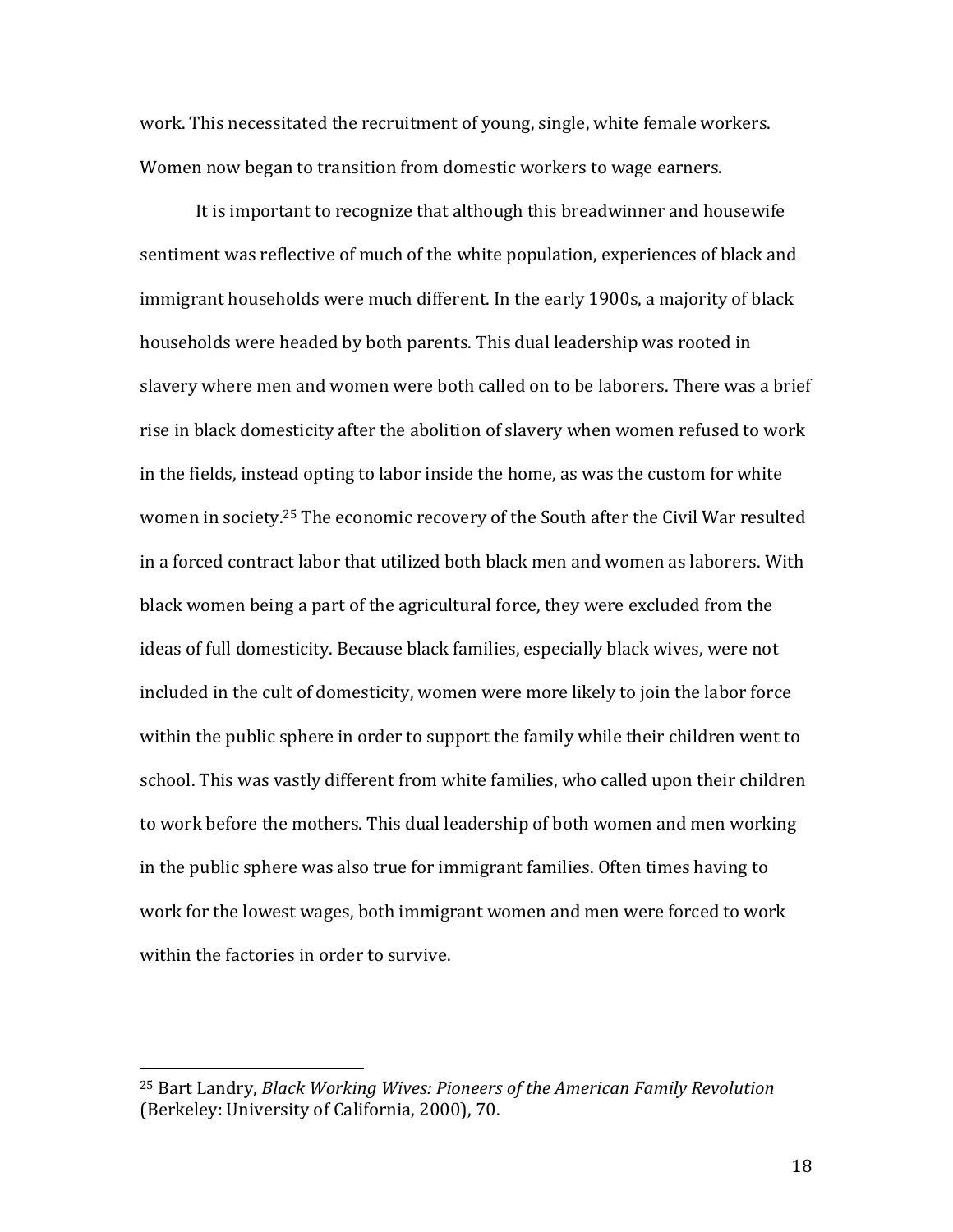work. This necessitated the recruitment of young, single, white female workers. Women now began to transition from domestic workers to wage earners.

It is important to recognize that although this breadwinner and housewife sentiment was reflective of much of the white population, experiences of black and immigrant households were much different. In the early 1900s, a majority of black households were headed by both parents. This dual leadership was rooted in slavery where men and women were both called on to be laborers. There was a brief rise in black domesticity after the abolition of slavery when women refused to work in the fields, instead opting to labor inside the home, as was the custom for white women in society.[25] The economic recovery of the South after the Civil War resulted in a forced contract labor that utilized both black men and women as laborers. With black women being a part of the agricultural force, they were excluded from the ideas of full domesticity. Because black families, especially black wives, were not included in the cult of domesticity, women were more likely to join the labor force within the public sphere in order to support the family while their children went to school. This was vastly different from white families, who called upon their children to work before the mothers. This dual leadership of both women and men working in the public sphere was also true for immigrant families. Often times having to work for the lowest wages, both immigrant women and men were forced to work within the factories in order to survive.

---

[25] Bart Landry, *Black Working Wives: Pioneers of the American Family Revolution* (Berkeley: University of California, 2000), 70.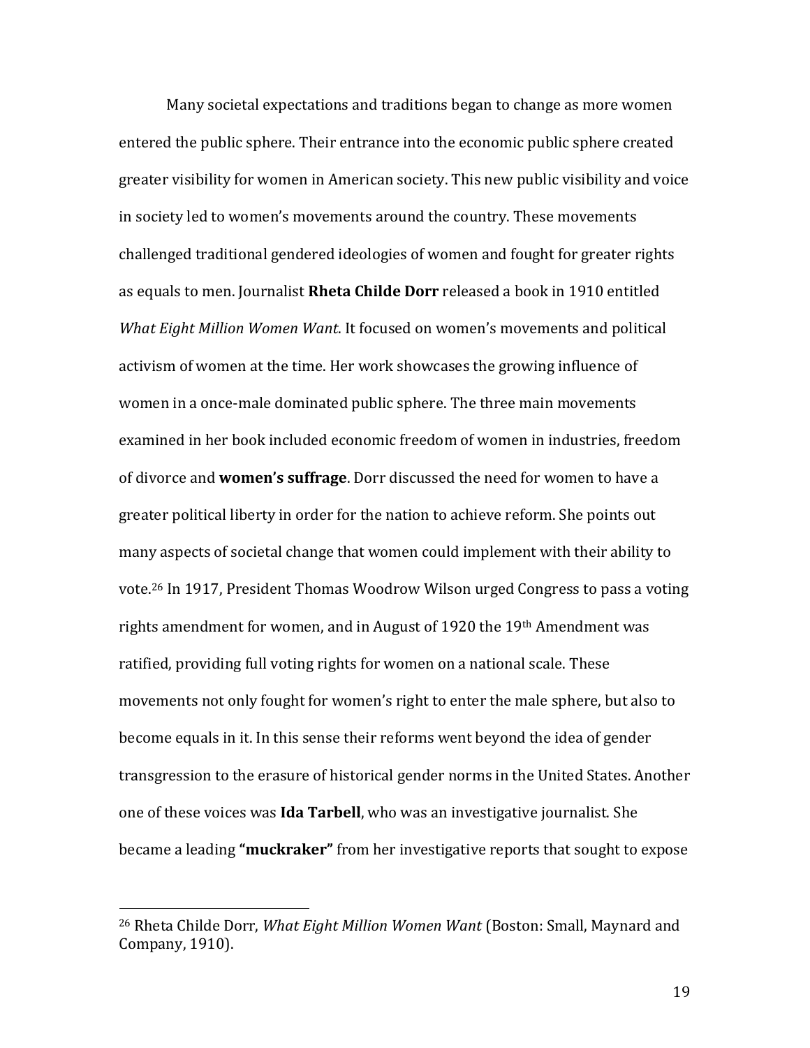Many societal expectations and traditions began to change as more women entered the public sphere. Their entrance into the economic public sphere created greater visibility for women in American society. This new public visibility and voice in society led to women's movements around the country. These movements challenged traditional gendered ideologies of women and fought for greater rights as equals to men. Journalist **Rheta Childe Dorr** released a book in 1910 entitled *What Eight Million Women Want*. It focused on women's movements and political activism of women at the time. Her work showcases the growing influence of women in a once-male dominated public sphere. The three main movements examined in her book included economic freedom of women in industries, freedom of divorce and **women's suffrage**. Dorr discussed the need for women to have a greater political liberty in order for the nation to achieve reform. She points out many aspects of societal change that women could implement with their ability to vote.[26] In 1917, President Thomas Woodrow Wilson urged Congress to pass a voting rights amendment for women, and in August of 1920 the 19th Amendment was ratified, providing full voting rights for women on a national scale. These movements not only fought for women's right to enter the male sphere, but also to become equals in it. In this sense their reforms went beyond the idea of gender transgression to the erasure of historical gender norms in the United States. Another one of these voices was **Ida Tarbell**, who was an investigative journalist. She became a leading **"muckraker"** from her investigative reports that sought to expose

[26] Rheta Childe Dorr, *What Eight Million Women Want* (Boston: Small, Maynard and Company, 1910).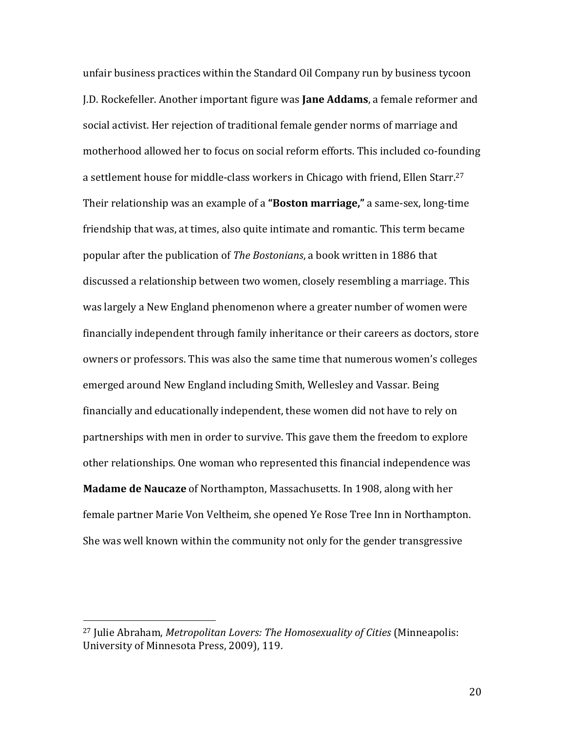unfair business practices within the Standard Oil Company run by business tycoon J.D. Rockefeller. Another important figure was **Jane Addams**, a female reformer and social activist. Her rejection of traditional female gender norms of marriage and motherhood allowed her to focus on social reform efforts. This included co-founding a settlement house for middle-class workers in Chicago with friend, Ellen Starr.[27] Their relationship was an example of a **"Boston marriage,"** a same-sex, long-time friendship that was, at times, also quite intimate and romantic. This term became popular after the publication of *The Bostonians*, a book written in 1886 that discussed a relationship between two women, closely resembling a marriage. This was largely a New England phenomenon where a greater number of women were financially independent through family inheritance or their careers as doctors, store owners or professors. This was also the same time that numerous women's colleges emerged around New England including Smith, Wellesley and Vassar. Being financially and educationally independent, these women did not have to rely on partnerships with men in order to survive. This gave them the freedom to explore other relationships. One woman who represented this financial independence was **Madame de Naucaze** of Northampton, Massachusetts. In 1908, along with her female partner Marie Von Veltheim, she opened Ye Rose Tree Inn in Northampton. She was well known within the community not only for the gender transgressive

---

[27] Julie Abraham, *Metropolitan Lovers: The Homosexuality of Cities* (Minneapolis: University of Minnesota Press, 2009), 119.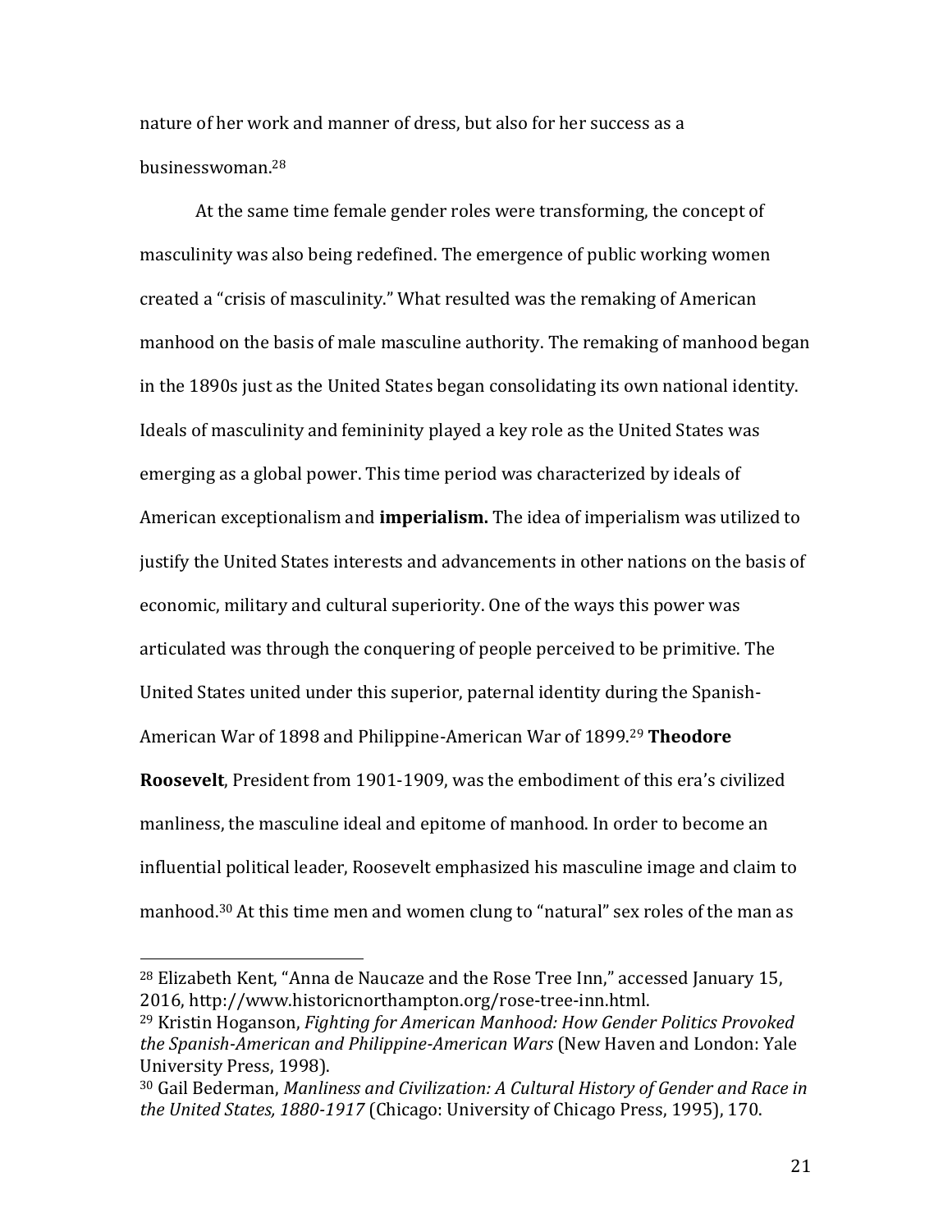nature of her work and manner of dress, but also for her success as a businesswoman.[28]

At the same time female gender roles were transforming, the concept of masculinity was also being redefined. The emergence of public working women created a "crisis of masculinity." What resulted was the remaking of American manhood on the basis of male masculine authority. The remaking of manhood began in the 1890s just as the United States began consolidating its own national identity. Ideals of masculinity and femininity played a key role as the United States was emerging as a global power. This time period was characterized by ideals of American exceptionalism and **imperialism.** The idea of imperialism was utilized to justify the United States interests and advancements in other nations on the basis of economic, military and cultural superiority. One of the ways this power was articulated was through the conquering of people perceived to be primitive. The United States united under this superior, paternal identity during the Spanish-American War of 1898 and Philippine-American War of 1899.[29] **Theodore Roosevelt**, President from 1901-1909, was the embodiment of this era's civilized manliness, the masculine ideal and epitome of manhood. In order to become an influential political leader, Roosevelt emphasized his masculine image and claim to manhood.[30] At this time men and women clung to "natural" sex roles of the man as

---

[28] Elizabeth Kent, "Anna de Naucaze and the Rose Tree Inn," accessed January 15, 2016, http://www.historicnorthampton.org/rose-tree-inn.html.

[29] Kristin Hoganson, *Fighting for American Manhood: How Gender Politics Provoked the Spanish-American and Philippine-American Wars* (New Haven and London: Yale University Press, 1998).

[30] Gail Bederman, *Manliness and Civilization: A Cultural History of Gender and Race in the United States, 1880-1917* (Chicago: University of Chicago Press, 1995), 170.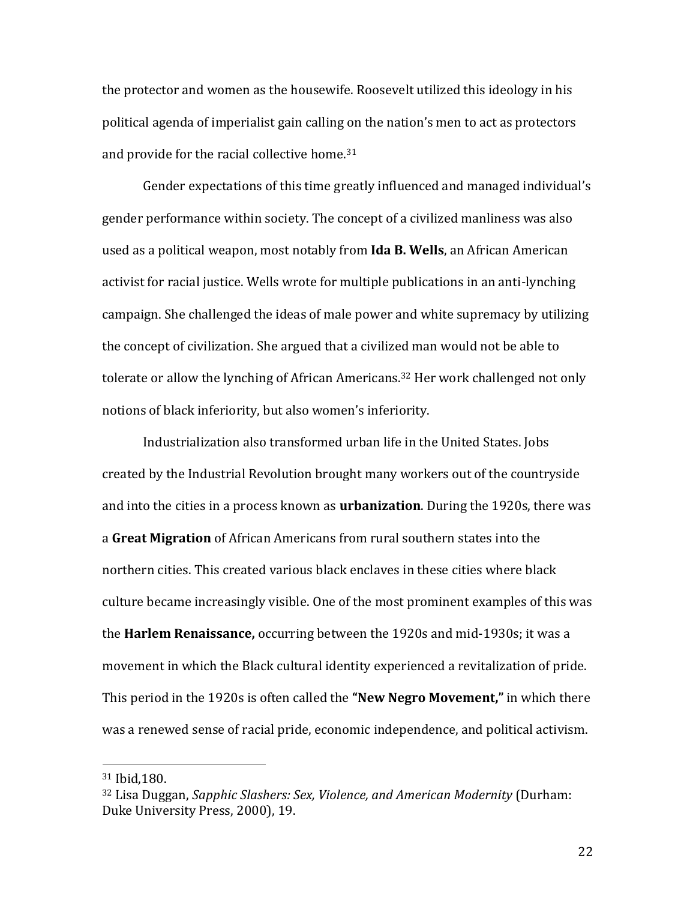the protector and women as the housewife. Roosevelt utilized this ideology in his political agenda of imperialist gain calling on the nation's men to act as protectors and provide for the racial collective home.[31]

Gender expectations of this time greatly influenced and managed individual's gender performance within society. The concept of a civilized manliness was also used as a political weapon, most notably from **Ida B. Wells**, an African American activist for racial justice. Wells wrote for multiple publications in an anti-lynching campaign. She challenged the ideas of male power and white supremacy by utilizing the concept of civilization. She argued that a civilized man would not be able to tolerate or allow the lynching of African Americans.[32] Her work challenged not only notions of black inferiority, but also women's inferiority.

Industrialization also transformed urban life in the United States. Jobs created by the Industrial Revolution brought many workers out of the countryside and into the cities in a process known as **urbanization**. During the 1920s, there was a **Great Migration** of African Americans from rural southern states into the northern cities. This created various black enclaves in these cities where black culture became increasingly visible. One of the most prominent examples of this was the **Harlem Renaissance,** occurring between the 1920s and mid-1930s; it was a movement in which the Black cultural identity experienced a revitalization of pride. This period in the 1920s is often called the **"New Negro Movement,"** in which there was a renewed sense of racial pride, economic independence, and political activism.

---

[31] Ibid,180.

[32] Lisa Duggan, *Sapphic Slashers: Sex, Violence, and American Modernity* (Durham: Duke University Press, 2000), 19.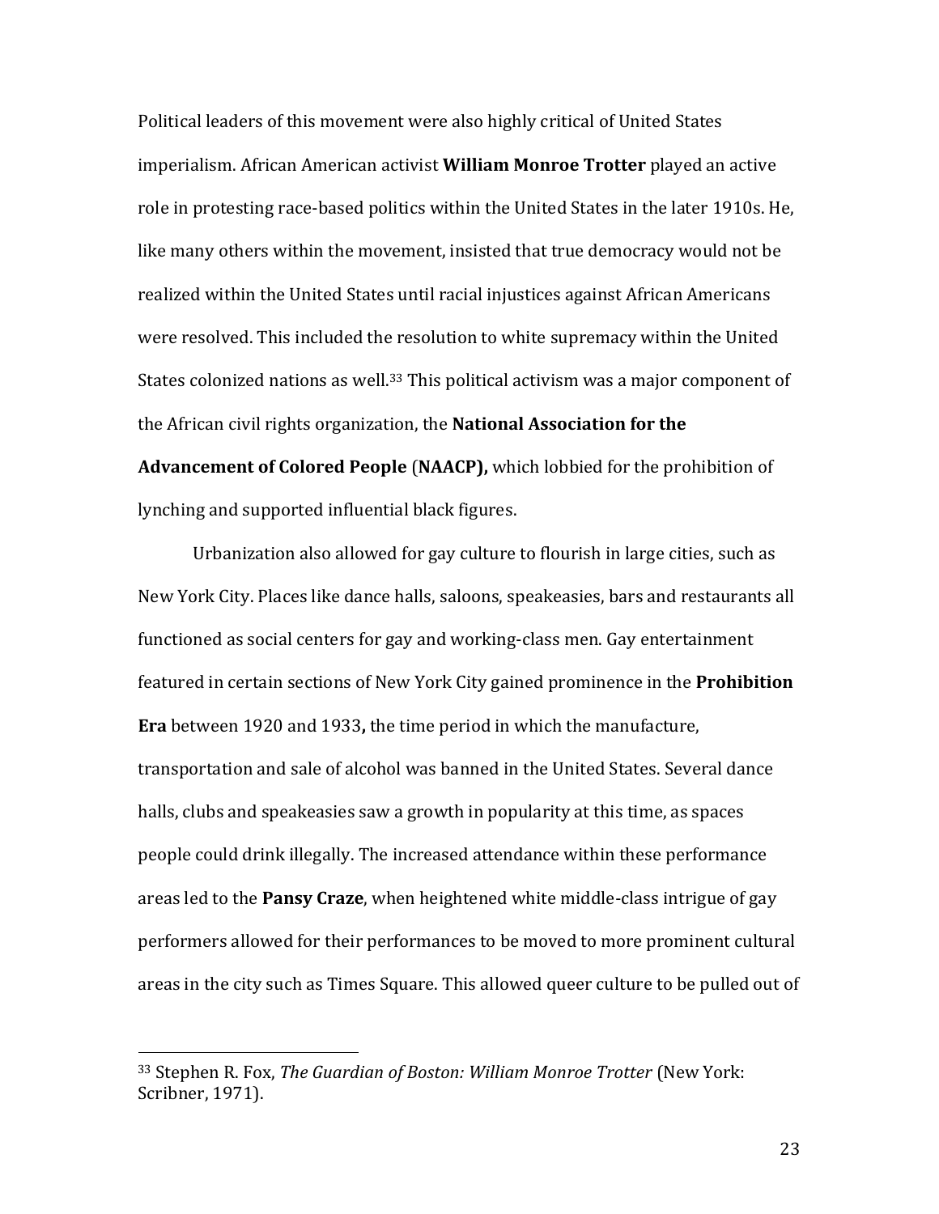Political leaders of this movement were also highly critical of United States imperialism. African American activist **William Monroe Trotter** played an active role in protesting race-based politics within the United States in the later 1910s. He, like many others within the movement, insisted that true democracy would not be realized within the United States until racial injustices against African Americans were resolved. This included the resolution to white supremacy within the United States colonized nations as well.[33] This political activism was a major component of the African civil rights organization, the **National Association for the Advancement of Colored People** (**NAACP),** which lobbied for the prohibition of lynching and supported influential black figures.

Urbanization also allowed for gay culture to flourish in large cities, such as New York City. Places like dance halls, saloons, speakeasies, bars and restaurants all functioned as social centers for gay and working-class men. Gay entertainment featured in certain sections of New York City gained prominence in the **Prohibition Era** between 1920 and 1933**,** the time period in which the manufacture, transportation and sale of alcohol was banned in the United States. Several dance halls, clubs and speakeasies saw a growth in popularity at this time, as spaces people could drink illegally. The increased attendance within these performance areas led to the **Pansy Craze**, when heightened white middle-class intrigue of gay performers allowed for their performances to be moved to more prominent cultural areas in the city such as Times Square. This allowed queer culture to be pulled out of

---

[33] Stephen R. Fox, *The Guardian of Boston: William Monroe Trotter* (New York: Scribner, 1971).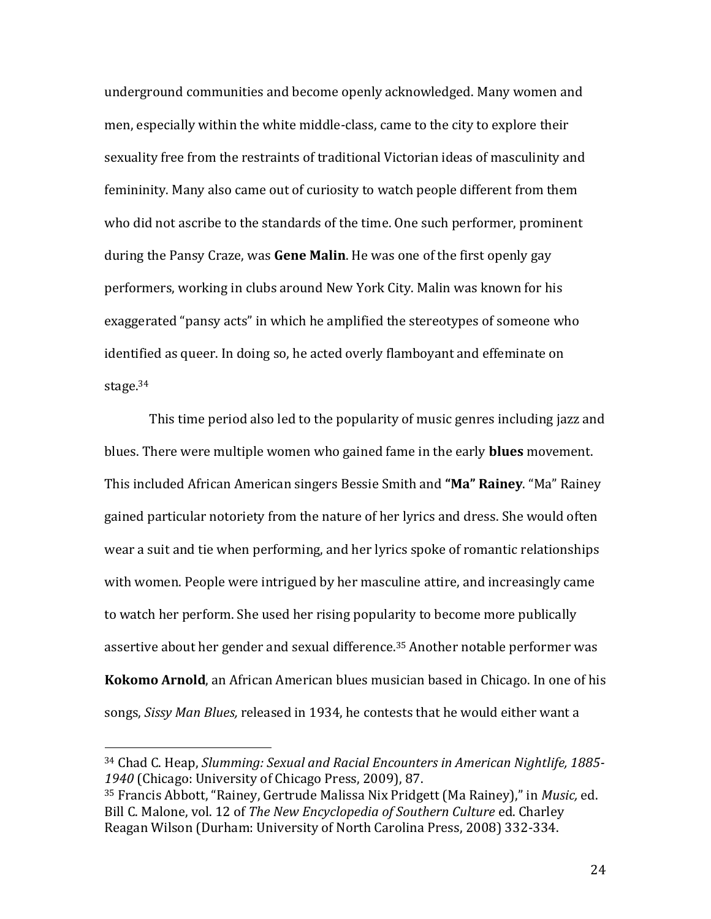underground communities and become openly acknowledged. Many women and men, especially within the white middle-class, came to the city to explore their sexuality free from the restraints of traditional Victorian ideas of masculinity and femininity. Many also came out of curiosity to watch people different from them who did not ascribe to the standards of the time. One such performer, prominent during the Pansy Craze, was **Gene Malin**. He was one of the first openly gay performers, working in clubs around New York City. Malin was known for his exaggerated "pansy acts" in which he amplified the stereotypes of someone who identified as queer. In doing so, he acted overly flamboyant and effeminate on stage.[34]

This time period also led to the popularity of music genres including jazz and blues. There were multiple women who gained fame in the early **blues** movement. This included African American singers Bessie Smith and **"Ma" Rainey**. "Ma" Rainey gained particular notoriety from the nature of her lyrics and dress. She would often wear a suit and tie when performing, and her lyrics spoke of romantic relationships with women. People were intrigued by her masculine attire, and increasingly came to watch her perform. She used her rising popularity to become more publically assertive about her gender and sexual difference.[35] Another notable performer was **Kokomo Arnold**, an African American blues musician based in Chicago. In one of his songs, *Sissy Man Blues,* released in 1934, he contests that he would either want a

---

[34] Chad C. Heap, *Slumming: Sexual and Racial Encounters in American Nightlife, 1885-1940* (Chicago: University of Chicago Press, 2009), 87.

[35] Francis Abbott, "Rainey, Gertrude Malissa Nix Pridgett (Ma Rainey)," in *Music,* ed. Bill C. Malone, vol. 12 of *The New Encyclopedia of Southern Culture* ed. Charley Reagan Wilson (Durham: University of North Carolina Press, 2008) 332-334.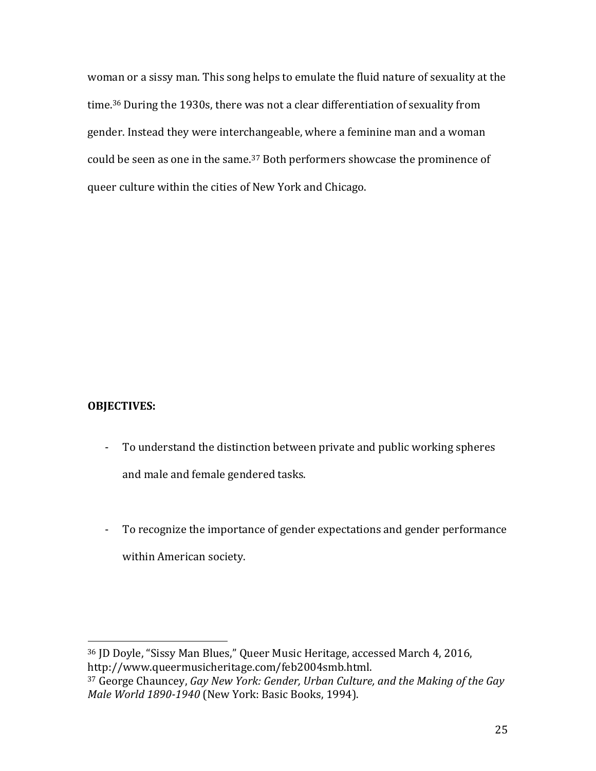woman or a sissy man. This song helps to emulate the fluid nature of sexuality at the time.[36] During the 1930s, there was not a clear differentiation of sexuality from gender. Instead they were interchangeable, where a feminine man and a woman could be seen as one in the same.[37] Both performers showcase the prominence of queer culture within the cities of New York and Chicago.

**OBJECTIVES:**

- To understand the distinction between private and public working spheres and male and female gendered tasks.

- To recognize the importance of gender expectations and gender performance within American society.

---

[36] JD Doyle, "Sissy Man Blues," Queer Music Heritage, accessed March 4, 2016, http://www.queermusicheritage.com/feb2004smb.html.

[37] George Chauncey, *Gay New York: Gender, Urban Culture, and the Making of the Gay Male World 1890-1940* (New York: Basic Books, 1994).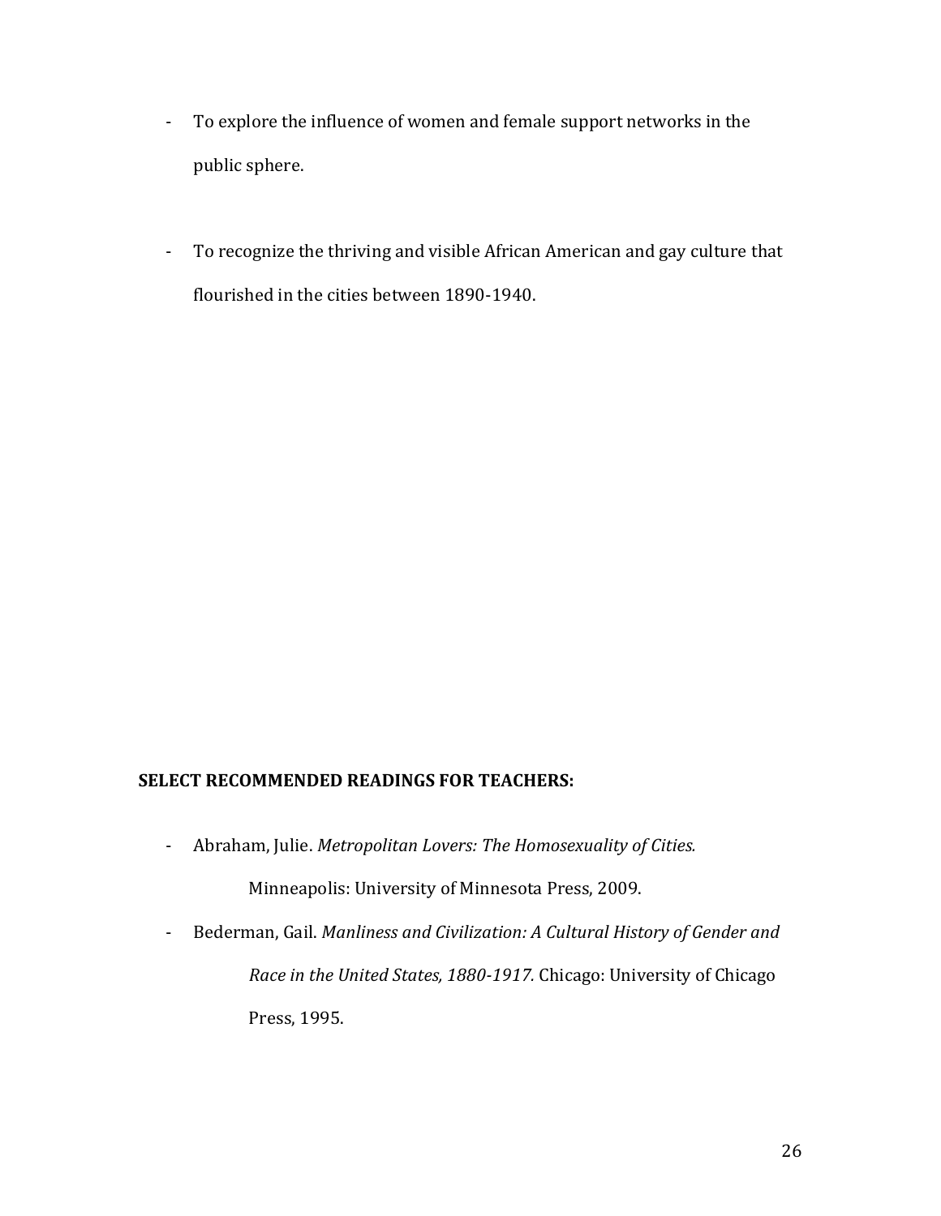- To explore the influence of women and female support networks in the public sphere.

- To recognize the thriving and visible African American and gay culture that flourished in the cities between 1890-1940.

**SELECT RECOMMENDED READINGS FOR TEACHERS:**

- Abraham, Julie. *Metropolitan Lovers: The Homosexuality of Cities.* Minneapolis: University of Minnesota Press, 2009.
- Bederman, Gail. *Manliness and Civilization: A Cultural History of Gender and Race in the United States, 1880-1917.* Chicago: University of Chicago Press, 1995.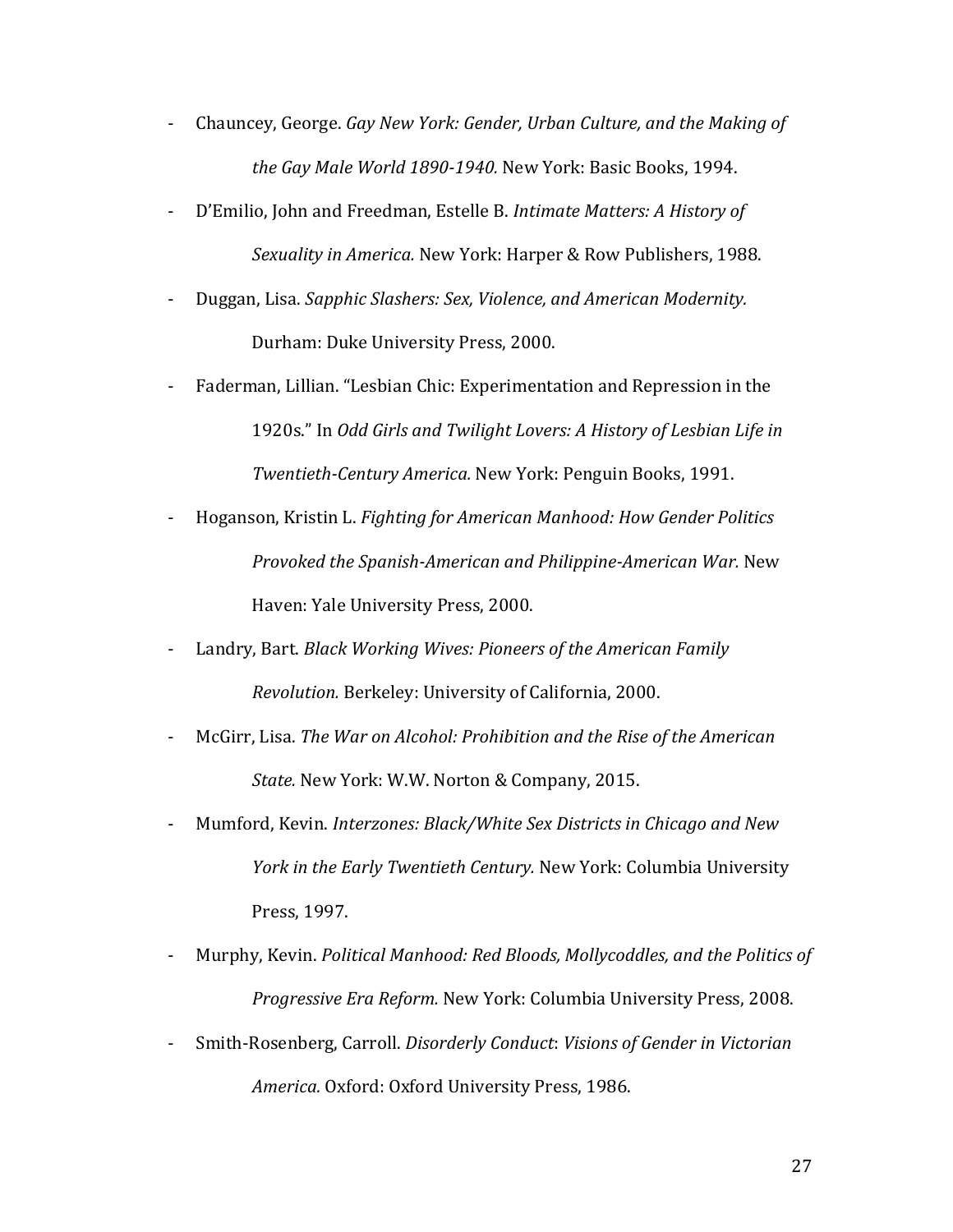- Chauncey, George. *Gay New York: Gender, Urban Culture, and the Making of the Gay Male World 1890-1940.* New York: Basic Books, 1994.
- D'Emilio, John and Freedman, Estelle B. *Intimate Matters: A History of Sexuality in America.* New York: Harper & Row Publishers, 1988.
- Duggan, Lisa. *Sapphic Slashers: Sex, Violence, and American Modernity.* Durham: Duke University Press, 2000.
- Faderman, Lillian. "Lesbian Chic: Experimentation and Repression in the 1920s." In *Odd Girls and Twilight Lovers: A History of Lesbian Life in Twentieth-Century America.* New York: Penguin Books, 1991.
- Hoganson, Kristin L. *Fighting for American Manhood: How Gender Politics Provoked the Spanish-American and Philippine-American War.* New Haven: Yale University Press, 2000.
- Landry, Bart. *Black Working Wives: Pioneers of the American Family Revolution.* Berkeley: University of California, 2000.
- McGirr, Lisa. *The War on Alcohol: Prohibition and the Rise of the American State.* New York: W.W. Norton & Company, 2015.
- Mumford, Kevin. *Interzones: Black/White Sex Districts in Chicago and New York in the Early Twentieth Century.* New York: Columbia University Press, 1997.
- Murphy, Kevin. *Political Manhood: Red Bloods, Mollycoddles, and the Politics of Progressive Era Reform.* New York: Columbia University Press, 2008.
- Smith-Rosenberg, Carroll. *Disorderly Conduct*: *Visions of Gender in Victorian America.* Oxford: Oxford University Press, 1986.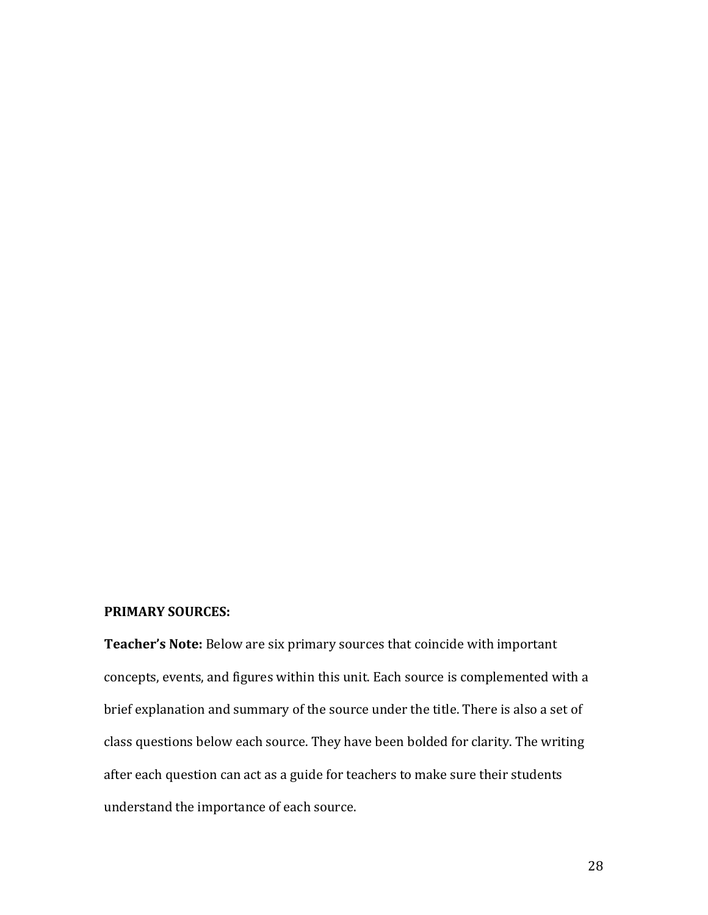**PRIMARY SOURCES:**

**Teacher's Note:** Below are six primary sources that coincide with important concepts, events, and figures within this unit. Each source is complemented with a brief explanation and summary of the source under the title. There is also a set of class questions below each source. They have been bolded for clarity. The writing after each question can act as a guide for teachers to make sure their students understand the importance of each source.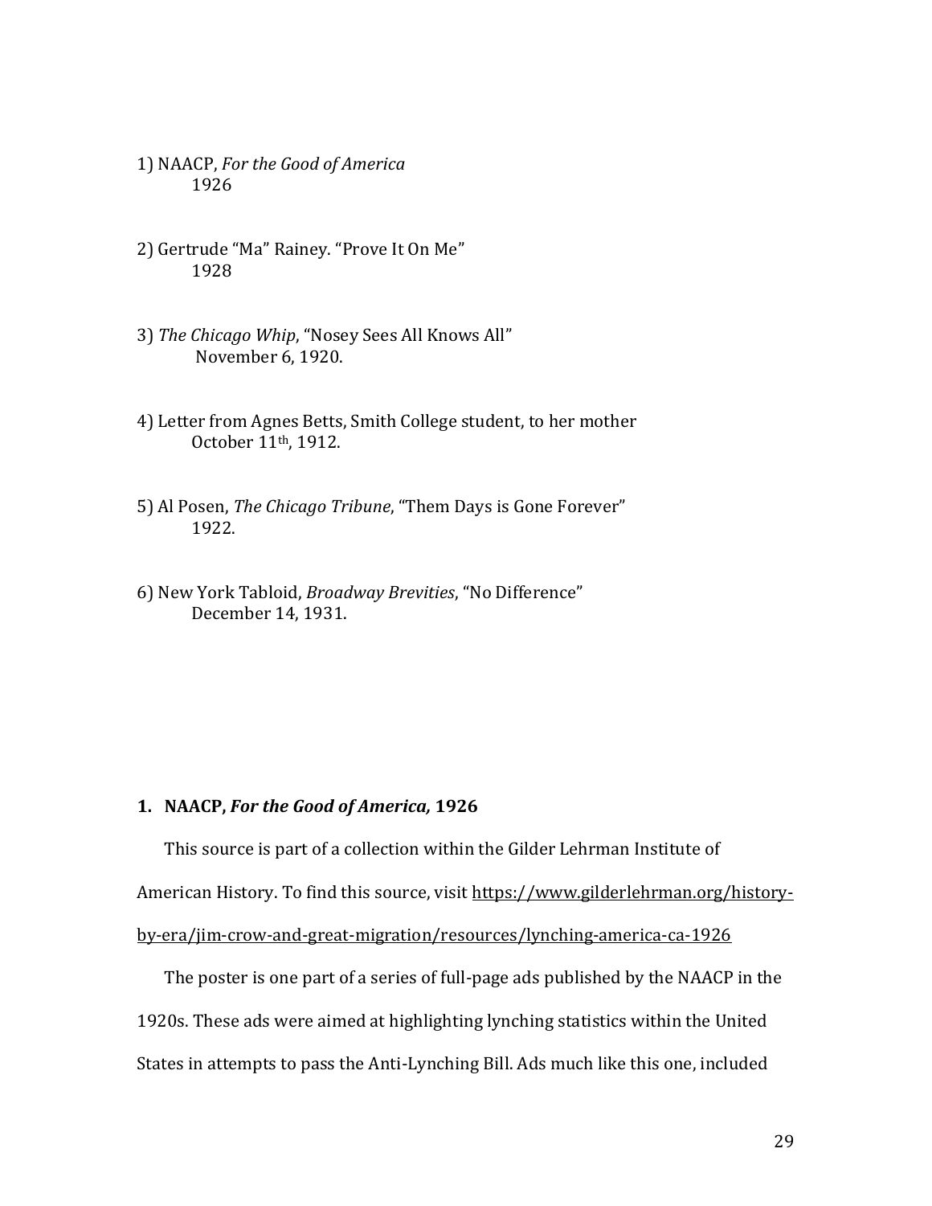1) NAACP, *For the Good of America*
   1926

2) Gertrude "Ma" Rainey. "Prove It On Me"
   1928

3) *The Chicago Whip*, "Nosey Sees All Knows All"
   November 6, 1920.

4) Letter from Agnes Betts, Smith College student, to her mother
   October 11th, 1912.

5) Al Posen, *The Chicago Tribune*, "Them Days is Gone Forever"
   1922.

6) New York Tabloid, *Broadway Brevities*, "No Difference"
   December 14, 1931.

### 1. NAACP, *For the Good of America,* 1926

This source is part of a collection within the Gilder Lehrman Institute of American History. To find this source, visit https://www.gilderlehrman.org/history-by-era/jim-crow-and-great-migration/resources/lynching-america-ca-1926

The poster is one part of a series of full-page ads published by the NAACP in the 1920s. These ads were aimed at highlighting lynching statistics within the United States in attempts to pass the Anti-Lynching Bill. Ads much like this one, included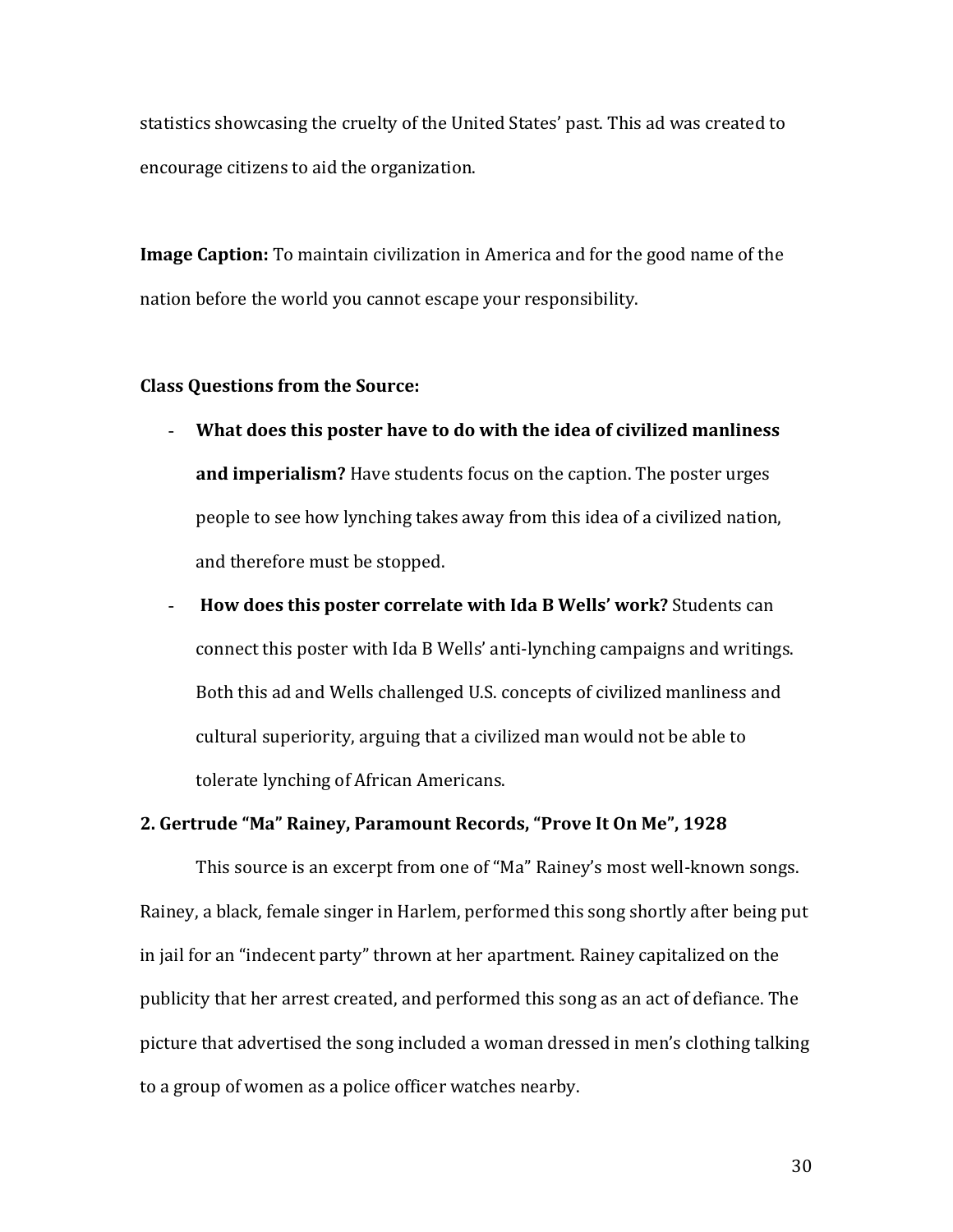statistics showcasing the cruelty of the United States' past. This ad was created to encourage citizens to aid the organization.

**Image Caption:** To maintain civilization in America and for the good name of the nation before the world you cannot escape your responsibility.

**Class Questions from the Source:**

- **What does this poster have to do with the idea of civilized manliness and imperialism?** Have students focus on the caption. The poster urges people to see how lynching takes away from this idea of a civilized nation, and therefore must be stopped.
- **How does this poster correlate with Ida B Wells' work?** Students can connect this poster with Ida B Wells' anti-lynching campaigns and writings. Both this ad and Wells challenged U.S. concepts of civilized manliness and cultural superiority, arguing that a civilized man would not be able to tolerate lynching of African Americans.

**2. Gertrude "Ma" Rainey, Paramount Records, "Prove It On Me", 1928**

This source is an excerpt from one of "Ma" Rainey's most well-known songs. Rainey, a black, female singer in Harlem, performed this song shortly after being put in jail for an "indecent party" thrown at her apartment. Rainey capitalized on the publicity that her arrest created, and performed this song as an act of defiance. The picture that advertised the song included a woman dressed in men's clothing talking to a group of women as a police officer watches nearby.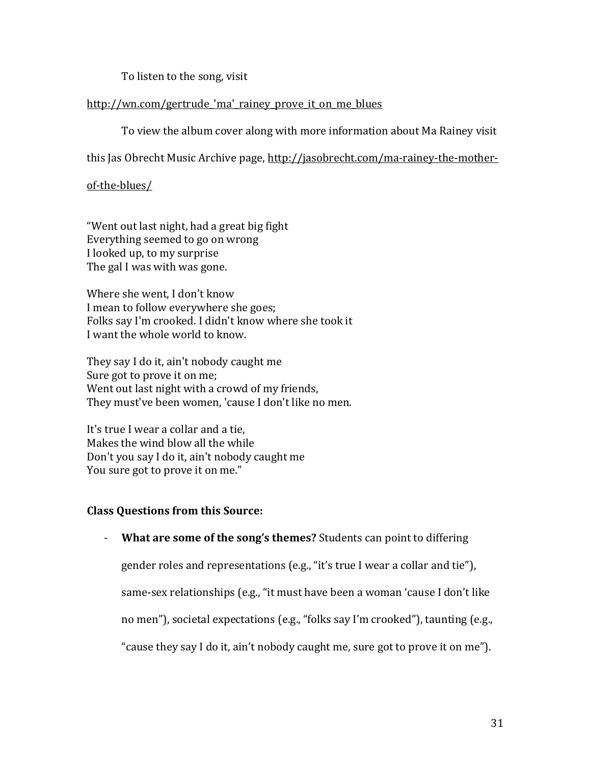To listen to the song, visit

http://wn.com/gertrude_'ma'_rainey_prove_it_on_me_blues

To view the album cover along with more information about Ma Rainey visit this Jas Obrecht Music Archive page, http://jasobrecht.com/ma-rainey-the-mother-of-the-blues/

"Went out last night, had a great big fight
Everything seemed to go on wrong
I looked up, to my surprise
The gal I was with was gone.

Where she went, I don't know
I mean to follow everywhere she goes;
Folks say I'm crooked. I didn't know where she took it
I want the whole world to know.

They say I do it, ain't nobody caught me
Sure got to prove it on me;
Went out last night with a crowd of my friends,
They must've been women, 'cause I don't like no men.

It's true I wear a collar and a tie,
Makes the wind blow all the while
Don't you say I do it, ain't nobody caught me
You sure got to prove it on me."

**Class Questions from this Source:**

- **What are some of the song's themes?** Students can point to differing gender roles and representations (e.g., "it's true I wear a collar and tie"), same-sex relationships (e.g., "it must have been a woman 'cause I don't like no men"), societal expectations (e.g., "folks say I'm crooked"), taunting (e.g., "cause they say I do it, ain't nobody caught me, sure got to prove it on me").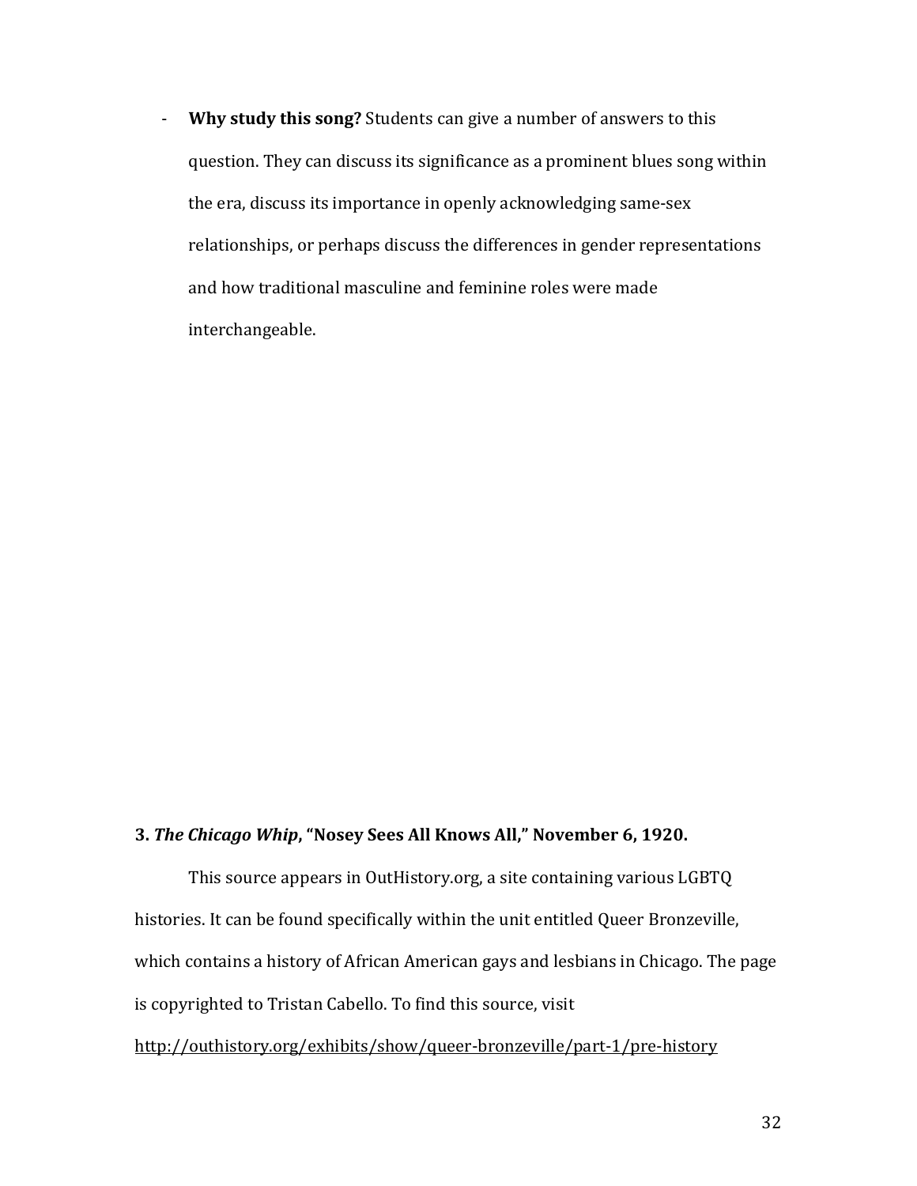- **Why study this song?** Students can give a number of answers to this question. They can discuss its significance as a prominent blues song within the era, discuss its importance in openly acknowledging same-sex relationships, or perhaps discuss the differences in gender representations and how traditional masculine and feminine roles were made interchangeable.

**3. *The Chicago Whip*, "Nosey Sees All Knows All," November 6, 1920.**

This source appears in OutHistory.org, a site containing various LGBTQ histories. It can be found specifically within the unit entitled Queer Bronzeville, which contains a history of African American gays and lesbians in Chicago. The page is copyrighted to Tristan Cabello. To find this source, visit http://outhistory.org/exhibits/show/queer-bronzeville/part-1/pre-history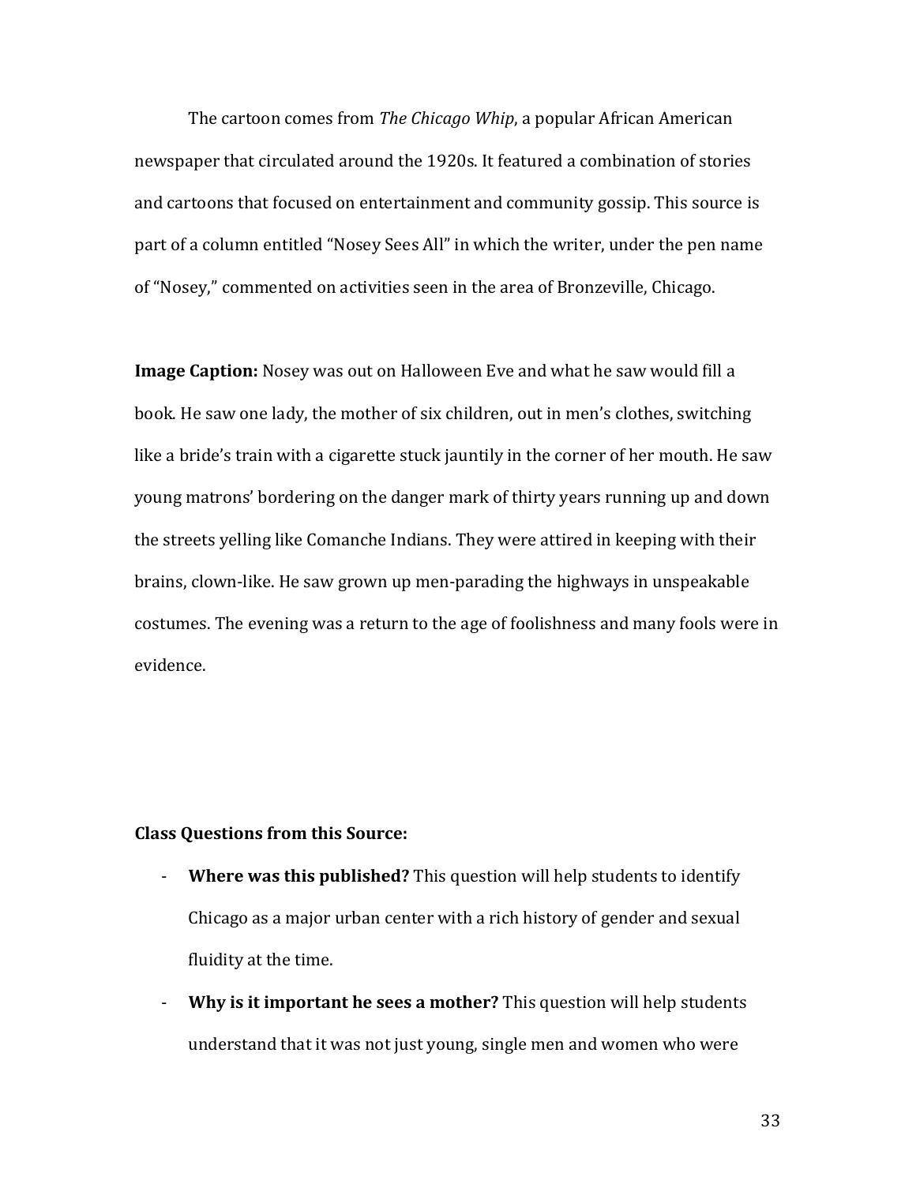The cartoon comes from *The Chicago Whip*, a popular African American newspaper that circulated around the 1920s. It featured a combination of stories and cartoons that focused on entertainment and community gossip. This source is part of a column entitled "Nosey Sees All" in which the writer, under the pen name of "Nosey," commented on activities seen in the area of Bronzeville, Chicago.

**Image Caption:** Nosey was out on Halloween Eve and what he saw would fill a book. He saw one lady, the mother of six children, out in men's clothes, switching like a bride's train with a cigarette stuck jauntily in the corner of her mouth. He saw young matrons' bordering on the danger mark of thirty years running up and down the streets yelling like Comanche Indians. They were attired in keeping with their brains, clown-like. He saw grown up men-parading the highways in unspeakable costumes. The evening was a return to the age of foolishness and many fools were in evidence.

**Class Questions from this Source:**

- **Where was this published?** This question will help students to identify Chicago as a major urban center with a rich history of gender and sexual fluidity at the time.
- **Why is it important he sees a mother?** This question will help students understand that it was not just young, single men and women who were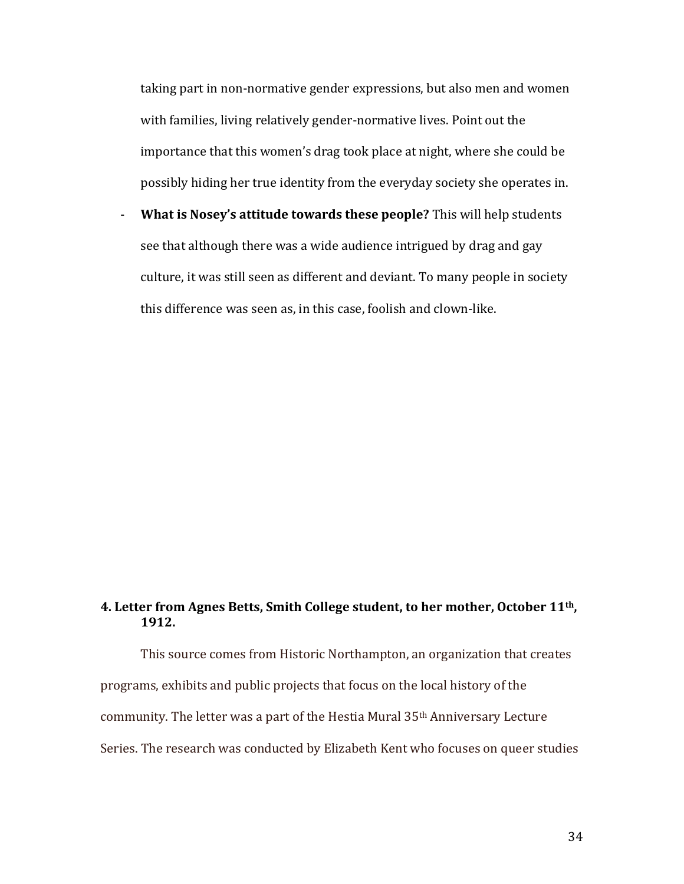taking part in non-normative gender expressions, but also men and women with families, living relatively gender-normative lives. Point out the importance that this women's drag took place at night, where she could be possibly hiding her true identity from the everyday society she operates in.

- **What is Nosey's attitude towards these people?** This will help students see that although there was a wide audience intrigued by drag and gay culture, it was still seen as different and deviant. To many people in society this difference was seen as, in this case, foolish and clown-like.

**4. Letter from Agnes Betts, Smith College student, to her mother, October 11th, 1912.**

This source comes from Historic Northampton, an organization that creates programs, exhibits and public projects that focus on the local history of the community. The letter was a part of the Hestia Mural 35th Anniversary Lecture Series. The research was conducted by Elizabeth Kent who focuses on queer studies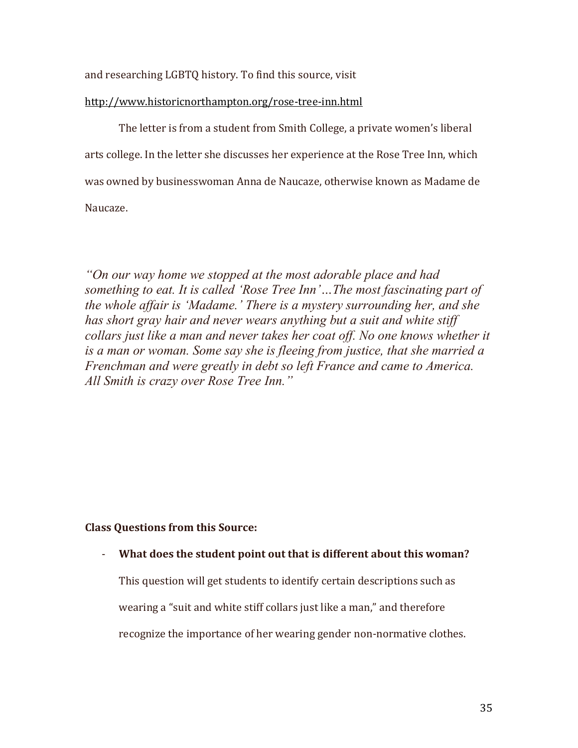and researching LGBTQ history. To find this source, visit

http://www.historicnorthampton.org/rose-tree-inn.html

The letter is from a student from Smith College, a private women's liberal arts college. In the letter she discusses her experience at the Rose Tree Inn, which was owned by businesswoman Anna de Naucaze, otherwise known as Madame de Naucaze.

*"On our way home we stopped at the most adorable place and had something to eat. It is called 'Rose Tree Inn'…The most fascinating part of the whole affair is 'Madame.' There is a mystery surrounding her, and she has short gray hair and never wears anything but a suit and white stiff collars just like a man and never takes her coat off. No one knows whether it is a man or woman. Some say she is fleeing from justice, that she married a Frenchman and were greatly in debt so left France and came to America. All Smith is crazy over Rose Tree Inn."*

**Class Questions from this Source:**

- **What does the student point out that is different about this woman?**

  This question will get students to identify certain descriptions such as wearing a "suit and white stiff collars just like a man," and therefore recognize the importance of her wearing gender non-normative clothes.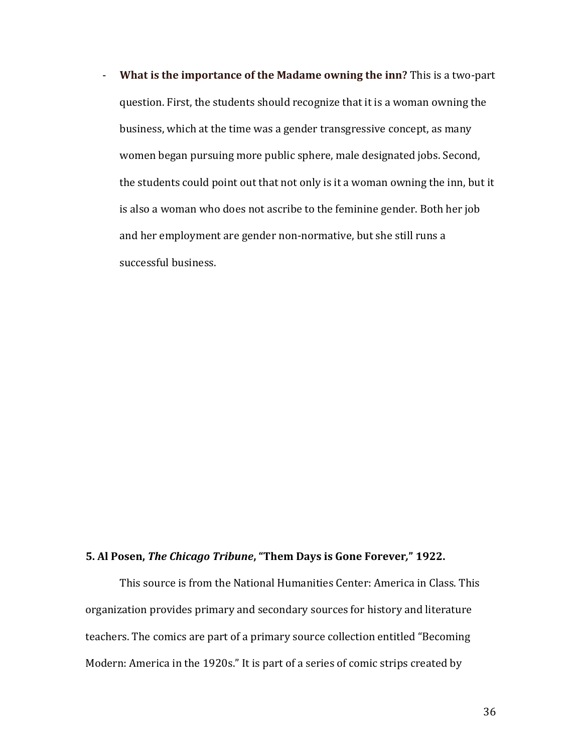- **What is the importance of the Madame owning the inn?** This is a two-part question. First, the students should recognize that it is a woman owning the business, which at the time was a gender transgressive concept, as many women began pursuing more public sphere, male designated jobs. Second, the students could point out that not only is it a woman owning the inn, but it is also a woman who does not ascribe to the feminine gender. Both her job and her employment are gender non-normative, but she still runs a successful business.

**5. Al Posen, *The Chicago Tribune*, "Them Days is Gone Forever," 1922.**

This source is from the National Humanities Center: America in Class. This organization provides primary and secondary sources for history and literature teachers. The comics are part of a primary source collection entitled "Becoming Modern: America in the 1920s." It is part of a series of comic strips created by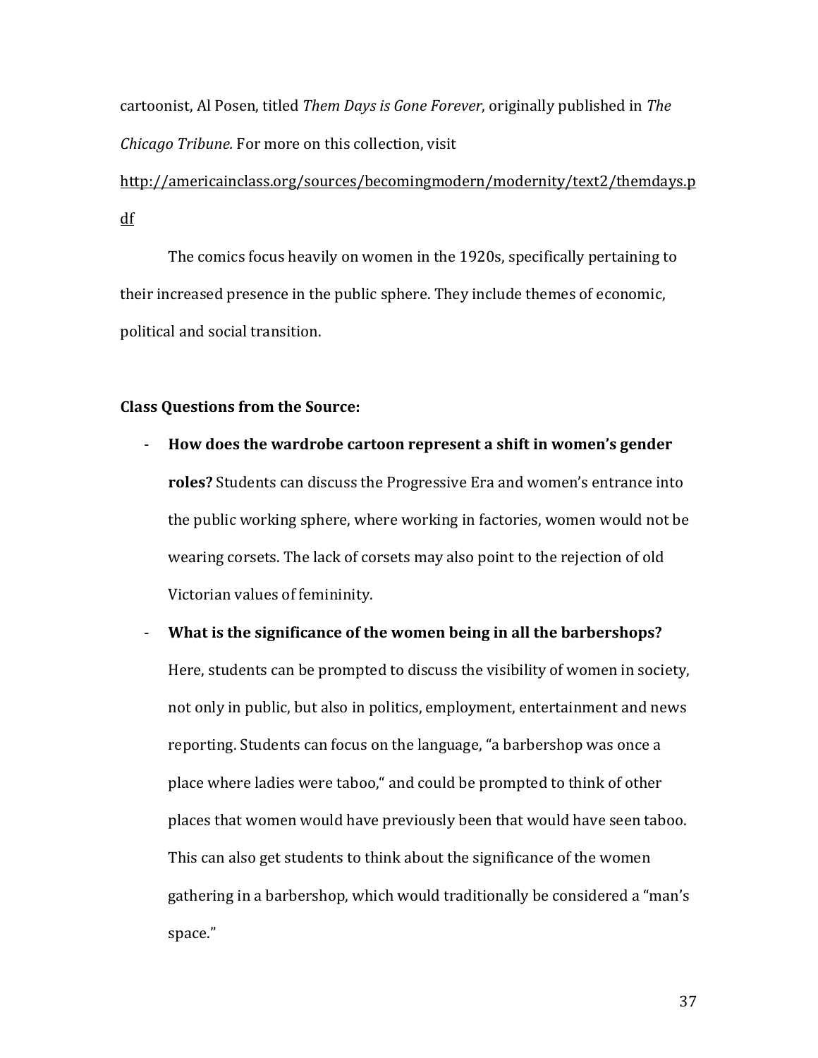cartoonist, Al Posen, titled *Them Days is Gone Forever*, originally published in *The Chicago Tribune.* For more on this collection, visit http://americainclass.org/sources/becomingmodern/modernity/text2/themdays.pdf

The comics focus heavily on women in the 1920s, specifically pertaining to their increased presence in the public sphere. They include themes of economic, political and social transition.

**Class Questions from the Source:**

- **How does the wardrobe cartoon represent a shift in women's gender roles?** Students can discuss the Progressive Era and women's entrance into the public working sphere, where working in factories, women would not be wearing corsets. The lack of corsets may also point to the rejection of old Victorian values of femininity.
- **What is the significance of the women being in all the barbershops?** Here, students can be prompted to discuss the visibility of women in society, not only in public, but also in politics, employment, entertainment and news reporting. Students can focus on the language, "a barbershop was once a place where ladies were taboo," and could be prompted to think of other places that women would have previously been that would have seen taboo. This can also get students to think about the significance of the women gathering in a barbershop, which would traditionally be considered a "man's space."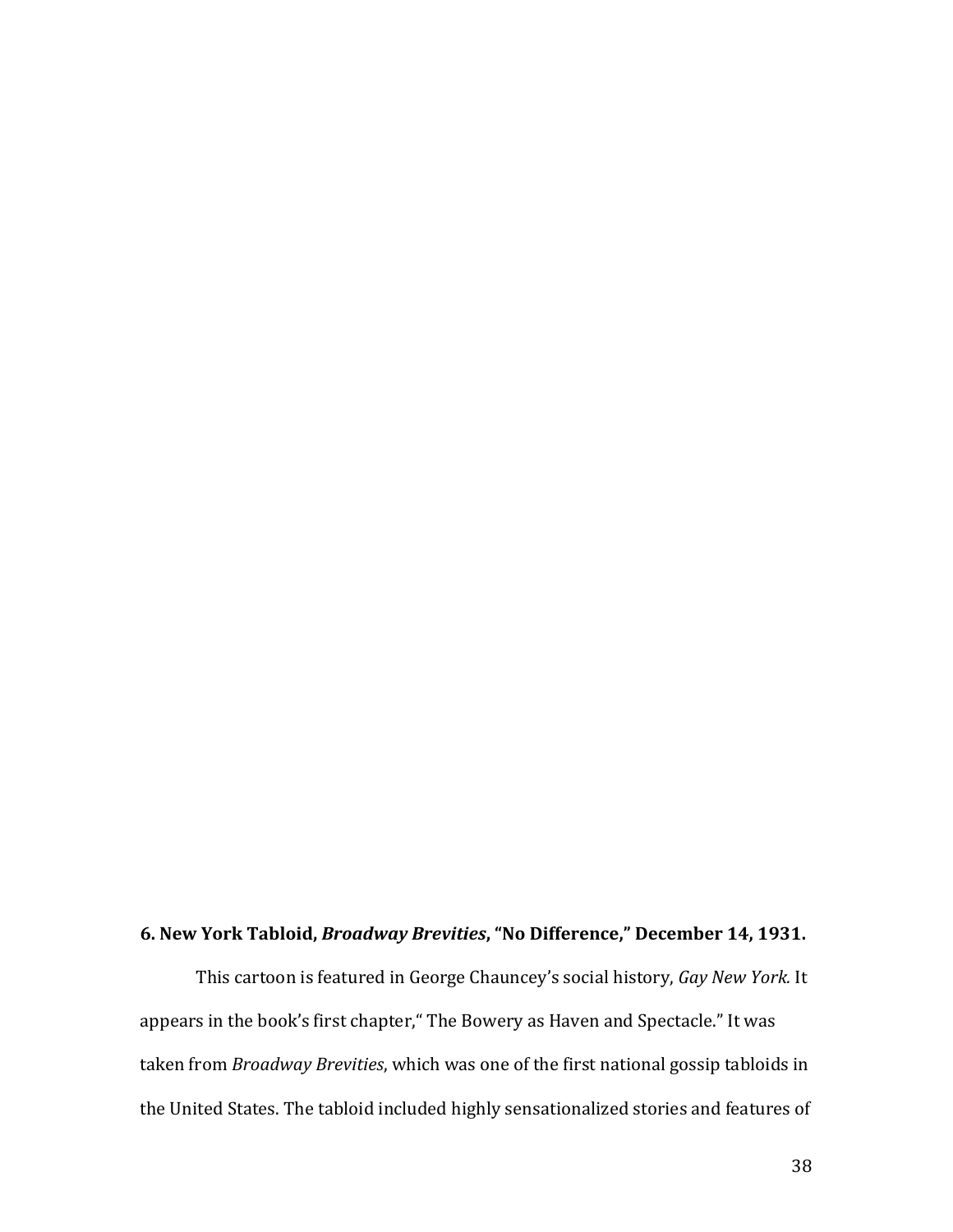**6. New York Tabloid, *Broadway Brevities*, "No Difference," December 14, 1931.**

This cartoon is featured in George Chauncey's social history, *Gay New York.* It appears in the book's first chapter," The Bowery as Haven and Spectacle." It was taken from *Broadway Brevities*, which was one of the first national gossip tabloids in the United States. The tabloid included highly sensationalized stories and features of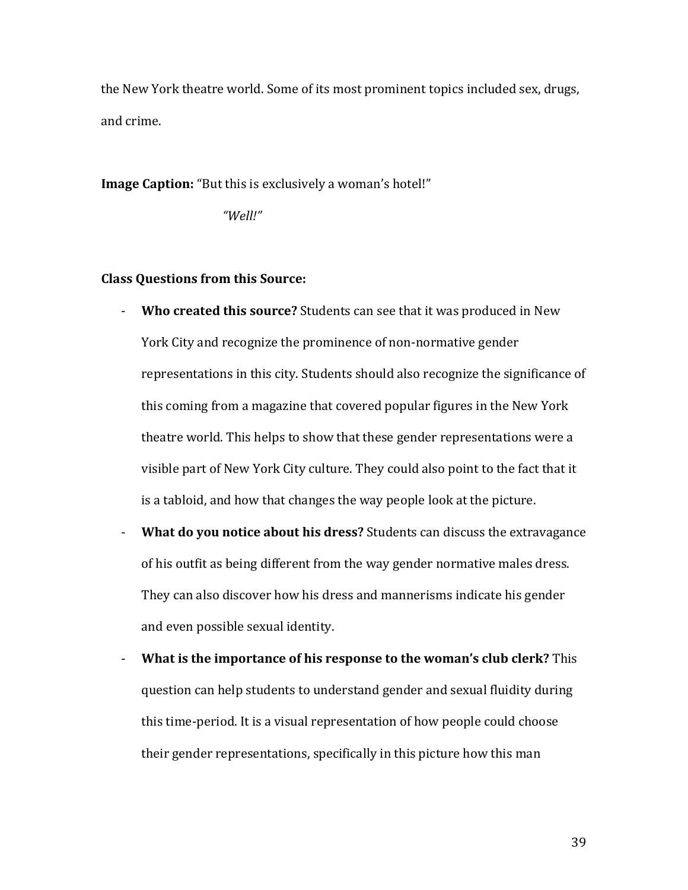the New York theatre world. Some of its most prominent topics included sex, drugs, and crime.

**Image Caption:** "But this is exclusively a woman's hotel!"

*"Well!"*

**Class Questions from this Source:**

- **Who created this source?** Students can see that it was produced in New York City and recognize the prominence of non-normative gender representations in this city. Students should also recognize the significance of this coming from a magazine that covered popular figures in the New York theatre world. This helps to show that these gender representations were a visible part of New York City culture. They could also point to the fact that it is a tabloid, and how that changes the way people look at the picture.
- **What do you notice about his dress?** Students can discuss the extravagance of his outfit as being different from the way gender normative males dress. They can also discover how his dress and mannerisms indicate his gender and even possible sexual identity.
- **What is the importance of his response to the woman's club clerk?** This question can help students to understand gender and sexual fluidity during this time-period. It is a visual representation of how people could choose their gender representations, specifically in this picture how this man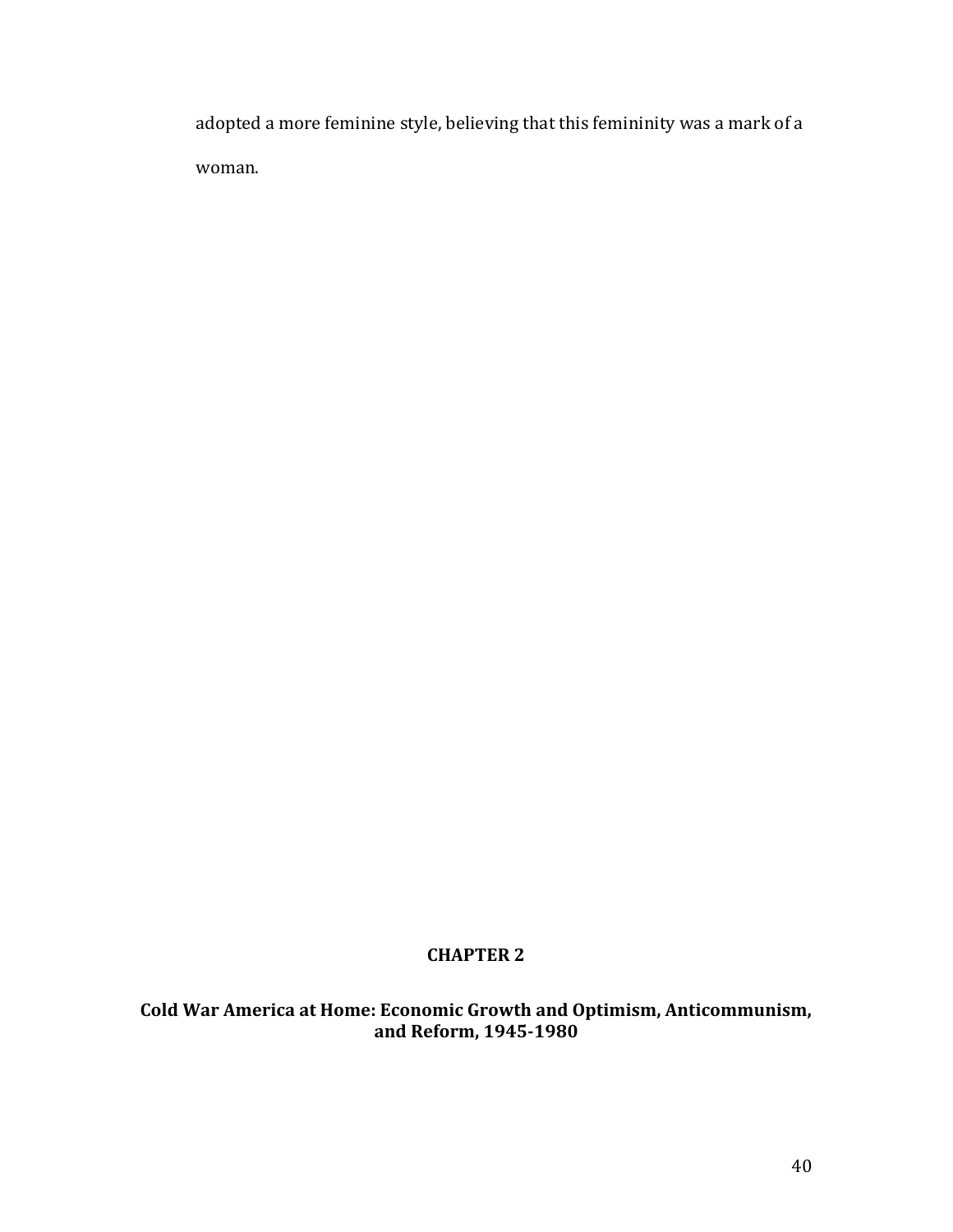adopted a more feminine style, believing that this femininity was a mark of a woman.

# CHAPTER 2

## Cold War America at Home: Economic Growth and Optimism, Anticommunism, and Reform, 1945-1980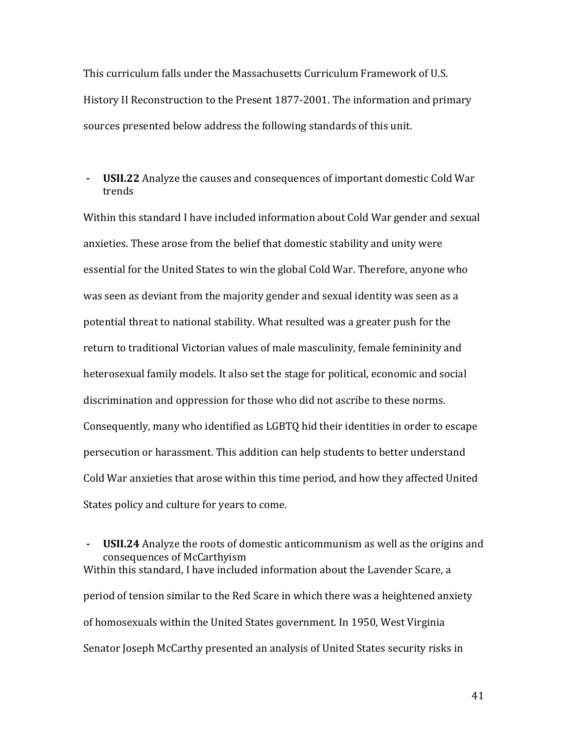This curriculum falls under the Massachusetts Curriculum Framework of U.S. History II Reconstruction to the Present 1877-2001. The information and primary sources presented below address the following standards of this unit.

- **USII.22** Analyze the causes and consequences of important domestic Cold War trends

Within this standard I have included information about Cold War gender and sexual anxieties. These arose from the belief that domestic stability and unity were essential for the United States to win the global Cold War. Therefore, anyone who was seen as deviant from the majority gender and sexual identity was seen as a potential threat to national stability. What resulted was a greater push for the return to traditional Victorian values of male masculinity, female femininity and heterosexual family models. It also set the stage for political, economic and social discrimination and oppression for those who did not ascribe to these norms. Consequently, many who identified as LGBTQ hid their identities in order to escape persecution or harassment. This addition can help students to better understand Cold War anxieties that arose within this time period, and how they affected United States policy and culture for years to come.

- **USII.24** Analyze the roots of domestic anticommunism as well as the origins and consequences of McCarthyism

Within this standard, I have included information about the Lavender Scare, a period of tension similar to the Red Scare in which there was a heightened anxiety of homosexuals within the United States government. In 1950, West Virginia Senator Joseph McCarthy presented an analysis of United States security risks in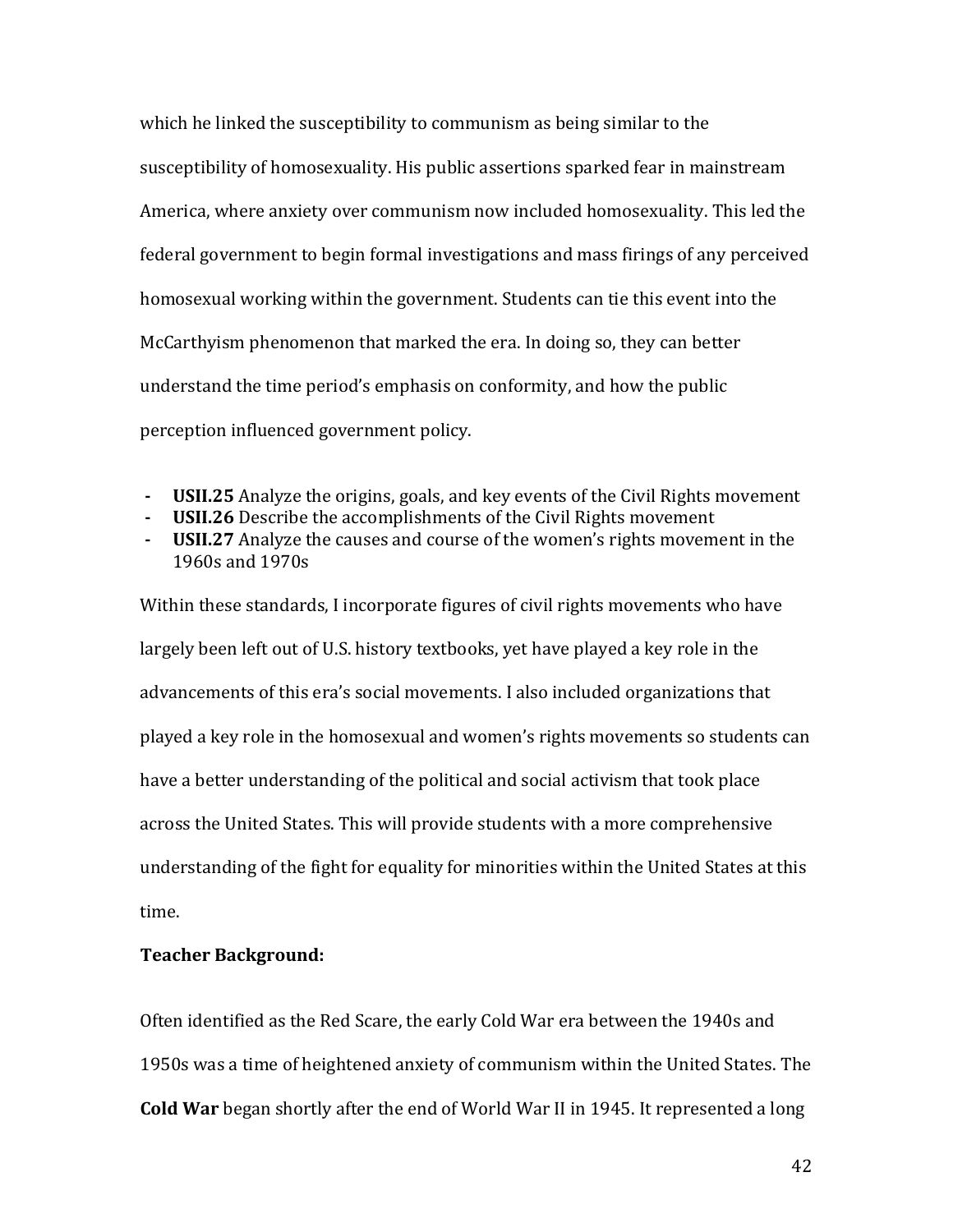which he linked the susceptibility to communism as being similar to the susceptibility of homosexuality. His public assertions sparked fear in mainstream America, where anxiety over communism now included homosexuality. This led the federal government to begin formal investigations and mass firings of any perceived homosexual working within the government. Students can tie this event into the McCarthyism phenomenon that marked the era. In doing so, they can better understand the time period's emphasis on conformity, and how the public perception influenced government policy.

- **USII.25** Analyze the origins, goals, and key events of the Civil Rights movement
- **USII.26** Describe the accomplishments of the Civil Rights movement
- **USII.27** Analyze the causes and course of the women's rights movement in the 1960s and 1970s

Within these standards, I incorporate figures of civil rights movements who have largely been left out of U.S. history textbooks, yet have played a key role in the advancements of this era's social movements. I also included organizations that played a key role in the homosexual and women's rights movements so students can have a better understanding of the political and social activism that took place across the United States. This will provide students with a more comprehensive understanding of the fight for equality for minorities within the United States at this time.

**Teacher Background:**

Often identified as the Red Scare, the early Cold War era between the 1940s and 1950s was a time of heightened anxiety of communism within the United States. The **Cold War** began shortly after the end of World War II in 1945. It represented a long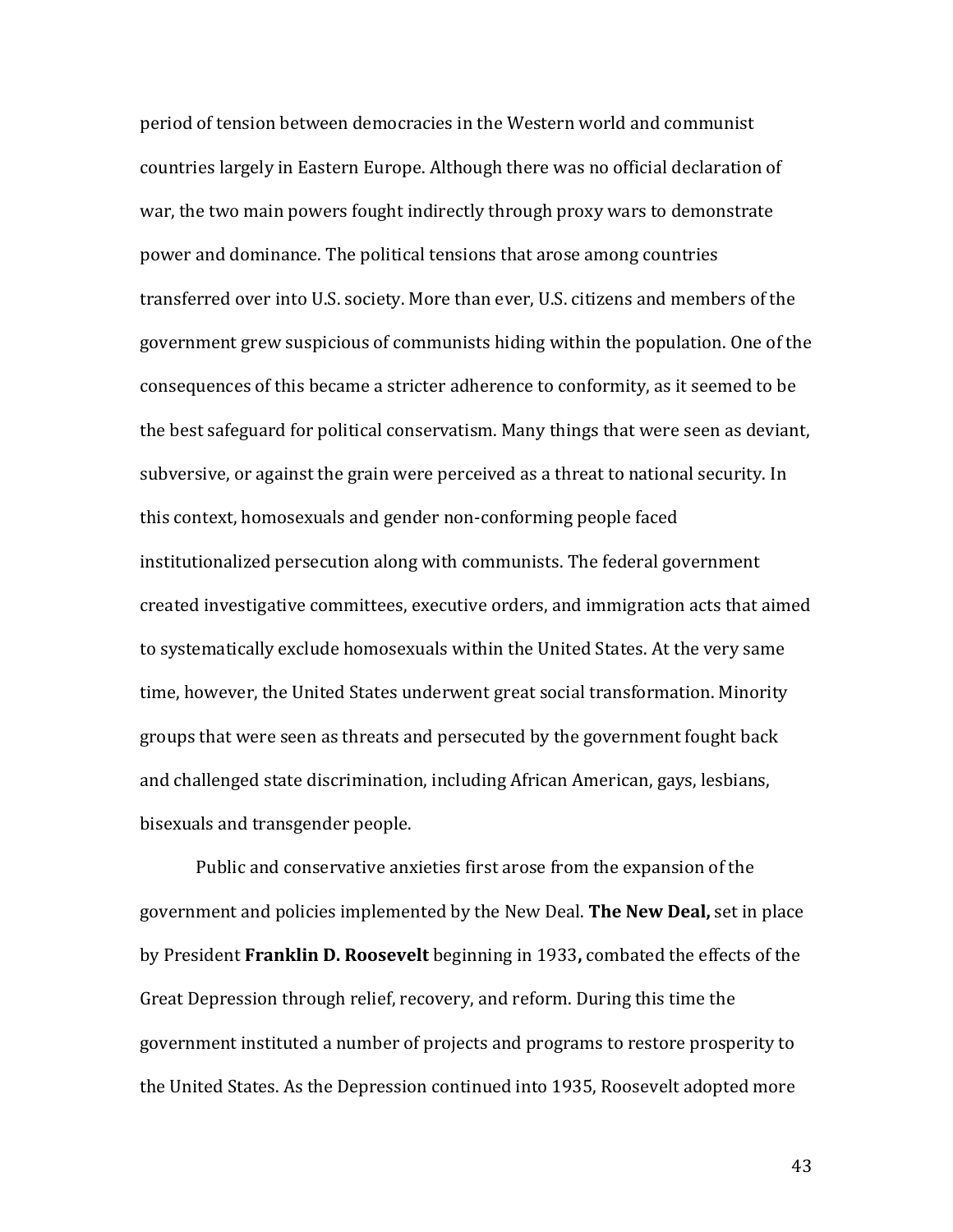period of tension between democracies in the Western world and communist countries largely in Eastern Europe. Although there was no official declaration of war, the two main powers fought indirectly through proxy wars to demonstrate power and dominance. The political tensions that arose among countries transferred over into U.S. society. More than ever, U.S. citizens and members of the government grew suspicious of communists hiding within the population. One of the consequences of this became a stricter adherence to conformity, as it seemed to be the best safeguard for political conservatism. Many things that were seen as deviant, subversive, or against the grain were perceived as a threat to national security. In this context, homosexuals and gender non-conforming people faced institutionalized persecution along with communists. The federal government created investigative committees, executive orders, and immigration acts that aimed to systematically exclude homosexuals within the United States. At the very same time, however, the United States underwent great social transformation. Minority groups that were seen as threats and persecuted by the government fought back and challenged state discrimination, including African American, gays, lesbians, bisexuals and transgender people.

Public and conservative anxieties first arose from the expansion of the government and policies implemented by the New Deal. **The New Deal,** set in place by President **Franklin D. Roosevelt** beginning in 1933**,** combated the effects of the Great Depression through relief, recovery, and reform. During this time the government instituted a number of projects and programs to restore prosperity to the United States. As the Depression continued into 1935, Roosevelt adopted more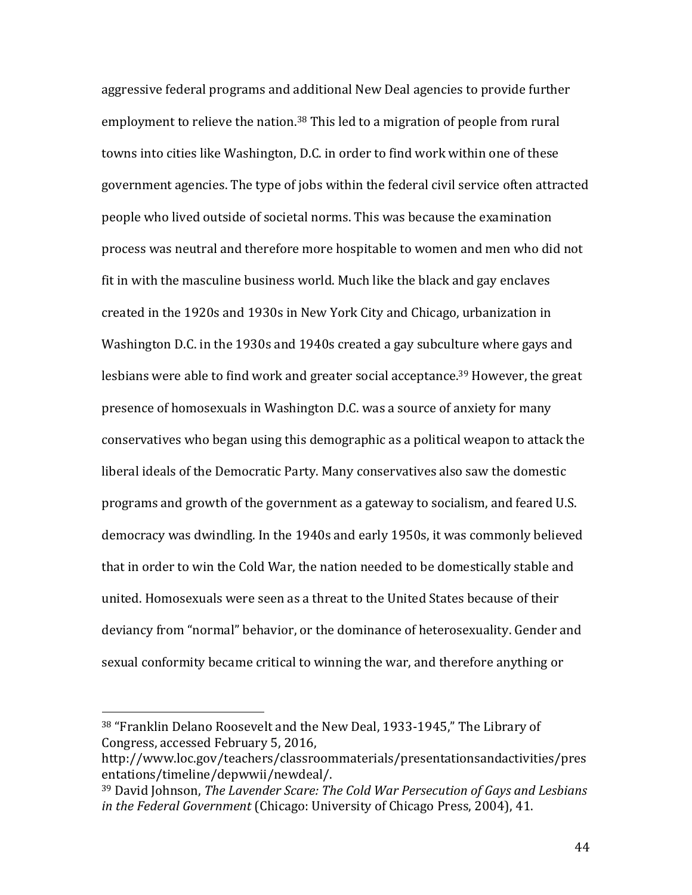aggressive federal programs and additional New Deal agencies to provide further employment to relieve the nation.[38] This led to a migration of people from rural towns into cities like Washington, D.C. in order to find work within one of these government agencies. The type of jobs within the federal civil service often attracted people who lived outside of societal norms. This was because the examination process was neutral and therefore more hospitable to women and men who did not fit in with the masculine business world. Much like the black and gay enclaves created in the 1920s and 1930s in New York City and Chicago, urbanization in Washington D.C. in the 1930s and 1940s created a gay subculture where gays and lesbians were able to find work and greater social acceptance.[39] However, the great presence of homosexuals in Washington D.C. was a source of anxiety for many conservatives who began using this demographic as a political weapon to attack the liberal ideals of the Democratic Party. Many conservatives also saw the domestic programs and growth of the government as a gateway to socialism, and feared U.S. democracy was dwindling. In the 1940s and early 1950s, it was commonly believed that in order to win the Cold War, the nation needed to be domestically stable and united. Homosexuals were seen as a threat to the United States because of their deviancy from "normal" behavior, or the dominance of heterosexuality. Gender and sexual conformity became critical to winning the war, and therefore anything or

---

[38] "Franklin Delano Roosevelt and the New Deal, 1933-1945," The Library of Congress, accessed February 5, 2016, http://www.loc.gov/teachers/classroommaterials/presentationsandactivities/presentations/timeline/depwwii/newdeal/.

[39] David Johnson, *The Lavender Scare: The Cold War Persecution of Gays and Lesbians in the Federal Government* (Chicago: University of Chicago Press, 2004), 41.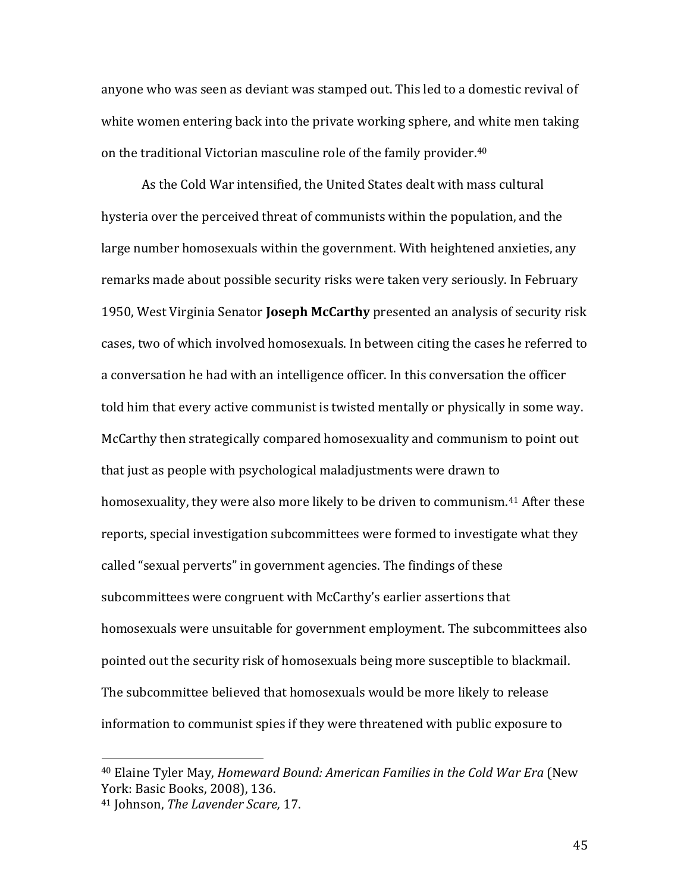anyone who was seen as deviant was stamped out. This led to a domestic revival of white women entering back into the private working sphere, and white men taking on the traditional Victorian masculine role of the family provider.[40]

As the Cold War intensified, the United States dealt with mass cultural hysteria over the perceived threat of communists within the population, and the large number homosexuals within the government. With heightened anxieties, any remarks made about possible security risks were taken very seriously. In February 1950, West Virginia Senator **Joseph McCarthy** presented an analysis of security risk cases, two of which involved homosexuals. In between citing the cases he referred to a conversation he had with an intelligence officer. In this conversation the officer told him that every active communist is twisted mentally or physically in some way. McCarthy then strategically compared homosexuality and communism to point out that just as people with psychological maladjustments were drawn to homosexuality, they were also more likely to be driven to communism.[41] After these reports, special investigation subcommittees were formed to investigate what they called "sexual perverts" in government agencies. The findings of these subcommittees were congruent with McCarthy's earlier assertions that homosexuals were unsuitable for government employment. The subcommittees also pointed out the security risk of homosexuals being more susceptible to blackmail. The subcommittee believed that homosexuals would be more likely to release information to communist spies if they were threatened with public exposure to

---

[40] Elaine Tyler May, *Homeward Bound: American Families in the Cold War Era* (New York: Basic Books, 2008), 136.

[41] Johnson, *The Lavender Scare,* 17.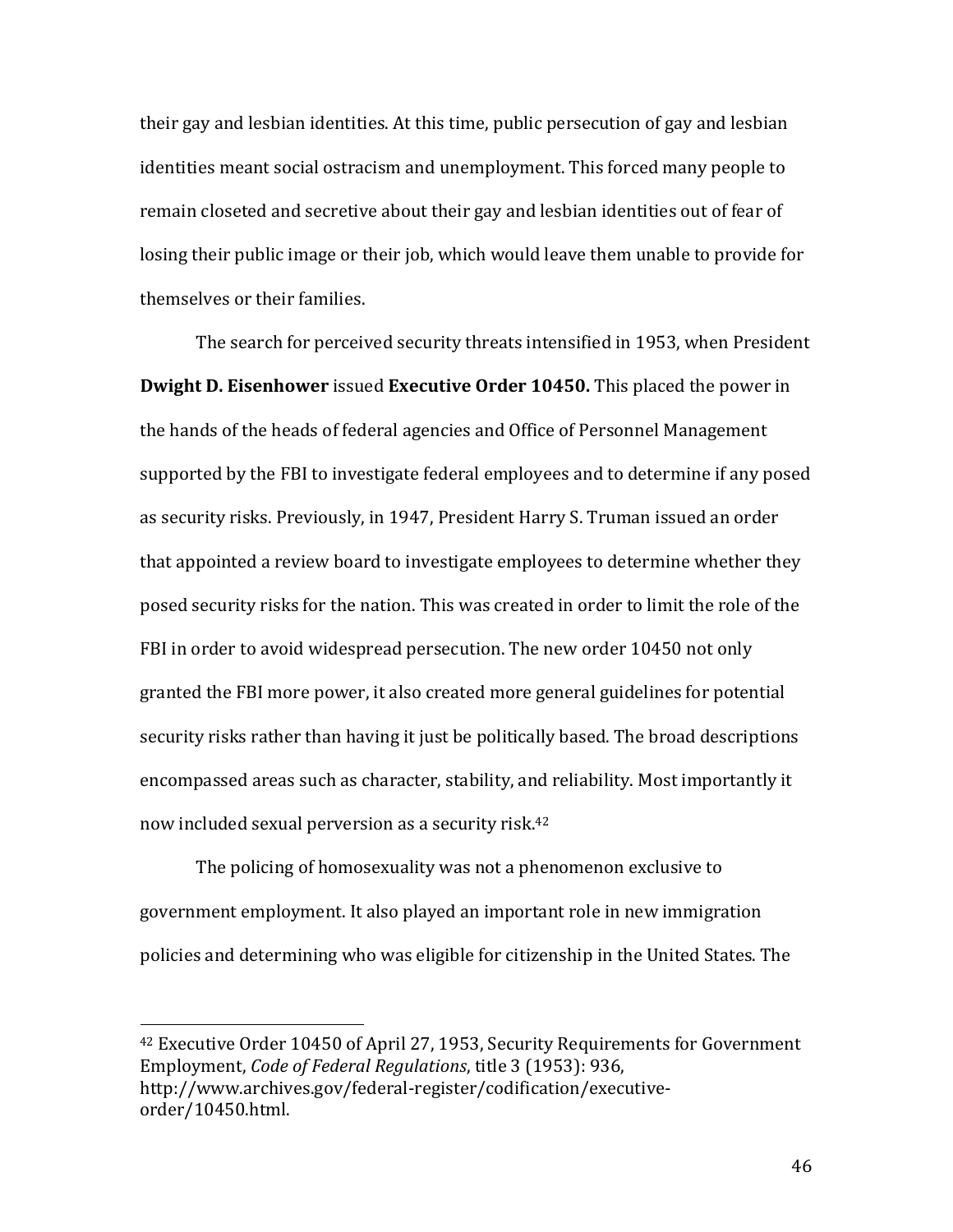their gay and lesbian identities. At this time, public persecution of gay and lesbian identities meant social ostracism and unemployment. This forced many people to remain closeted and secretive about their gay and lesbian identities out of fear of losing their public image or their job, which would leave them unable to provide for themselves or their families.

The search for perceived security threats intensified in 1953, when President **Dwight D. Eisenhower** issued **Executive Order 10450.** This placed the power in the hands of the heads of federal agencies and Office of Personnel Management supported by the FBI to investigate federal employees and to determine if any posed as security risks. Previously, in 1947, President Harry S. Truman issued an order that appointed a review board to investigate employees to determine whether they posed security risks for the nation. This was created in order to limit the role of the FBI in order to avoid widespread persecution. The new order 10450 not only granted the FBI more power, it also created more general guidelines for potential security risks rather than having it just be politically based. The broad descriptions encompassed areas such as character, stability, and reliability. Most importantly it now included sexual perversion as a security risk.[42]

The policing of homosexuality was not a phenomenon exclusive to government employment. It also played an important role in new immigration policies and determining who was eligible for citizenship in the United States. The

---

[42] Executive Order 10450 of April 27, 1953, Security Requirements for Government Employment, *Code of Federal Regulations*, title 3 (1953): 936, http://www.archives.gov/federal-register/codification/executive-order/10450.html.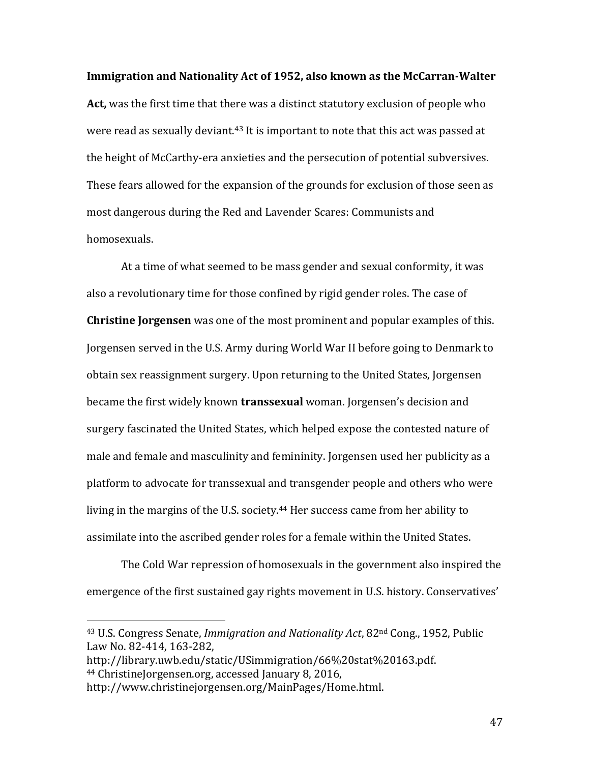**Immigration and Nationality Act of 1952, also known as the McCarran-Walter Act,** was the first time that there was a distinct statutory exclusion of people who were read as sexually deviant.[43] It is important to note that this act was passed at the height of McCarthy-era anxieties and the persecution of potential subversives. These fears allowed for the expansion of the grounds for exclusion of those seen as most dangerous during the Red and Lavender Scares: Communists and homosexuals.

At a time of what seemed to be mass gender and sexual conformity, it was also a revolutionary time for those confined by rigid gender roles. The case of **Christine Jorgensen** was one of the most prominent and popular examples of this. Jorgensen served in the U.S. Army during World War II before going to Denmark to obtain sex reassignment surgery. Upon returning to the United States, Jorgensen became the first widely known **transsexual** woman. Jorgensen's decision and surgery fascinated the United States, which helped expose the contested nature of male and female and masculinity and femininity. Jorgensen used her publicity as a platform to advocate for transsexual and transgender people and others who were living in the margins of the U.S. society.[44] Her success came from her ability to assimilate into the ascribed gender roles for a female within the United States.

The Cold War repression of homosexuals in the government also inspired the emergence of the first sustained gay rights movement in U.S. history. Conservatives'

---

[43] U.S. Congress Senate, *Immigration and Nationality Act*, 82nd Cong., 1952, Public Law No. 82-414, 163-282, http://library.uwb.edu/static/USimmigration/66%20stat%20163.pdf.

[44] ChristineJorgensen.org, accessed January 8, 2016, http://www.christinejorgensen.org/MainPages/Home.html.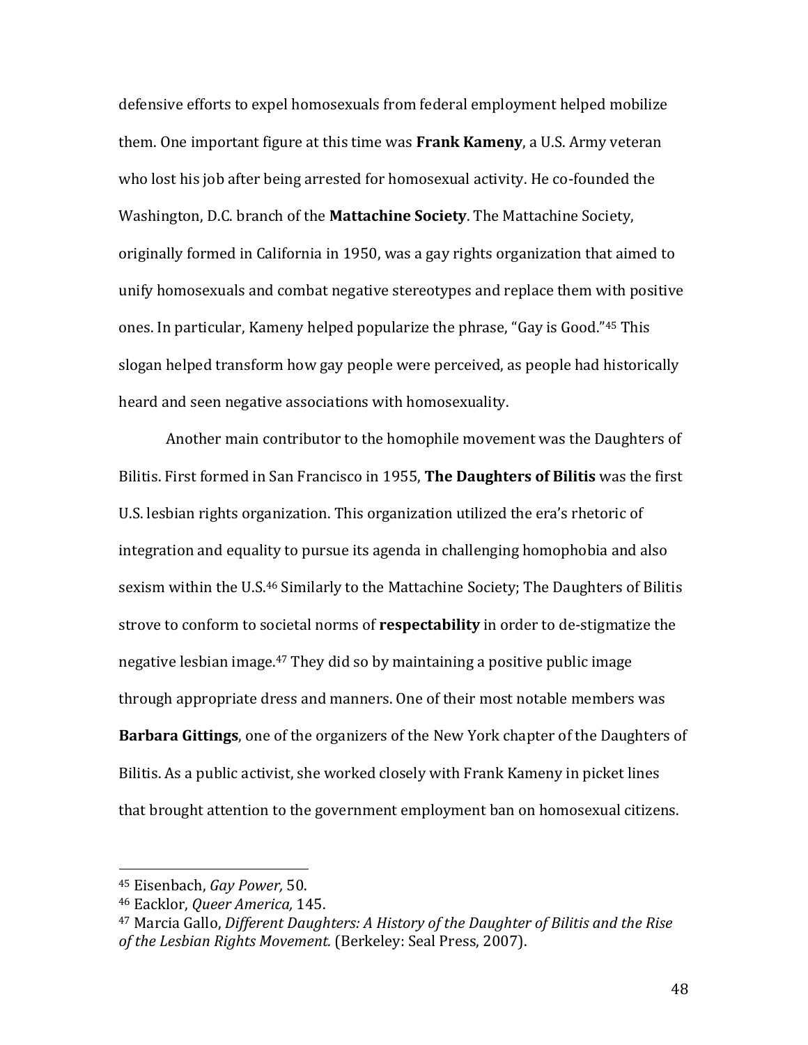defensive efforts to expel homosexuals from federal employment helped mobilize them. One important figure at this time was **Frank Kameny**, a U.S. Army veteran who lost his job after being arrested for homosexual activity. He co-founded the Washington, D.C. branch of the **Mattachine Society**. The Mattachine Society, originally formed in California in 1950, was a gay rights organization that aimed to unify homosexuals and combat negative stereotypes and replace them with positive ones. In particular, Kameny helped popularize the phrase, "Gay is Good."[45] This slogan helped transform how gay people were perceived, as people had historically heard and seen negative associations with homosexuality.

Another main contributor to the homophile movement was the Daughters of Bilitis. First formed in San Francisco in 1955, **The Daughters of Bilitis** was the first U.S. lesbian rights organization. This organization utilized the era's rhetoric of integration and equality to pursue its agenda in challenging homophobia and also sexism within the U.S.[46] Similarly to the Mattachine Society; The Daughters of Bilitis strove to conform to societal norms of **respectability** in order to de-stigmatize the negative lesbian image.[47] They did so by maintaining a positive public image through appropriate dress and manners. One of their most notable members was **Barbara Gittings**, one of the organizers of the New York chapter of the Daughters of Bilitis. As a public activist, she worked closely with Frank Kameny in picket lines that brought attention to the government employment ban on homosexual citizens.

---

[45] Eisenbach, *Gay Power,* 50.

[46] Eacklor, *Queer America,* 145.

[47] Marcia Gallo, *Different Daughters: A History of the Daughter of Bilitis and the Rise of the Lesbian Rights Movement.* (Berkeley: Seal Press, 2007).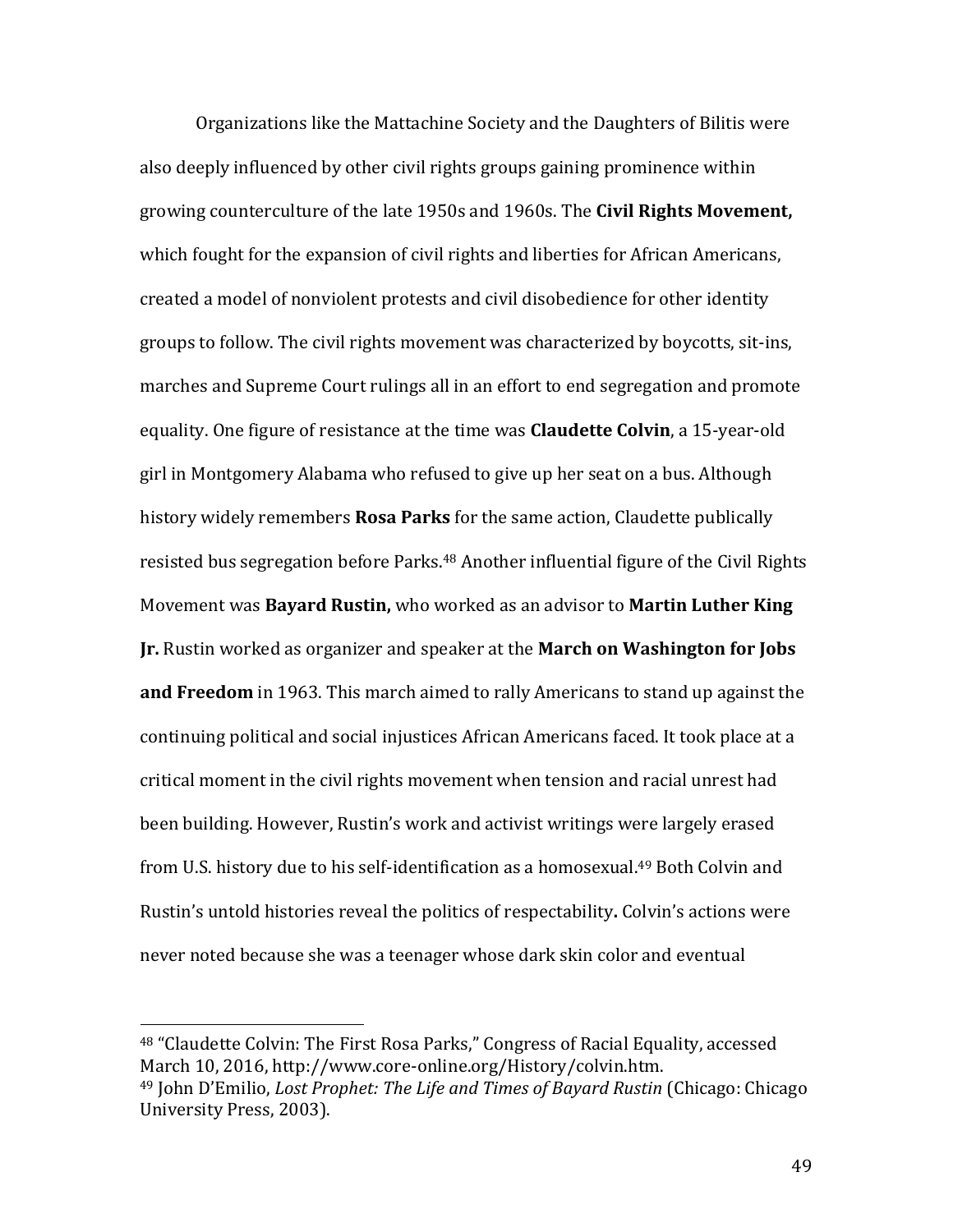Organizations like the Mattachine Society and the Daughters of Bilitis were also deeply influenced by other civil rights groups gaining prominence within growing counterculture of the late 1950s and 1960s. The **Civil Rights Movement,** which fought for the expansion of civil rights and liberties for African Americans, created a model of nonviolent protests and civil disobedience for other identity groups to follow. The civil rights movement was characterized by boycotts, sit-ins, marches and Supreme Court rulings all in an effort to end segregation and promote equality. One figure of resistance at the time was **Claudette Colvin**, a 15-year-old girl in Montgomery Alabama who refused to give up her seat on a bus. Although history widely remembers **Rosa Parks** for the same action, Claudette publically resisted bus segregation before Parks.[48] Another influential figure of the Civil Rights Movement was **Bayard Rustin,** who worked as an advisor to **Martin Luther King Jr.** Rustin worked as organizer and speaker at the **March on Washington for Jobs and Freedom** in 1963. This march aimed to rally Americans to stand up against the continuing political and social injustices African Americans faced. It took place at a critical moment in the civil rights movement when tension and racial unrest had been building. However, Rustin's work and activist writings were largely erased from U.S. history due to his self-identification as a homosexual.[49] Both Colvin and Rustin's untold histories reveal the politics of respectability**.** Colvin's actions were never noted because she was a teenager whose dark skin color and eventual

---

[48] "Claudette Colvin: The First Rosa Parks," Congress of Racial Equality, accessed March 10, 2016, http://www.core-online.org/History/colvin.htm.

[49] John D'Emilio, *Lost Prophet: The Life and Times of Bayard Rustin* (Chicago: Chicago University Press, 2003).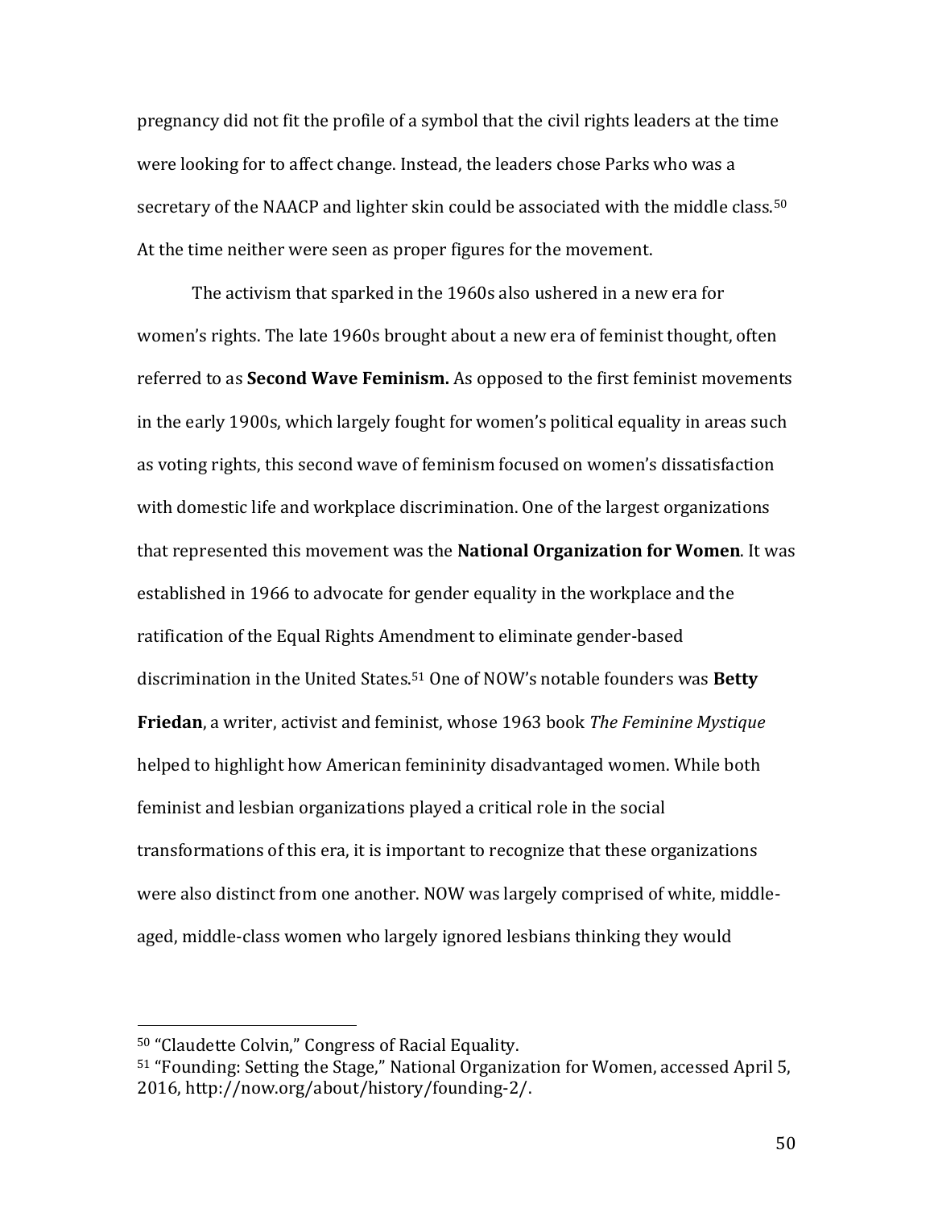pregnancy did not fit the profile of a symbol that the civil rights leaders at the time were looking for to affect change. Instead, the leaders chose Parks who was a secretary of the NAACP and lighter skin could be associated with the middle class.[50] At the time neither were seen as proper figures for the movement.

The activism that sparked in the 1960s also ushered in a new era for women's rights. The late 1960s brought about a new era of feminist thought, often referred to as **Second Wave Feminism.** As opposed to the first feminist movements in the early 1900s, which largely fought for women's political equality in areas such as voting rights, this second wave of feminism focused on women's dissatisfaction with domestic life and workplace discrimination. One of the largest organizations that represented this movement was the **National Organization for Women**. It was established in 1966 to advocate for gender equality in the workplace and the ratification of the Equal Rights Amendment to eliminate gender-based discrimination in the United States.[51] One of NOW's notable founders was **Betty Friedan**, a writer, activist and feminist, whose 1963 book *The Feminine Mystique* helped to highlight how American femininity disadvantaged women. While both feminist and lesbian organizations played a critical role in the social transformations of this era, it is important to recognize that these organizations were also distinct from one another. NOW was largely comprised of white, middle-aged, middle-class women who largely ignored lesbians thinking they would

---

[50] "Claudette Colvin," Congress of Racial Equality.

[51] "Founding: Setting the Stage," National Organization for Women, accessed April 5, 2016, http://now.org/about/history/founding-2/.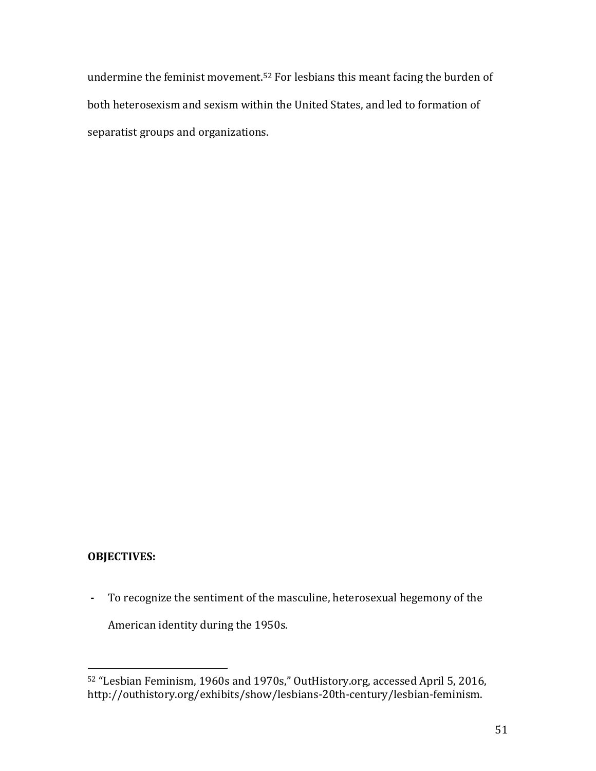undermine the feminist movement.[52] For lesbians this meant facing the burden of both heterosexism and sexism within the United States, and led to formation of separatist groups and organizations.

**OBJECTIVES:**

- To recognize the sentiment of the masculine, heterosexual hegemony of the American identity during the 1950s.

[52] "Lesbian Feminism, 1960s and 1970s," OutHistory.org, accessed April 5, 2016, http://outhistory.org/exhibits/show/lesbians-20th-century/lesbian-feminism.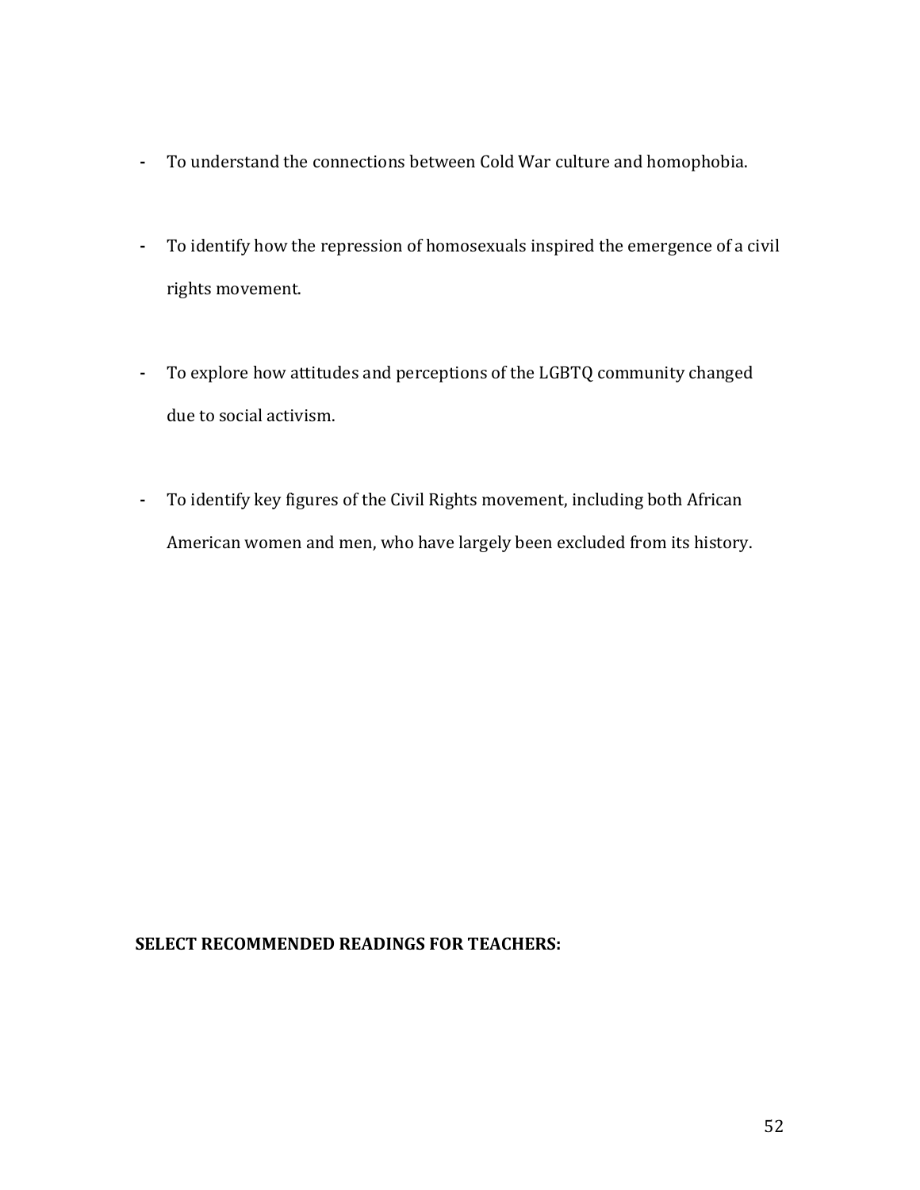- To understand the connections between Cold War culture and homophobia.

- To identify how the repression of homosexuals inspired the emergence of a civil rights movement.

- To explore how attitudes and perceptions of the LGBTQ community changed due to social activism.

- To identify key figures of the Civil Rights movement, including both African American women and men, who have largely been excluded from its history.

**SELECT RECOMMENDED READINGS FOR TEACHERS:**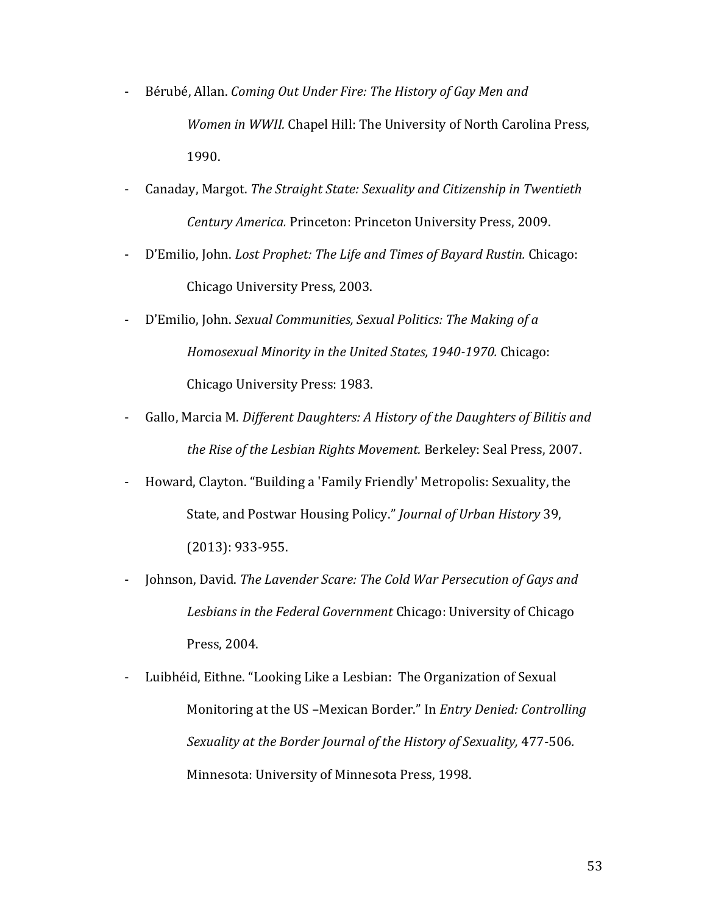- Bérubé, Allan. *Coming Out Under Fire: The History of Gay Men and Women in WWII.* Chapel Hill: The University of North Carolina Press, 1990.
- Canaday, Margot. *The Straight State: Sexuality and Citizenship in Twentieth Century America.* Princeton: Princeton University Press, 2009.
- D'Emilio, John. *Lost Prophet: The Life and Times of Bayard Rustin.* Chicago: Chicago University Press, 2003.
- D'Emilio, John. *Sexual Communities, Sexual Politics: The Making of a Homosexual Minority in the United States, 1940-1970.* Chicago: Chicago University Press: 1983.
- Gallo, Marcia M. *Different Daughters: A History of the Daughters of Bilitis and the Rise of the Lesbian Rights Movement.* Berkeley: Seal Press, 2007.
- Howard, Clayton. "Building a 'Family Friendly' Metropolis: Sexuality, the State, and Postwar Housing Policy." *Journal of Urban History* 39, (2013): 933-955.
- Johnson, David. *The Lavender Scare: The Cold War Persecution of Gays and Lesbians in the Federal Government* Chicago: University of Chicago Press, 2004.
- Luibhéid, Eithne. "Looking Like a Lesbian: The Organization of Sexual Monitoring at the US –Mexican Border." In *Entry Denied: Controlling Sexuality at the Border Journal of the History of Sexuality,* 477-506*.* Minnesota: University of Minnesota Press, 1998.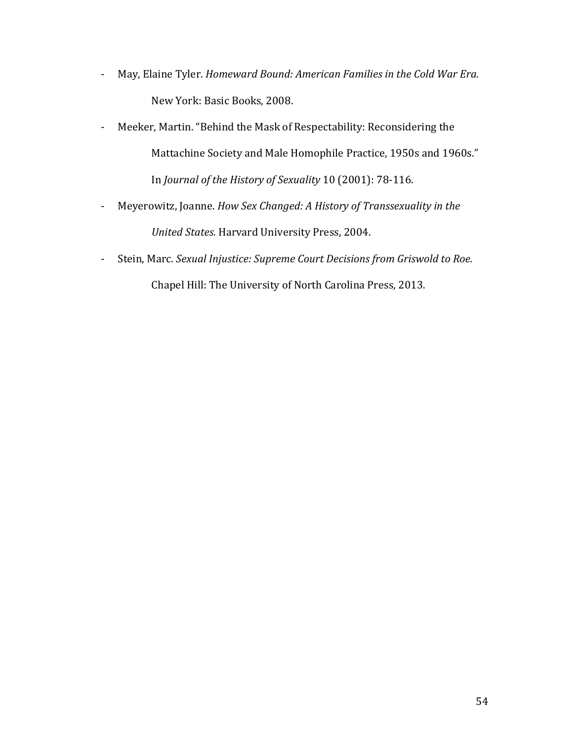- May, Elaine Tyler. *Homeward Bound: American Families in the Cold War Era.* New York: Basic Books, 2008.
- Meeker, Martin. "Behind the Mask of Respectability: Reconsidering the Mattachine Society and Male Homophile Practice, 1950s and 1960s." In *Journal of the History of Sexuality* 10 (2001): 78-116.
- Meyerowitz, Joanne. *How Sex Changed: A History of Transsexuality in the United States.* Harvard University Press, 2004.
- Stein, Marc. *Sexual Injustice: Supreme Court Decisions from Griswold to Roe.* Chapel Hill: The University of North Carolina Press, 2013.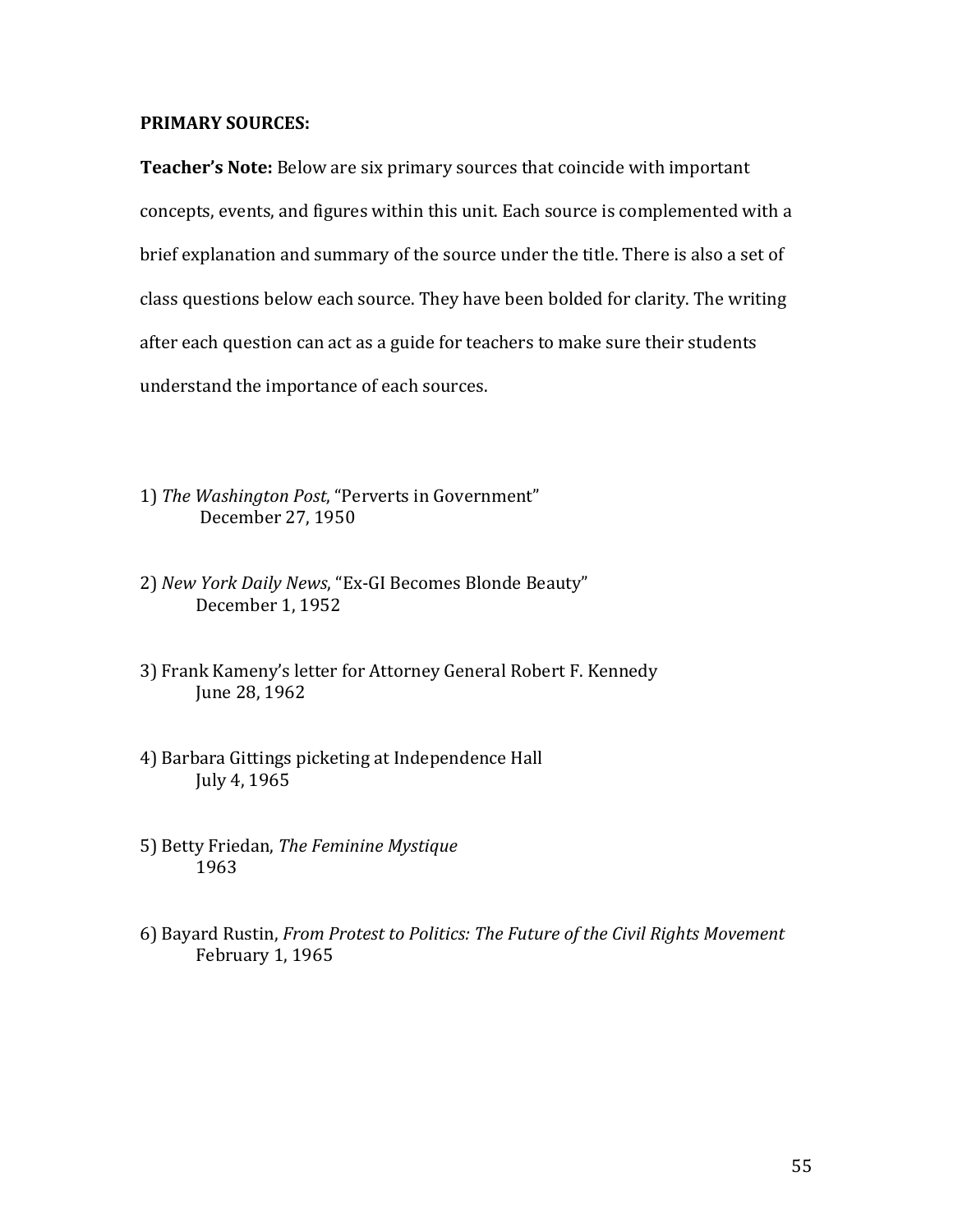**PRIMARY SOURCES:**

**Teacher's Note:** Below are six primary sources that coincide with important concepts, events, and figures within this unit. Each source is complemented with a brief explanation and summary of the source under the title. There is also a set of class questions below each source. They have been bolded for clarity. The writing after each question can act as a guide for teachers to make sure their students understand the importance of each sources.

1) *The Washington Post*, "Perverts in Government"
   December 27, 1950

2) *New York Daily News*, "Ex-GI Becomes Blonde Beauty"
   December 1, 1952

3) Frank Kameny's letter for Attorney General Robert F. Kennedy
   June 28, 1962

4) Barbara Gittings picketing at Independence Hall
   July 4, 1965

5) Betty Friedan, *The Feminine Mystique*
   1963

6) Bayard Rustin, *From Protest to Politics: The Future of the Civil Rights Movement*
   February 1, 1965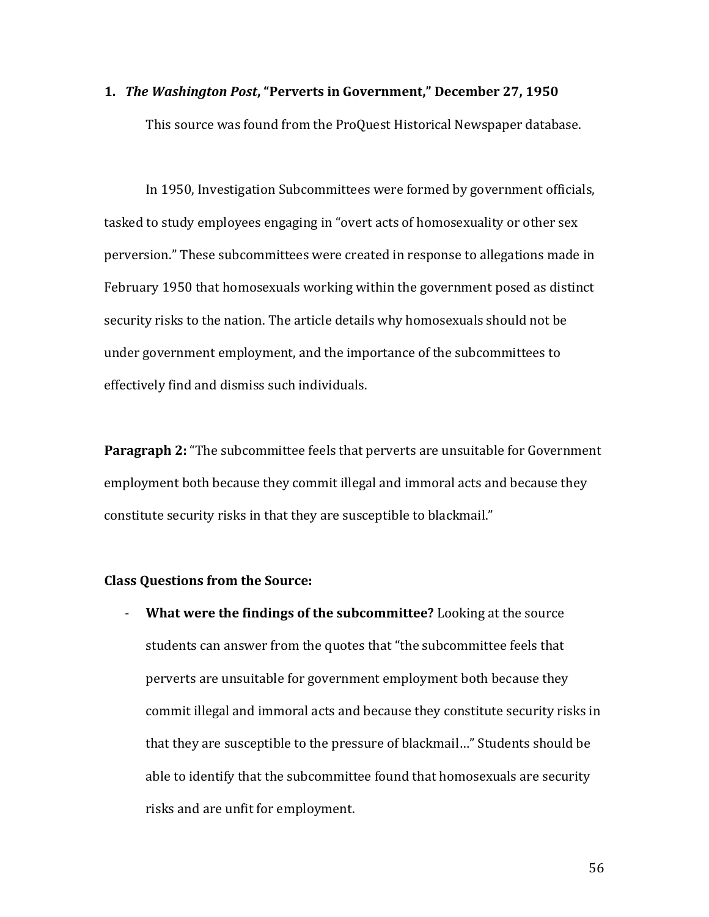1. ***The Washington Post*, "Perverts in Government," December 27, 1950**

This source was found from the ProQuest Historical Newspaper database.

In 1950, Investigation Subcommittees were formed by government officials, tasked to study employees engaging in "overt acts of homosexuality or other sex perversion." These subcommittees were created in response to allegations made in February 1950 that homosexuals working within the government posed as distinct security risks to the nation. The article details why homosexuals should not be under government employment, and the importance of the subcommittees to effectively find and dismiss such individuals.

**Paragraph 2:** "The subcommittee feels that perverts are unsuitable for Government employment both because they commit illegal and immoral acts and because they constitute security risks in that they are susceptible to blackmail."

**Class Questions from the Source:**

- **What were the findings of the subcommittee?** Looking at the source students can answer from the quotes that "the subcommittee feels that perverts are unsuitable for government employment both because they commit illegal and immoral acts and because they constitute security risks in that they are susceptible to the pressure of blackmail…" Students should be able to identify that the subcommittee found that homosexuals are security risks and are unfit for employment.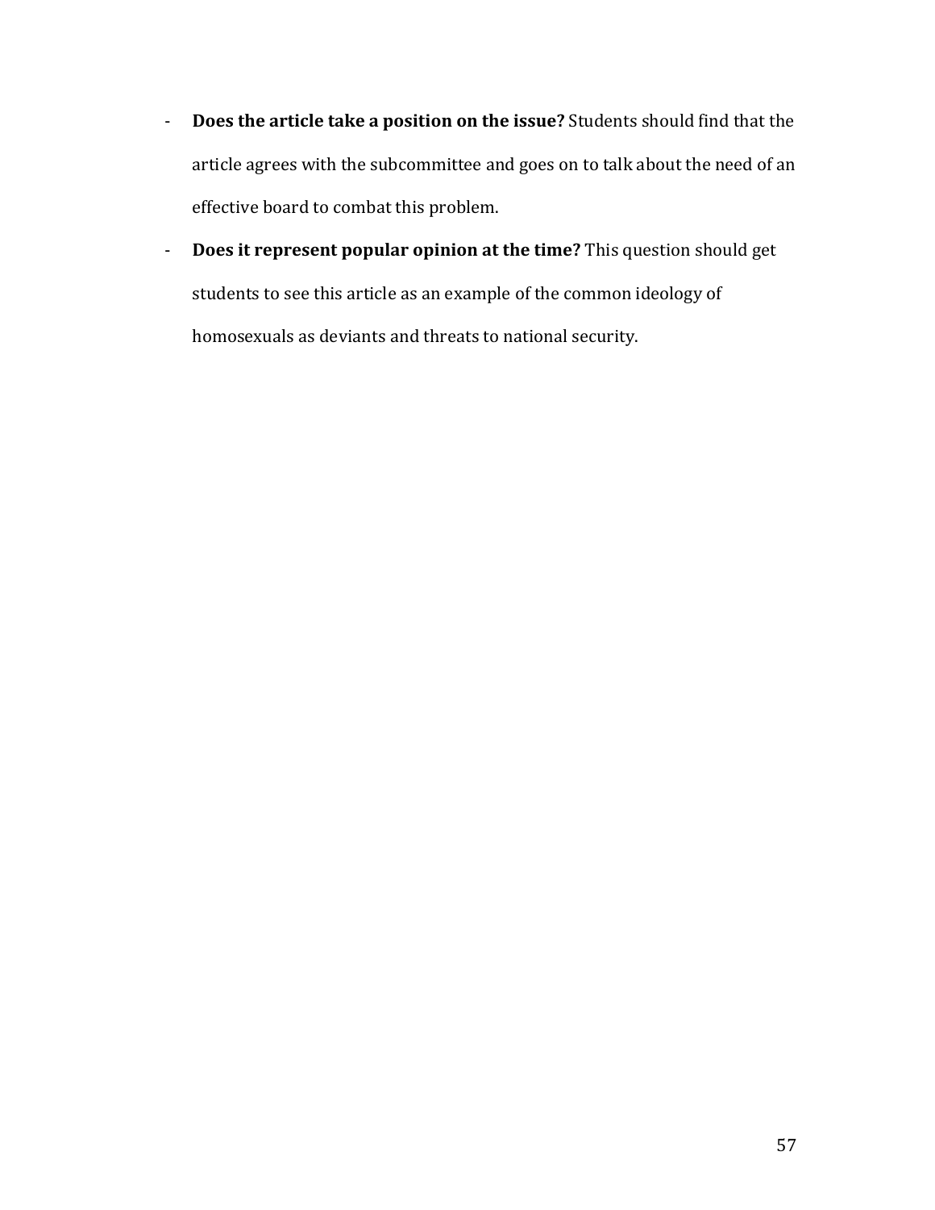- **Does the article take a position on the issue?** Students should find that the article agrees with the subcommittee and goes on to talk about the need of an effective board to combat this problem.
- **Does it represent popular opinion at the time?** This question should get students to see this article as an example of the common ideology of homosexuals as deviants and threats to national security.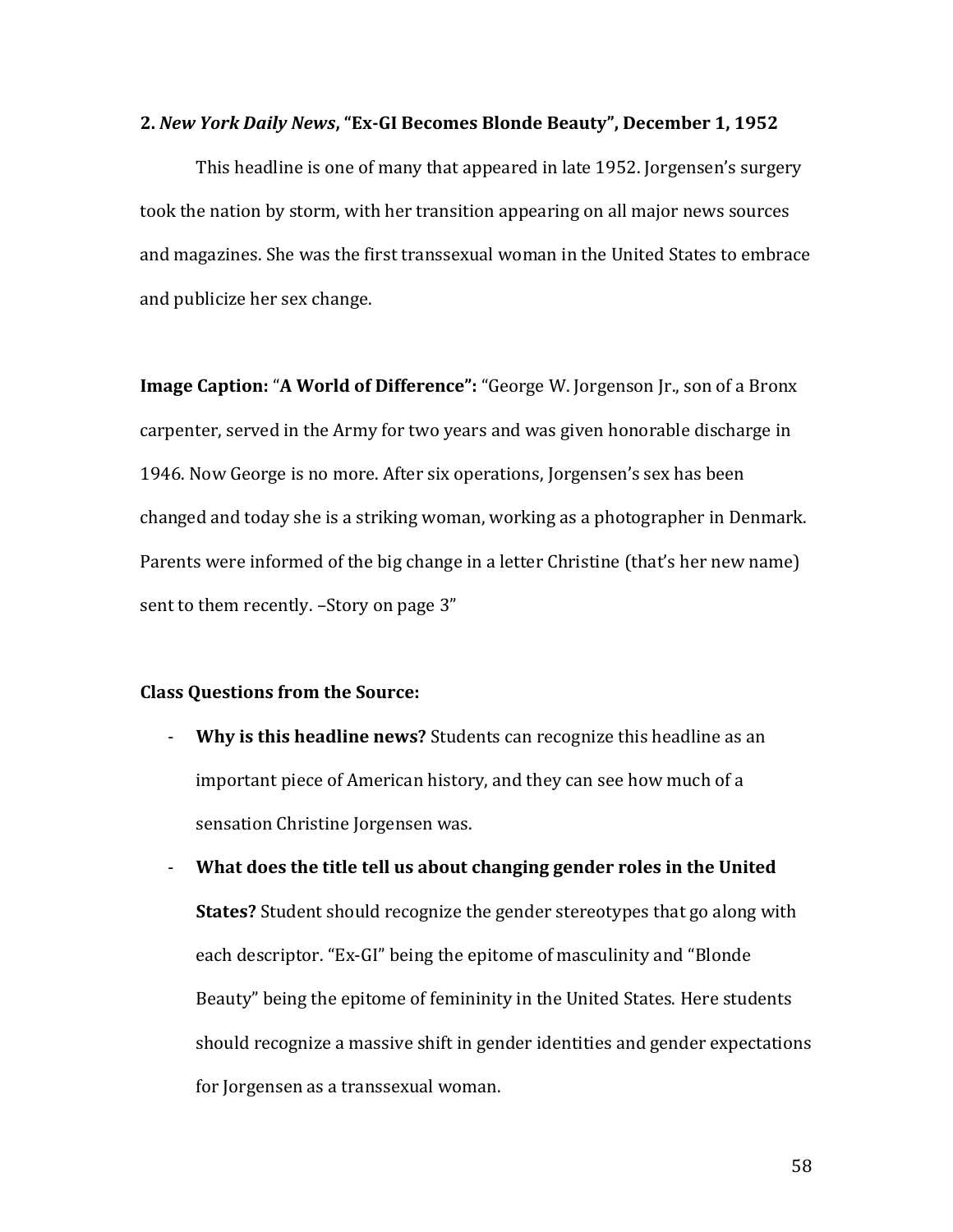**2. *New York Daily News*, "Ex-GI Becomes Blonde Beauty", December 1, 1952**

This headline is one of many that appeared in late 1952. Jorgensen's surgery took the nation by storm, with her transition appearing on all major news sources and magazines. She was the first transsexual woman in the United States to embrace and publicize her sex change.

**Image Caption:** "**A World of Difference":** "George W. Jorgenson Jr., son of a Bronx carpenter, served in the Army for two years and was given honorable discharge in 1946. Now George is no more. After six operations, Jorgensen's sex has been changed and today she is a striking woman, working as a photographer in Denmark. Parents were informed of the big change in a letter Christine (that's her new name) sent to them recently. –Story on page 3"

**Class Questions from the Source:**

- **Why is this headline news?** Students can recognize this headline as an important piece of American history, and they can see how much of a sensation Christine Jorgensen was.
- **What does the title tell us about changing gender roles in the United States?** Student should recognize the gender stereotypes that go along with each descriptor. "Ex-GI" being the epitome of masculinity and "Blonde Beauty" being the epitome of femininity in the United States. Here students should recognize a massive shift in gender identities and gender expectations for Jorgensen as a transsexual woman.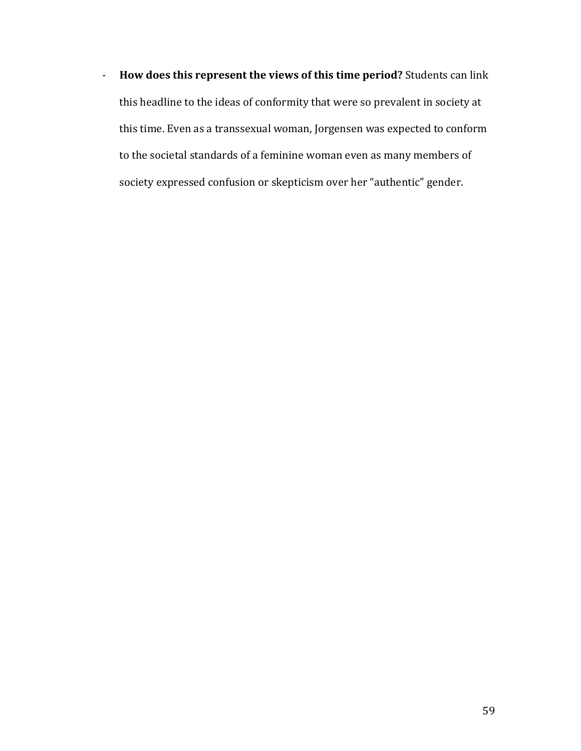- **How does this represent the views of this time period?** Students can link this headline to the ideas of conformity that were so prevalent in society at this time. Even as a transsexual woman, Jorgensen was expected to conform to the societal standards of a feminine woman even as many members of society expressed confusion or skepticism over her "authentic" gender.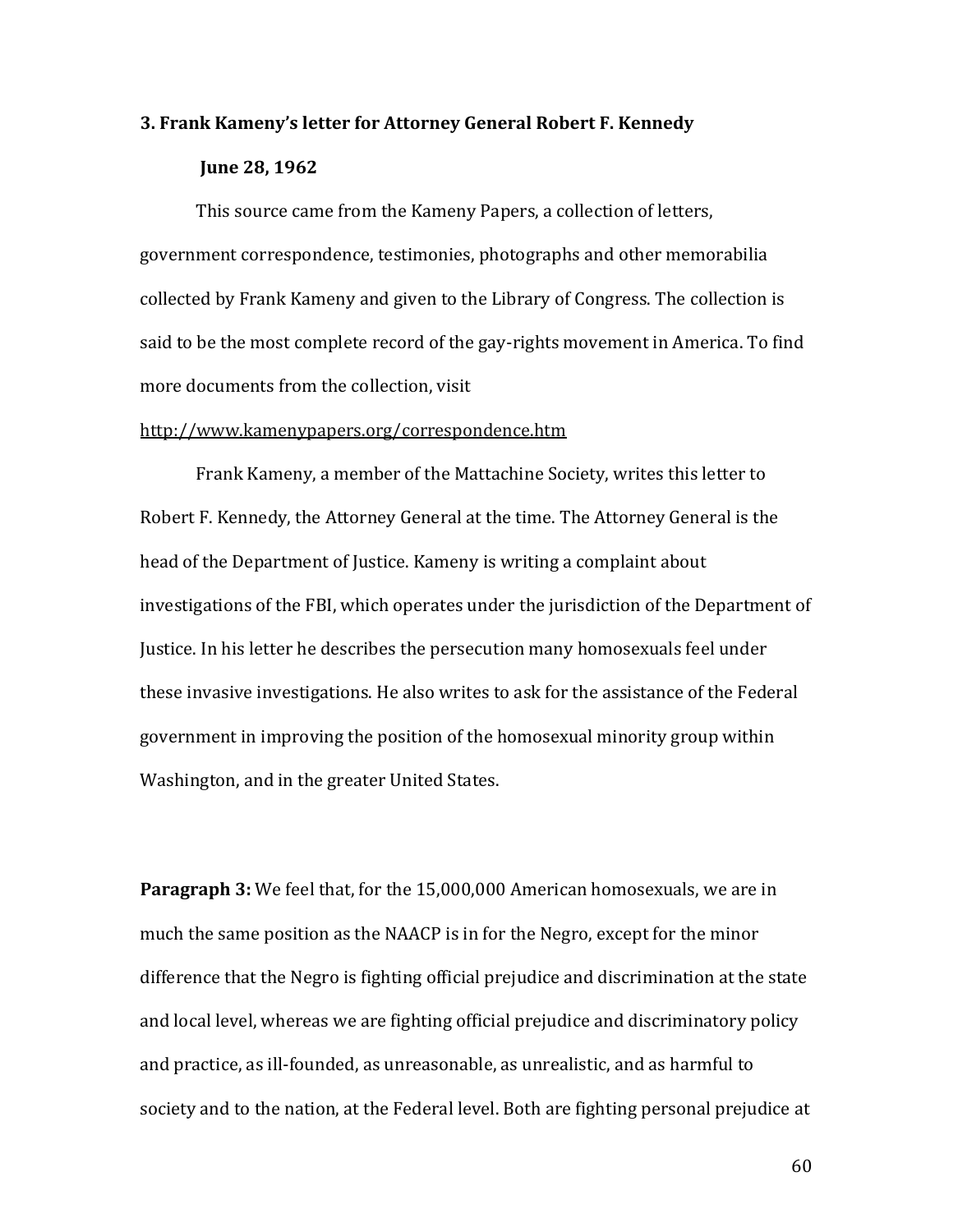**3. Frank Kameny's letter for Attorney General Robert F. Kennedy**

**June 28, 1962**

This source came from the Kameny Papers, a collection of letters, government correspondence, testimonies, photographs and other memorabilia collected by Frank Kameny and given to the Library of Congress. The collection is said to be the most complete record of the gay-rights movement in America. To find more documents from the collection, visit http://www.kamenypapers.org/correspondence.htm

Frank Kameny, a member of the Mattachine Society, writes this letter to Robert F. Kennedy, the Attorney General at the time. The Attorney General is the head of the Department of Justice. Kameny is writing a complaint about investigations of the FBI, which operates under the jurisdiction of the Department of Justice. In his letter he describes the persecution many homosexuals feel under these invasive investigations. He also writes to ask for the assistance of the Federal government in improving the position of the homosexual minority group within Washington, and in the greater United States.

**Paragraph 3:** We feel that, for the 15,000,000 American homosexuals, we are in much the same position as the NAACP is in for the Negro, except for the minor difference that the Negro is fighting official prejudice and discrimination at the state and local level, whereas we are fighting official prejudice and discriminatory policy and practice, as ill-founded, as unreasonable, as unrealistic, and as harmful to society and to the nation, at the Federal level. Both are fighting personal prejudice at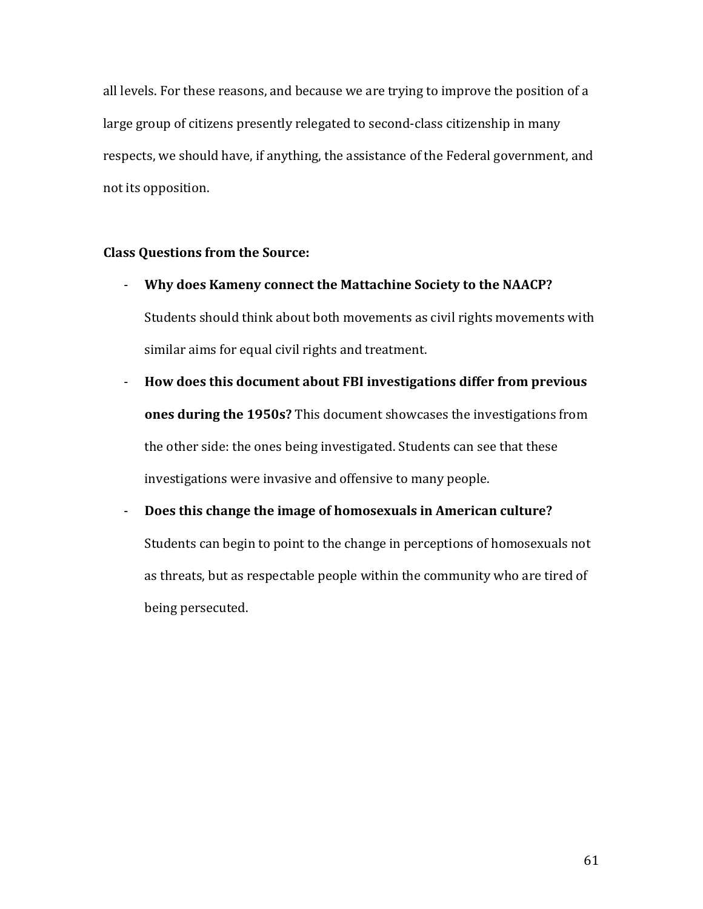all levels. For these reasons, and because we are trying to improve the position of a large group of citizens presently relegated to second-class citizenship in many respects, we should have, if anything, the assistance of the Federal government, and not its opposition.

**Class Questions from the Source:**

- **Why does Kameny connect the Mattachine Society to the NAACP?** Students should think about both movements as civil rights movements with similar aims for equal civil rights and treatment.
- **How does this document about FBI investigations differ from previous ones during the 1950s?** This document showcases the investigations from the other side: the ones being investigated. Students can see that these investigations were invasive and offensive to many people.
- **Does this change the image of homosexuals in American culture?** Students can begin to point to the change in perceptions of homosexuals not as threats, but as respectable people within the community who are tired of being persecuted.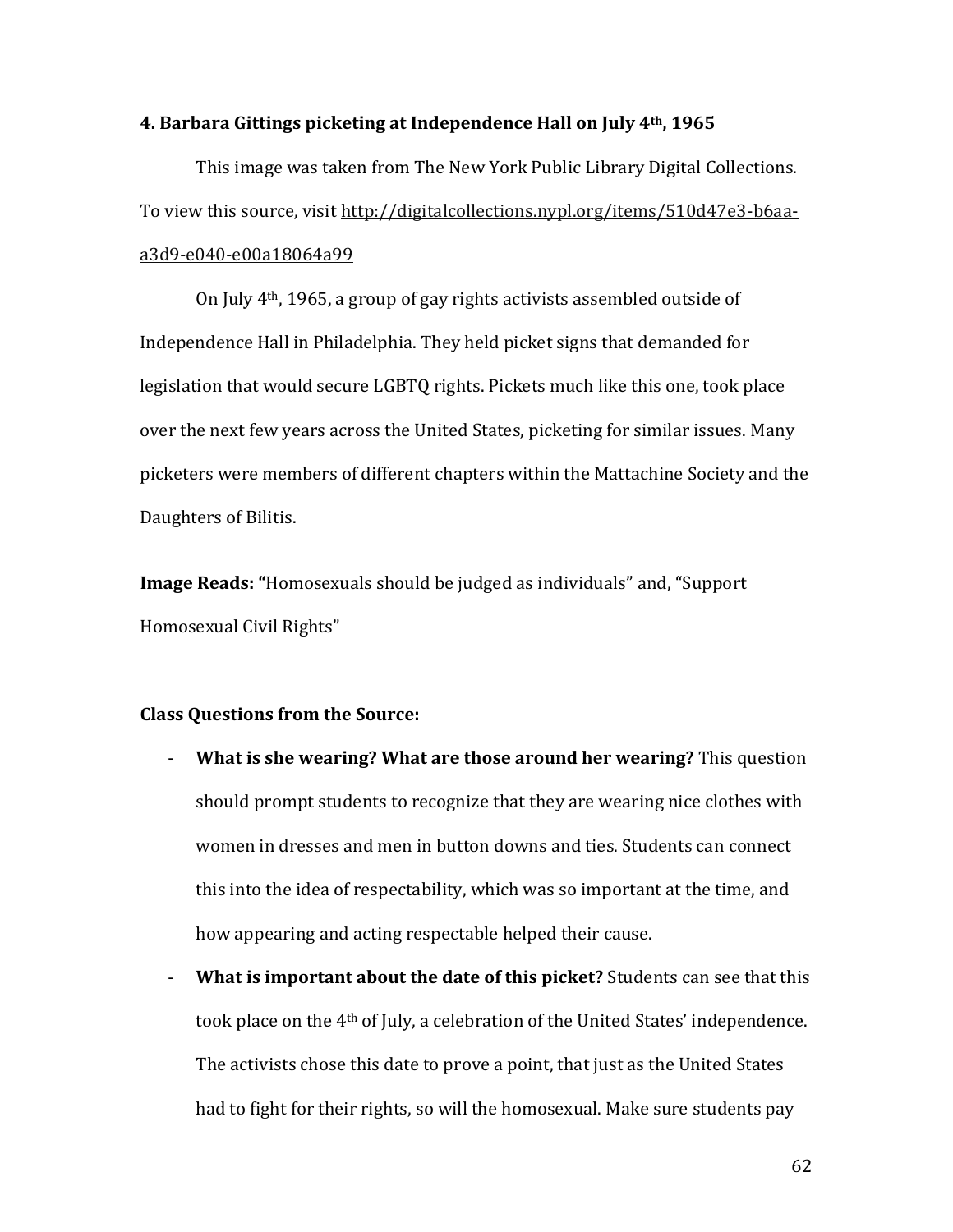### 4. Barbara Gittings picketing at Independence Hall on July 4th, 1965

This image was taken from The New York Public Library Digital Collections. To view this source, visit http://digitalcollections.nypl.org/items/510d47e3-b6aa-a3d9-e040-e00a18064a99

On July 4th, 1965, a group of gay rights activists assembled outside of Independence Hall in Philadelphia. They held picket signs that demanded for legislation that would secure LGBTQ rights. Pickets much like this one, took place over the next few years across the United States, picketing for similar issues. Many picketers were members of different chapters within the Mattachine Society and the Daughters of Bilitis.

**Image Reads: "**Homosexuals should be judged as individuals" and, "Support Homosexual Civil Rights"

**Class Questions from the Source:**

- **What is she wearing? What are those around her wearing?** This question should prompt students to recognize that they are wearing nice clothes with women in dresses and men in button downs and ties. Students can connect this into the idea of respectability, which was so important at the time, and how appearing and acting respectable helped their cause.
- **What is important about the date of this picket?** Students can see that this took place on the 4th of July, a celebration of the United States' independence. The activists chose this date to prove a point, that just as the United States had to fight for their rights, so will the homosexual. Make sure students pay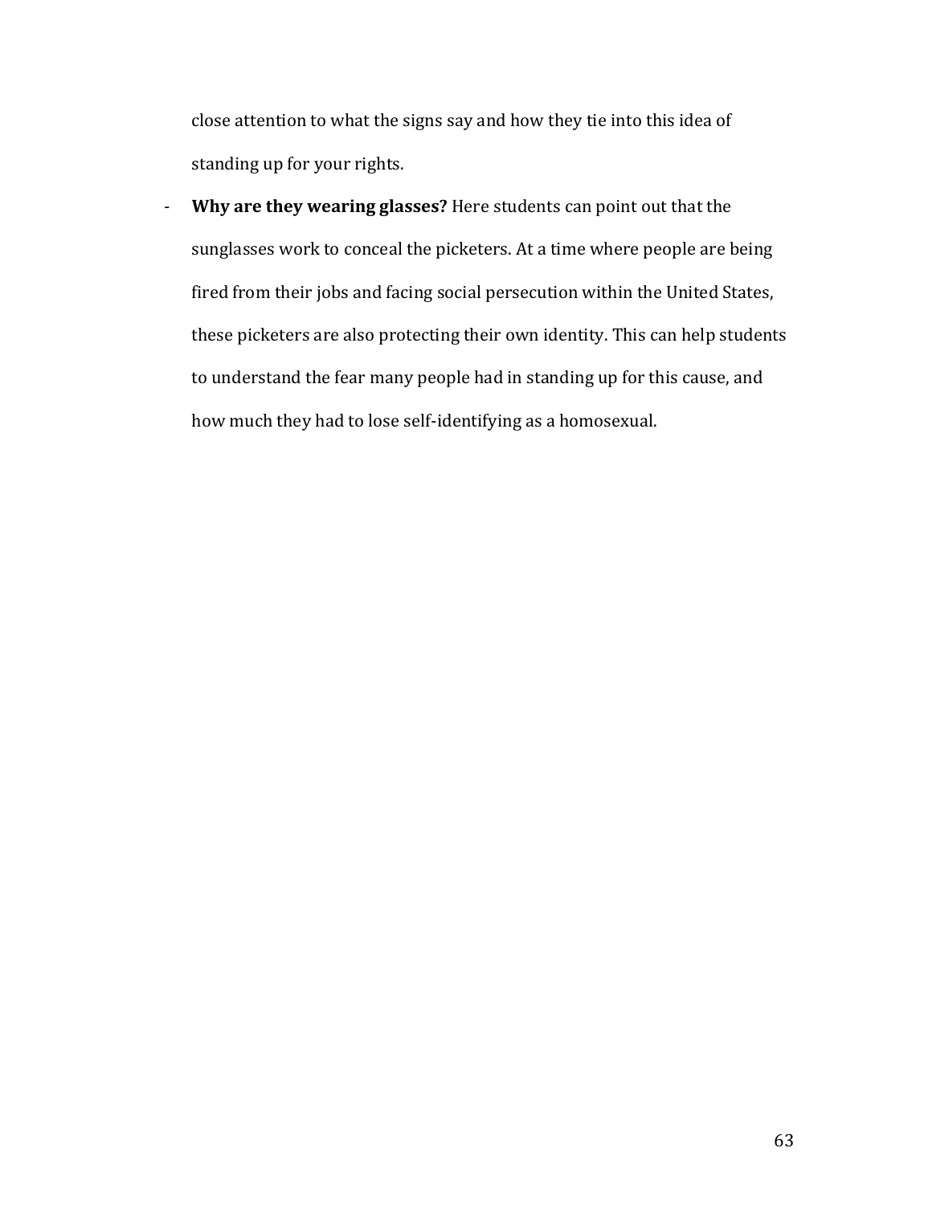close attention to what the signs say and how they tie into this idea of standing up for your rights.

- **Why are they wearing glasses?** Here students can point out that the sunglasses work to conceal the picketers. At a time where people are being fired from their jobs and facing social persecution within the United States, these picketers are also protecting their own identity. This can help students to understand the fear many people had in standing up for this cause, and how much they had to lose self-identifying as a homosexual.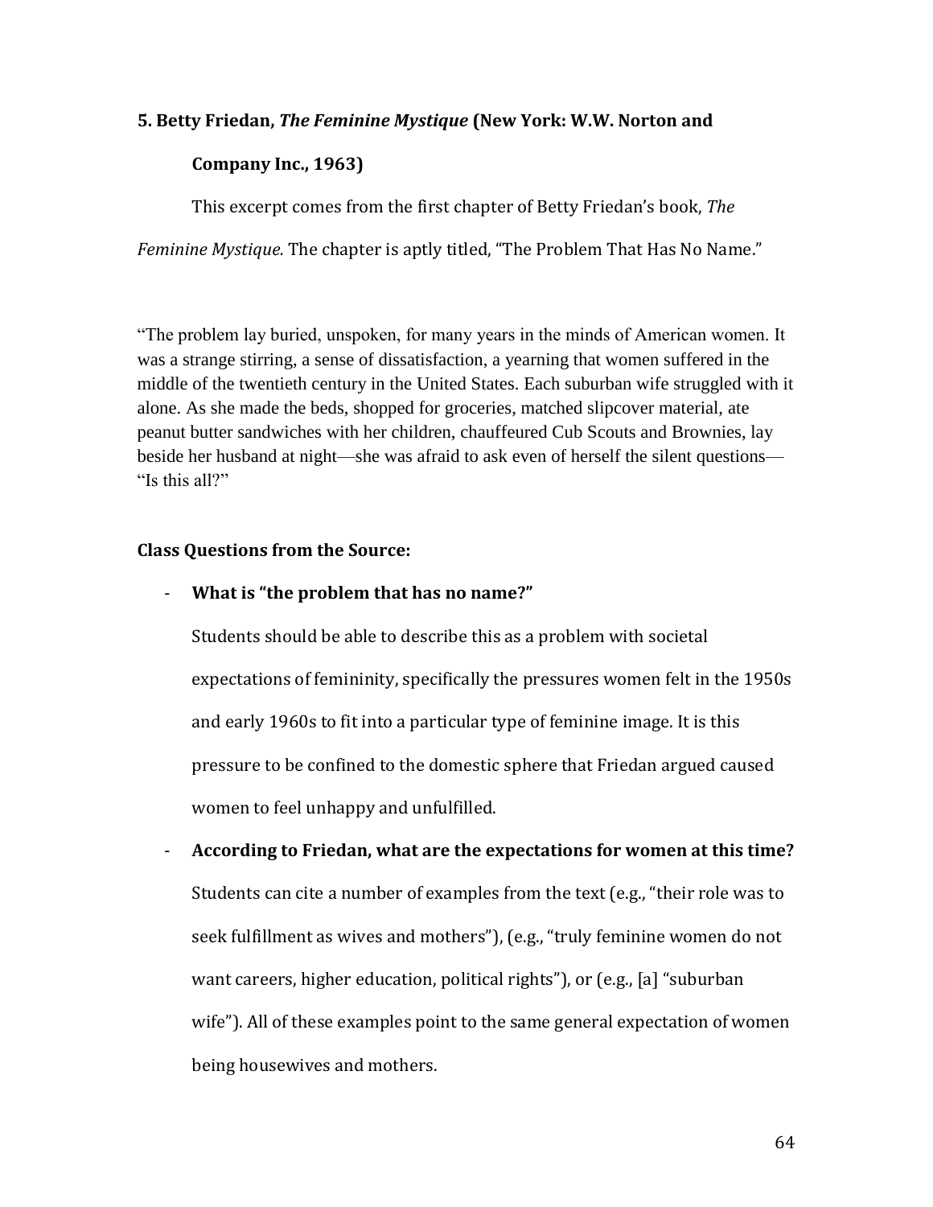**5. Betty Friedan, *The Feminine Mystique* (New York: W.W. Norton and Company Inc., 1963)**

This excerpt comes from the first chapter of Betty Friedan's book, *The Feminine Mystique.* The chapter is aptly titled, "The Problem That Has No Name."

"The problem lay buried, unspoken, for many years in the minds of American women. It was a strange stirring, a sense of dissatisfaction, a yearning that women suffered in the middle of the twentieth century in the United States. Each suburban wife struggled with it alone. As she made the beds, shopped for groceries, matched slipcover material, ate peanut butter sandwiches with her children, chauffeured Cub Scouts and Brownies, lay beside her husband at night—she was afraid to ask even of herself the silent questions—"Is this all?"

**Class Questions from the Source:**

- **What is "the problem that has no name?"**

  Students should be able to describe this as a problem with societal expectations of femininity, specifically the pressures women felt in the 1950s and early 1960s to fit into a particular type of feminine image. It is this pressure to be confined to the domestic sphere that Friedan argued caused women to feel unhappy and unfulfilled.

- **According to Friedan, what are the expectations for women at this time?**

  Students can cite a number of examples from the text (e.g., "their role was to seek fulfillment as wives and mothers"), (e.g., "truly feminine women do not want careers, higher education, political rights"), or (e.g., [a] "suburban wife"). All of these examples point to the same general expectation of women being housewives and mothers.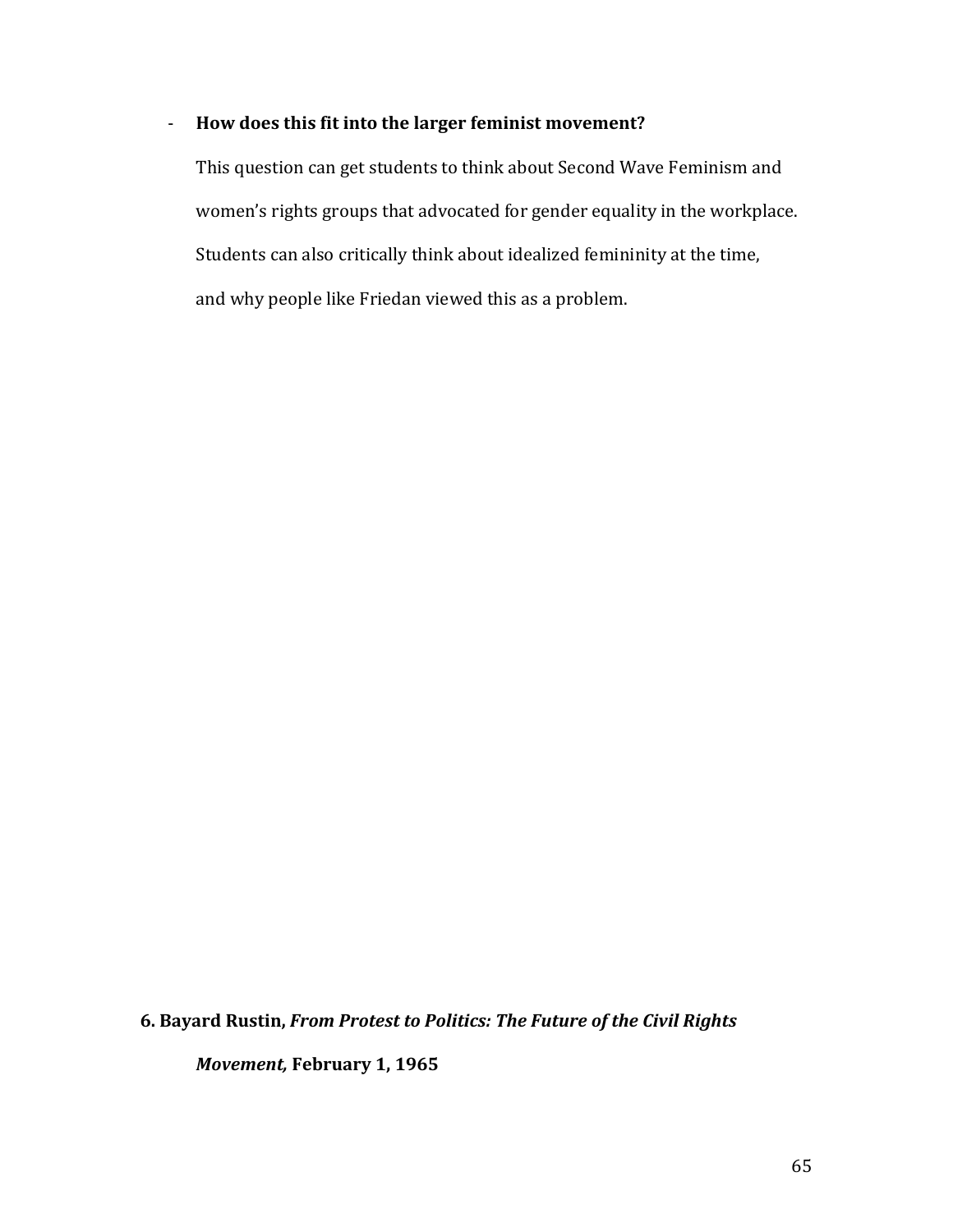- **How does this fit into the larger feminist movement?**

  This question can get students to think about Second Wave Feminism and women's rights groups that advocated for gender equality in the workplace. Students can also critically think about idealized femininity at the time, and why people like Friedan viewed this as a problem.

**6. Bayard Rustin, *From Protest to Politics: The Future of the Civil Rights Movement,* February 1, 1965**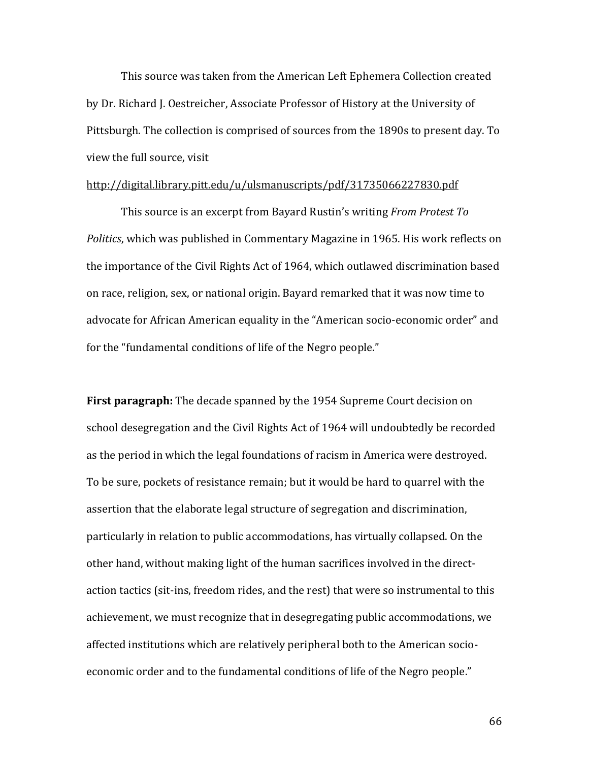This source was taken from the American Left Ephemera Collection created by Dr. Richard J. Oestreicher, Associate Professor of History at the University of Pittsburgh. The collection is comprised of sources from the 1890s to present day. To view the full source, visit

http://digital.library.pitt.edu/u/ulsmanuscripts/pdf/31735066227830.pdf

This source is an excerpt from Bayard Rustin's writing *From Protest To Politics*, which was published in Commentary Magazine in 1965. His work reflects on the importance of the Civil Rights Act of 1964, which outlawed discrimination based on race, religion, sex, or national origin. Bayard remarked that it was now time to advocate for African American equality in the "American socio-economic order" and for the "fundamental conditions of life of the Negro people."

**First paragraph:** The decade spanned by the 1954 Supreme Court decision on school desegregation and the Civil Rights Act of 1964 will undoubtedly be recorded as the period in which the legal foundations of racism in America were destroyed. To be sure, pockets of resistance remain; but it would be hard to quarrel with the assertion that the elaborate legal structure of segregation and discrimination, particularly in relation to public accommodations, has virtually collapsed. On the other hand, without making light of the human sacrifices involved in the direct-action tactics (sit-ins, freedom rides, and the rest) that were so instrumental to this achievement, we must recognize that in desegregating public accommodations, we affected institutions which are relatively peripheral both to the American socio-economic order and to the fundamental conditions of life of the Negro people."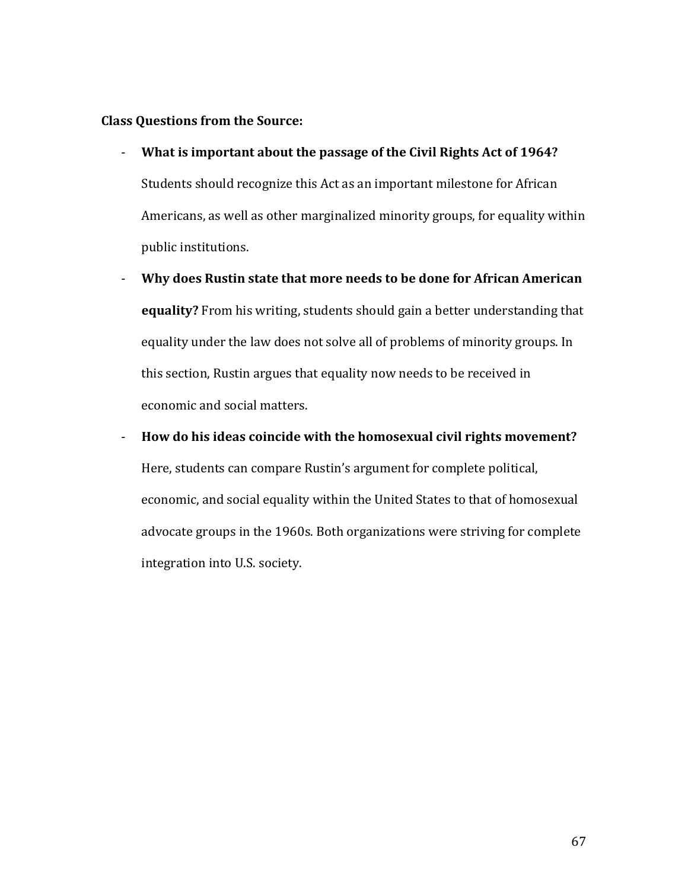**Class Questions from the Source:**

- **What is important about the passage of the Civil Rights Act of 1964?** Students should recognize this Act as an important milestone for African Americans, as well as other marginalized minority groups, for equality within public institutions.
- **Why does Rustin state that more needs to be done for African American equality?** From his writing, students should gain a better understanding that equality under the law does not solve all of problems of minority groups. In this section, Rustin argues that equality now needs to be received in economic and social matters.
- **How do his ideas coincide with the homosexual civil rights movement?** Here, students can compare Rustin's argument for complete political, economic, and social equality within the United States to that of homosexual advocate groups in the 1960s. Both organizations were striving for complete integration into U.S. society.